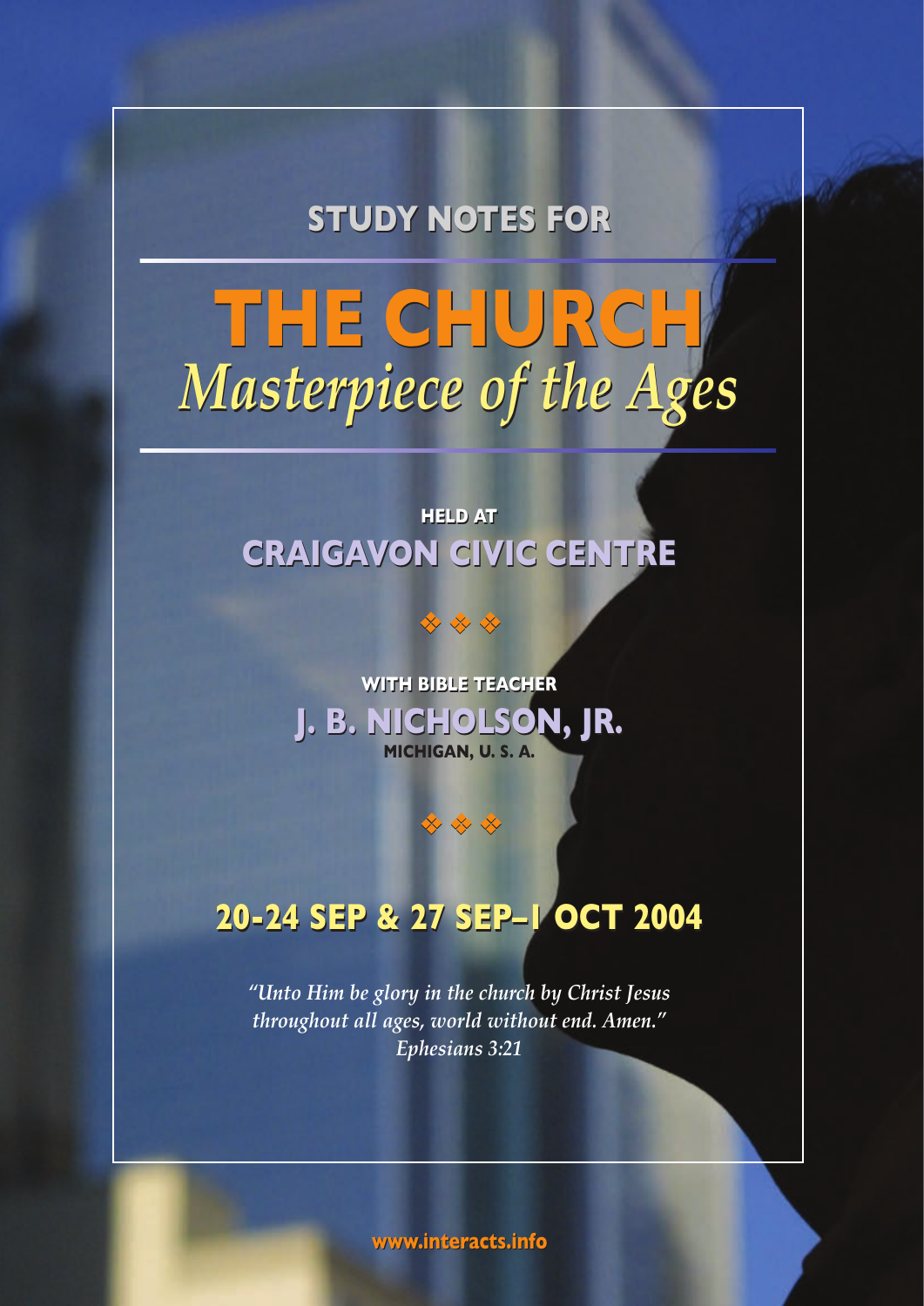STUDY NOTES FOR

# THE CHURCH
## *Masterpiece of the Ages*

HELD AT

**CRAIGAVON CIVIC CENTRE**

❖ ❖ ❖

WITH BIBLE TEACHER

**J. B. NICHOLSON, JR.**

MICHIGAN, U. S. A.

❖ ❖ ❖

**20-24 SEP & 27 SEP–1 OCT 2004**

*"Unto Him be glory in the church by Christ Jesus throughout all ages, world without end. Amen."*
*Ephesians 3:21*

www.interacts.info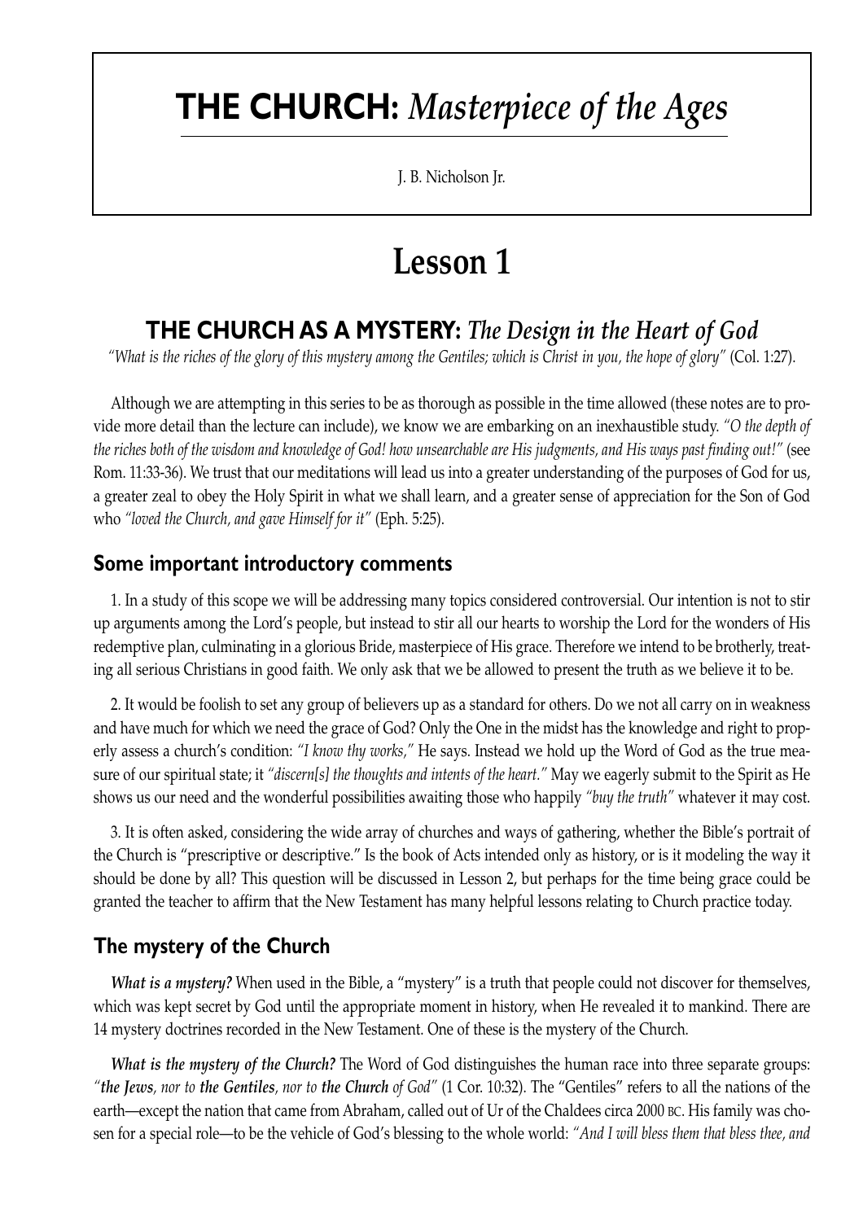# THE CHURCH: *Masterpiece of the Ages*

J. B. Nicholson Jr.

# Lesson 1

## THE CHURCH AS A MYSTERY: *The Design in the Heart of God*

*"What is the riches of the glory of this mystery among the Gentiles; which is Christ in you, the hope of glory"* (Col. 1:27).

Although we are attempting in this series to be as thorough as possible in the time allowed (these notes are to provide more detail than the lecture can include), we know we are embarking on an inexhaustible study. *"O the depth of the riches both of the wisdom and knowledge of God! how unsearchable are His judgments, and His ways past finding out!"* (see Rom. 11:33-36). We trust that our meditations will lead us into a greater understanding of the purposes of God for us, a greater zeal to obey the Holy Spirit in what we shall learn, and a greater sense of appreciation for the Son of God who *"loved the Church, and gave Himself for it"* (Eph. 5:25).

### Some important introductory comments

1. In a study of this scope we will be addressing many topics considered controversial. Our intention is not to stir up arguments among the Lord's people, but instead to stir all our hearts to worship the Lord for the wonders of His redemptive plan, culminating in a glorious Bride, masterpiece of His grace. Therefore we intend to be brotherly, treating all serious Christians in good faith. We only ask that we be allowed to present the truth as we believe it to be.

2. It would be foolish to set any group of believers up as a standard for others. Do we not all carry on in weakness and have much for which we need the grace of God? Only the One in the midst has the knowledge and right to properly assess a church's condition: *"I know thy works,"* He says. Instead we hold up the Word of God as the true measure of our spiritual state; it *"discern[s] the thoughts and intents of the heart."* May we eagerly submit to the Spirit as He shows us our need and the wonderful possibilities awaiting those who happily *"buy the truth"* whatever it may cost.

3. It is often asked, considering the wide array of churches and ways of gathering, whether the Bible's portrait of the Church is "prescriptive or descriptive." Is the book of Acts intended only as history, or is it modeling the way it should be done by all? This question will be discussed in Lesson 2, but perhaps for the time being grace could be granted the teacher to affirm that the New Testament has many helpful lessons relating to Church practice today.

### The mystery of the Church

***What is a mystery?*** When used in the Bible, a "mystery" is a truth that people could not discover for themselves, which was kept secret by God until the appropriate moment in history, when He revealed it to mankind. There are 14 mystery doctrines recorded in the New Testament. One of these is the mystery of the Church.

***What is the mystery of the Church?*** The Word of God distinguishes the human race into three separate groups: *"**the Jews**, nor to **the Gentiles**, nor to **the Church** of God"* (1 Cor. 10:32). The "Gentiles" refers to all the nations of the earth—except the nation that came from Abraham, called out of Ur of the Chaldees circa 2000 BC. His family was chosen for a special role—to be the vehicle of God's blessing to the whole world: *"And I will bless them that bless thee, and*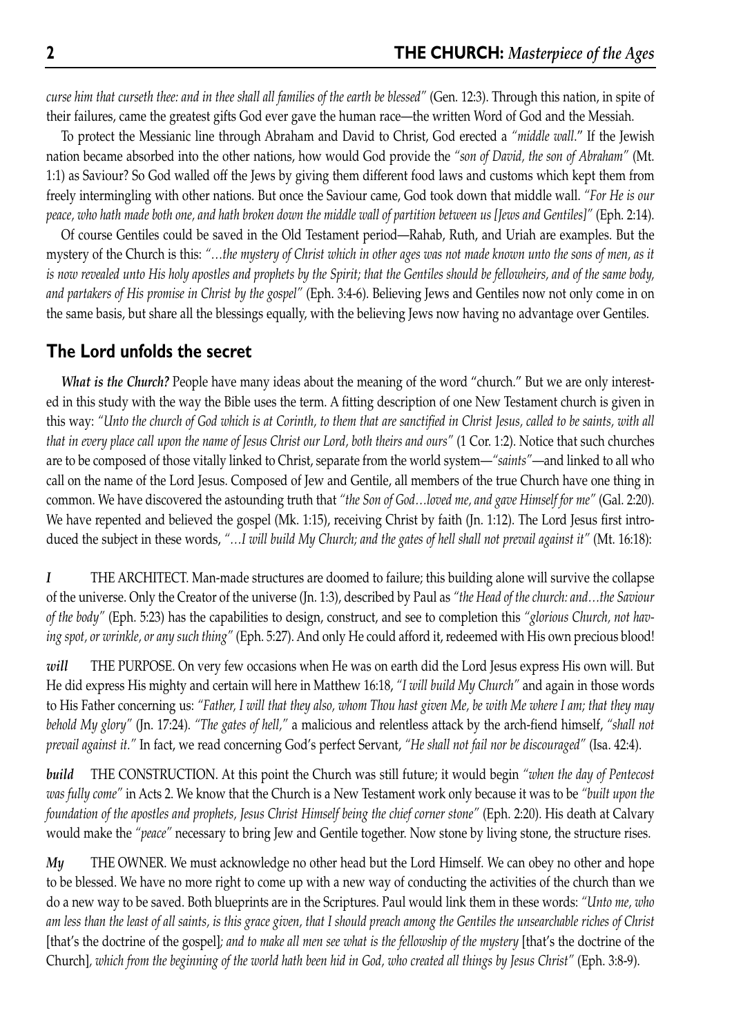*curse him that curseth thee: and in thee shall all families of the earth be blessed"* (Gen. 12:3). Through this nation, in spite of their failures, came the greatest gifts God ever gave the human race—the written Word of God and the Messiah.

To protect the Messianic line through Abraham and David to Christ, God erected a *"middle wall*." If the Jewish nation became absorbed into the other nations, how would God provide the *"son of David, the son of Abraham"* (Mt. 1:1) as Saviour? So God walled off the Jews by giving them different food laws and customs which kept them from freely intermingling with other nations. But once the Saviour came, God took down that middle wall. *"For He is our peace, who hath made both one, and hath broken down the middle wall of partition between us [Jews and Gentiles]"* (Eph. 2:14).

Of course Gentiles could be saved in the Old Testament period—Rahab, Ruth, and Uriah are examples. But the mystery of the Church is this: *"…the mystery of Christ which in other ages was not made known unto the sons of men, as it is now revealed unto His holy apostles and prophets by the Spirit; that the Gentiles should be fellowheirs, and of the same body, and partakers of His promise in Christ by the gospel"* (Eph. 3:4-6). Believing Jews and Gentiles now not only come in on the same basis, but share all the blessings equally, with the believing Jews now having no advantage over Gentiles.

## The Lord unfolds the secret

***What is the Church?*** People have many ideas about the meaning of the word "church." But we are only interested in this study with the way the Bible uses the term. A fitting description of one New Testament church is given in this way: *"Unto the church of God which is at Corinth, to them that are sanctified in Christ Jesus, called to be saints, with all that in every place call upon the name of Jesus Christ our Lord, both theirs and ours"* (1 Cor. 1:2). Notice that such churches are to be composed of those vitally linked to Christ, separate from the world system—*"saints"*—and linked to all who call on the name of the Lord Jesus. Composed of Jew and Gentile, all members of the true Church have one thing in common. We have discovered the astounding truth that *"the Son of God…loved me, and gave Himself for me"* (Gal. 2:20). We have repented and believed the gospel (Mk. 1:15), receiving Christ by faith (Jn. 1:12). The Lord Jesus first introduced the subject in these words, *"…I will build My Church; and the gates of hell shall not prevail against it"* (Mt. 16:18):

***I*** THE ARCHITECT. Man-made structures are doomed to failure; this building alone will survive the collapse of the universe. Only the Creator of the universe (Jn. 1:3), described by Paul as *"the Head of the church: and…the Saviour of the body"* (Eph. 5:23) has the capabilities to design, construct, and see to completion this *"glorious Church, not having spot, or wrinkle, or any such thing"* (Eph. 5:27). And only He could afford it, redeemed with His own precious blood!

***will*** THE PURPOSE. On very few occasions when He was on earth did the Lord Jesus express His own will. But He did express His mighty and certain will here in Matthew 16:18, *"I will build My Church"* and again in those words to His Father concerning us: *"Father, I will that they also, whom Thou hast given Me, be with Me where I am; that they may behold My glory"* (Jn. 17:24). *"The gates of hell,"* a malicious and relentless attack by the arch-fiend himself, *"shall not prevail against it."* In fact, we read concerning God's perfect Servant, *"He shall not fail nor be discouraged"* (Isa. 42:4).

***build*** THE CONSTRUCTION. At this point the Church was still future; it would begin *"when the day of Pentecost was fully come"* in Acts 2. We know that the Church is a New Testament work only because it was to be *"built upon the foundation of the apostles and prophets, Jesus Christ Himself being the chief corner stone"* (Eph. 2:20). His death at Calvary would make the *"peace"* necessary to bring Jew and Gentile together. Now stone by living stone, the structure rises.

***My*** THE OWNER. We must acknowledge no other head but the Lord Himself. We can obey no other and hope to be blessed. We have no more right to come up with a new way of conducting the activities of the church than we do a new way to be saved. Both blueprints are in the Scriptures. Paul would link them in these words: *"Unto me, who am less than the least of all saints, is this grace given, that I should preach among the Gentiles the unsearchable riches of Christ* [that's the doctrine of the gospel]*; and to make all men see what is the fellowship of the mystery* [that's the doctrine of the Church]*, which from the beginning of the world hath been hid in God, who created all things by Jesus Christ"* (Eph. 3:8-9).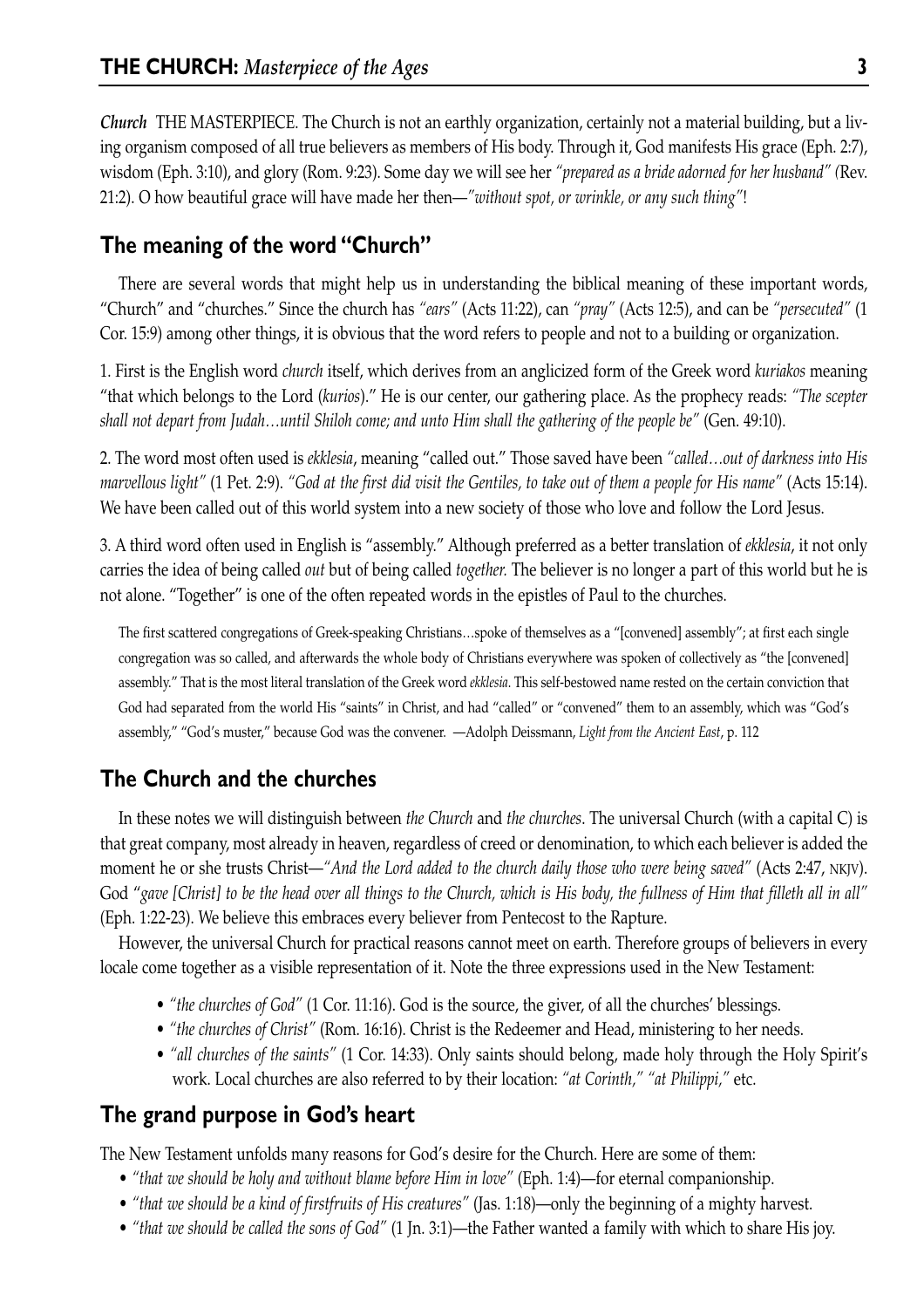***Church*** THE MASTERPIECE. The Church is not an earthly organization, certainly not a material building, but a living organism composed of all true believers as members of His body. Through it, God manifests His grace (Eph. 2:7), wisdom (Eph. 3:10), and glory (Rom. 9:23). Some day we will see her *"prepared as a bride adorned for her husband"* (Rev. 21:2). O how beautiful grace will have made her then—*"without spot, or wrinkle, or any such thing"*!

## The meaning of the word "Church"

There are several words that might help us in understanding the biblical meaning of these important words, "Church" and "churches." Since the church has *"ears"* (Acts 11:22), can *"pray"* (Acts 12:5), and can be *"persecuted"* (1 Cor. 15:9) among other things, it is obvious that the word refers to people and not to a building or organization.

1. First is the English word *church* itself, which derives from an anglicized form of the Greek word *kuriakos* meaning "that which belongs to the Lord (*kurios*)." He is our center, our gathering place. As the prophecy reads: *"The scepter shall not depart from Judah…until Shiloh come; and unto Him shall the gathering of the people be"* (Gen. 49:10).

2. The word most often used is *ekklesia*, meaning "called out." Those saved have been *"called…out of darkness into His marvellous light"* (1 Pet. 2:9). *"God at the first did visit the Gentiles, to take out of them a people for His name"* (Acts 15:14). We have been called out of this world system into a new society of those who love and follow the Lord Jesus.

3. A third word often used in English is "assembly." Although preferred as a better translation of *ekklesia*, it not only carries the idea of being called *out* but of being called *together.* The believer is no longer a part of this world but he is not alone. "Together" is one of the often repeated words in the epistles of Paul to the churches.

> The first scattered congregations of Greek-speaking Christians…spoke of themselves as a "[convened] assembly"; at first each single congregation was so called, and afterwards the whole body of Christians everywhere was spoken of collectively as "the [convened] assembly." That is the most literal translation of the Greek word *ekklesia.* This self-bestowed name rested on the certain conviction that God had separated from the world His "saints" in Christ, and had "called" or "convened" them to an assembly, which was "God's assembly," "God's muster," because God was the convener. —Adolph Deissmann, *Light from the Ancient East*, p. 112

## The Church and the churches

In these notes we will distinguish between *the Church* and *the churches*. The universal Church (with a capital C) is that great company, most already in heaven, regardless of creed or denomination, to which each believer is added the moment he or she trusts Christ—*"And the Lord added to the church daily those who were being saved"* (Acts 2:47, NKJV). God *"gave [Christ] to be the head over all things to the Church, which is His body, the fullness of Him that filleth all in all"* (Eph. 1:22-23). We believe this embraces every believer from Pentecost to the Rapture.

However, the universal Church for practical reasons cannot meet on earth. Therefore groups of believers in every locale come together as a visible representation of it. Note the three expressions used in the New Testament:

- *"the churches of God"* (1 Cor. 11:16). God is the source, the giver, of all the churches' blessings.
- *"the churches of Christ"* (Rom. 16:16). Christ is the Redeemer and Head, ministering to her needs.
- *"all churches of the saints"* (1 Cor. 14:33). Only saints should belong, made holy through the Holy Spirit's work. Local churches are also referred to by their location: *"at Corinth," "at Philippi,"* etc.

## The grand purpose in God's heart

The New Testament unfolds many reasons for God's desire for the Church. Here are some of them:

- *"that we should be holy and without blame before Him in love"* (Eph. 1:4)—for eternal companionship.
- *"that we should be a kind of firstfruits of His creatures"* (Jas. 1:18)—only the beginning of a mighty harvest.
- *"that we should be called the sons of God"* (1 Jn. 3:1)—the Father wanted a family with which to share His joy.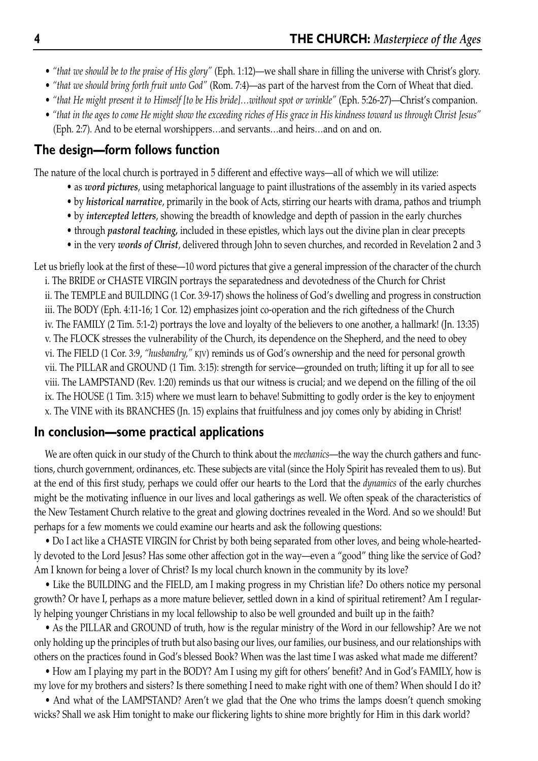- *"that we should be to the praise of His glory"* (Eph. 1:12)—we shall share in filling the universe with Christ's glory.
- *"that we should bring forth fruit unto God"* (Rom. 7:4)—as part of the harvest from the Corn of Wheat that died.
- *"that He might present it to Himself [to be His bride]…without spot or wrinkle"* (Eph. 5:26-27)—Christ's companion.
- *"that in the ages to come He might show the exceeding riches of His grace in His kindness toward us through Christ Jesus"* (Eph. 2:7). And to be eternal worshippers…and servants…and heirs…and on and on.

## The design—form follows function

The nature of the local church is portrayed in 5 different and effective ways—all of which we will utilize:

- as ***word pictures***, using metaphorical language to paint illustrations of the assembly in its varied aspects
- by ***historical narrative***, primarily in the book of Acts, stirring our hearts with drama, pathos and triumph
- by ***intercepted letters***, showing the breadth of knowledge and depth of passion in the early churches
- through ***pastoral teaching***, included in these epistles, which lays out the divine plan in clear precepts
- in the very ***words of Christ***, delivered through John to seven churches, and recorded in Revelation 2 and 3

Let us briefly look at the first of these—10 word pictures that give a general impression of the character of the church

i. The BRIDE or CHASTE VIRGIN portrays the separatedness and devotedness of the Church for Christ
ii. The TEMPLE and BUILDING (1 Cor. 3:9-17) shows the holiness of God's dwelling and progress in construction
iii. The BODY (Eph. 4:11-16; 1 Cor. 12) emphasizes joint co-operation and the rich giftedness of the Church
iv. The FAMILY (2 Tim. 5:1-2) portrays the love and loyalty of the believers to one another, a hallmark! (Jn. 13:35)
v. The FLOCK stresses the vulnerability of the Church, its dependence on the Shepherd, and the need to obey
vi. The FIELD (1 Cor. 3:9, *"husbandry,"* KJV) reminds us of God's ownership and the need for personal growth
vii. The PILLAR and GROUND (1 Tim. 3:15): strength for service—grounded on truth; lifting it up for all to see
viii. The LAMPSTAND (Rev. 1:20) reminds us that our witness is crucial; and we depend on the filling of the oil
ix. The HOUSE (1 Tim. 3:15) where we must learn to behave! Submitting to godly order is the key to enjoyment
x. The VINE with its BRANCHES (Jn. 15) explains that fruitfulness and joy comes only by abiding in Christ!

## In conclusion—some practical applications

We are often quick in our study of the Church to think about the *mechanics*—the way the church gathers and functions, church government, ordinances, etc. These subjects are vital (since the Holy Spirit has revealed them to us). But at the end of this first study, perhaps we could offer our hearts to the Lord that the *dynamics* of the early churches might be the motivating influence in our lives and local gatherings as well. We often speak of the characteristics of the New Testament Church relative to the great and glowing doctrines revealed in the Word. And so we should! But perhaps for a few moments we could examine our hearts and ask the following questions:

• Do I act like a CHASTE VIRGIN for Christ by both being separated from other loves, and being whole-heartedly devoted to the Lord Jesus? Has some other affection got in the way—even a "good" thing like the service of God? Am I known for being a lover of Christ? Is my local church known in the community by its love?

• Like the BUILDING and the FIELD, am I making progress in my Christian life? Do others notice my personal growth? Or have I, perhaps as a more mature believer, settled down in a kind of spiritual retirement? Am I regularly helping younger Christians in my local fellowship to also be well grounded and built up in the faith?

• As the PILLAR and GROUND of truth, how is the regular ministry of the Word in our fellowship? Are we not only holding up the principles of truth but also basing our lives, our families, our business, and our relationships with others on the practices found in God's blessed Book? When was the last time I was asked what made me different?

• How am I playing my part in the BODY? Am I using my gift for others' benefit? And in God's FAMILY, how is my love for my brothers and sisters? Is there something I need to make right with one of them? When should I do it?

• And what of the LAMPSTAND? Aren't we glad that the One who trims the lamps doesn't quench smoking wicks? Shall we ask Him tonight to make our flickering lights to shine more brightly for Him in this dark world?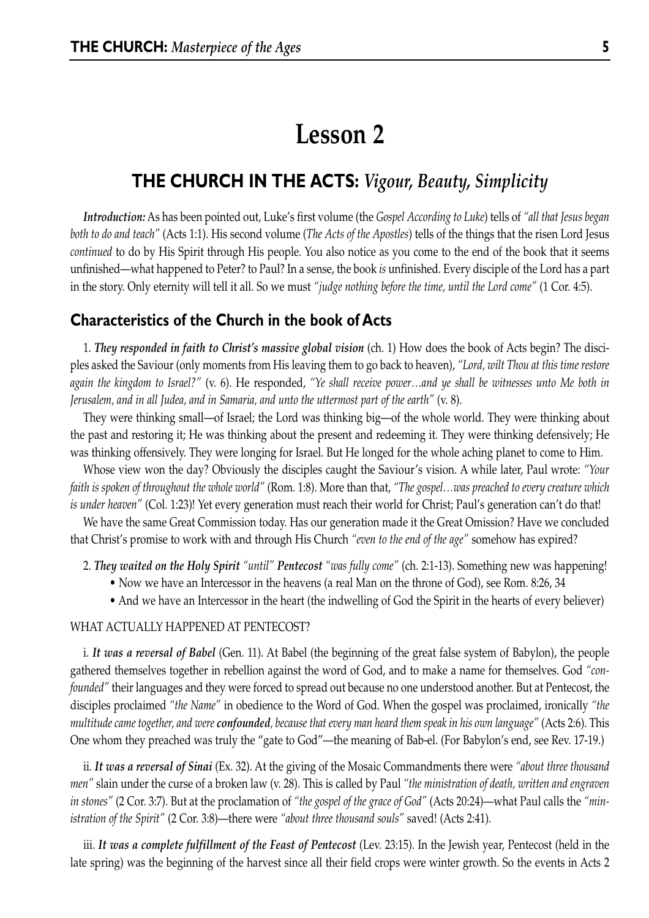# Lesson 2

## THE CHURCH IN THE ACTS: *Vigour, Beauty, Simplicity*

***Introduction:*** As has been pointed out, Luke's first volume (the *Gospel According to Luke*) tells of *"all that Jesus began both to do and teach"* (Acts 1:1). His second volume (*The Acts of the Apostles*) tells of the things that the risen Lord Jesus *continued* to do by His Spirit through His people. You also notice as you come to the end of the book that it seems unfinished—what happened to Peter? to Paul? In a sense, the book *is* unfinished. Every disciple of the Lord has a part in the story. Only eternity will tell it all. So we must *"judge nothing before the time, until the Lord come"* (1 Cor. 4:5).

### Characteristics of the Church in the book of Acts

1. ***They responded in faith to Christ's massive global vision*** (ch. 1) How does the book of Acts begin? The disciples asked the Saviour (only moments from His leaving them to go back to heaven), *"Lord, wilt Thou at this time restore again the kingdom to Israel?"* (v. 6). He responded, *"Ye shall receive power…and ye shall be witnesses unto Me both in Jerusalem, and in all Judea, and in Samaria, and unto the uttermost part of the earth"* (v. 8).

They were thinking small—of Israel; the Lord was thinking big—of the whole world. They were thinking about the past and restoring it; He was thinking about the present and redeeming it. They were thinking defensively; He was thinking offensively. They were longing for Israel. But He longed for the whole aching planet to come to Him.

Whose view won the day? Obviously the disciples caught the Saviour's vision. A while later, Paul wrote: *"Your faith is spoken of throughout the whole world"* (Rom. 1:8). More than that, *"The gospel…was preached to every creature which is under heaven"* (Col. 1:23)! Yet every generation must reach their world for Christ; Paul's generation can't do that!

We have the same Great Commission today. Has our generation made it the Great Omission? Have we concluded that Christ's promise to work with and through His Church *"even to the end of the age"* somehow has expired?

2. ***They waited on the Holy Spirit*** *"until"* ***Pentecost*** *"was fully come"* (ch. 2:1-13). Something new was happening!
   - Now we have an Intercessor in the heavens (a real Man on the throne of God), see Rom. 8:26, 34
   - And we have an Intercessor in the heart (the indwelling of God the Spirit in the hearts of every believer)

WHAT ACTUALLY HAPPENED AT PENTECOST?

i. ***It was a reversal of Babel*** (Gen. 11). At Babel (the beginning of the great false system of Babylon), the people gathered themselves together in rebellion against the word of God, and to make a name for themselves. God *"confounded"* their languages and they were forced to spread out because no one understood another. But at Pentecost, the disciples proclaimed *"the Name"* in obedience to the Word of God. When the gospel was proclaimed, ironically *"the multitude came together, and were* ***confounded****, because that every man heard them speak in his own language"* (Acts 2:6). This One whom they preached was truly the "gate to God"—the meaning of Bab-el. (For Babylon's end, see Rev. 17-19.)

ii. ***It was a reversal of Sinai*** (Ex. 32). At the giving of the Mosaic Commandments there were *"about three thousand men"* slain under the curse of a broken law (v. 28). This is called by Paul *"the ministration of death, written and engraven in stones"* (2 Cor. 3:7). But at the proclamation of *"the gospel of the grace of God"* (Acts 20:24)—what Paul calls the *"ministration of the Spirit"* (2 Cor. 3:8)—there were *"about three thousand souls"* saved! (Acts 2:41).

iii. ***It was a complete fulfillment of the Feast of Pentecost*** (Lev. 23:15). In the Jewish year, Pentecost (held in the late spring) was the beginning of the harvest since all their field crops were winter growth. So the events in Acts 2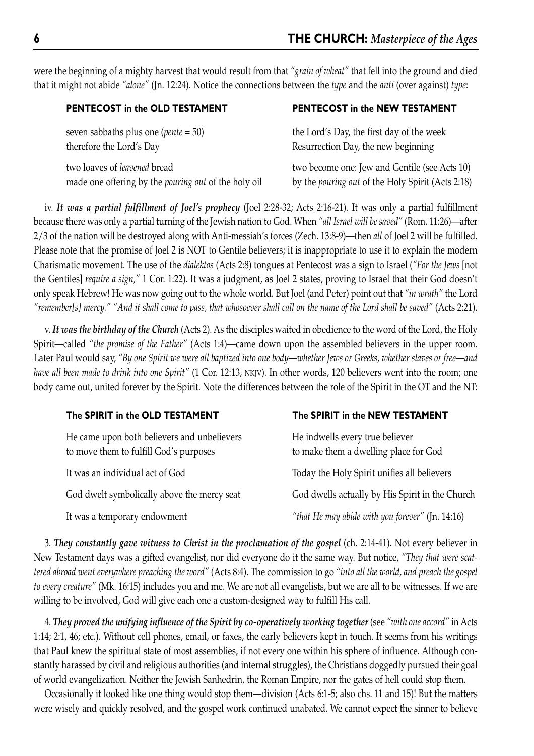were the beginning of a mighty harvest that would result from that *"grain of wheat"* that fell into the ground and died that it might not abide *"alone"* (Jn. 12:24). Notice the connections between the *type* and the *anti* (over against) *type*:

| PENTECOST in the OLD TESTAMENT | PENTECOST in the NEW TESTAMENT |
|---|---|
| seven sabbaths plus one (*pente* = 50) therefore the Lord's Day | the Lord's Day, the first day of the week Resurrection Day, the new beginning |
| two loaves of *leavened* bread made one offering by the *pouring out* of the holy oil | two become one: Jew and Gentile (see Acts 10) by the *pouring out* of the Holy Spirit (Acts 2:18) |

iv. ***It was a partial fulfillment of Joel's prophecy*** (Joel 2:28-32; Acts 2:16-21). It was only a partial fulfillment because there was only a partial turning of the Jewish nation to God. When *"all Israel will be saved"* (Rom. 11:26)—after 2/3 of the nation will be destroyed along with Anti-messiah's forces (Zech. 13:8-9)—then *all* of Joel 2 will be fulfilled. Please note that the promise of Joel 2 is NOT to Gentile believers; it is inappropriate to use it to explain the modern Charismatic movement. The use of the *dialektos* (Acts 2:8) tongues at Pentecost was a sign to Israel (*"For the Jews* [not the Gentiles] *require a sign,"* 1 Cor. 1:22). It was a judgment, as Joel 2 states, proving to Israel that their God doesn't only speak Hebrew! He was now going out to the whole world. But Joel (and Peter) point out that *"in wrath"* the Lord *"remember[s] mercy." "And it shall come to pass, that whosoever shall call on the name of the Lord shall be saved"* (Acts 2:21).

v. ***It was the birthday of the Church*** (Acts 2). As the disciples waited in obedience to the word of the Lord, the Holy Spirit—called *"the promise of the Father"* (Acts 1:4)—came down upon the assembled believers in the upper room. Later Paul would say, *"By one Spirit we were all baptized into one body—whether Jews or Greeks, whether slaves or free—and have all been made to drink into one Spirit"* (1 Cor. 12:13, NKJV). In other words, 120 believers went into the room; one body came out, united forever by the Spirit. Note the differences between the role of the Spirit in the OT and the NT:

| The SPIRIT in the OLD TESTAMENT | The SPIRIT in the NEW TESTAMENT |
|---|---|
| He came upon both believers and unbelievers to move them to fulfill God's purposes | He indwells every true believer to make them a dwelling place for God |
| It was an individual act of God | Today the Holy Spirit unifies all believers |
| God dwelt symbolically above the mercy seat | God dwells actually by His Spirit in the Church |
| It was a temporary endowment | *"that He may abide with you forever"* (Jn. 14:16) |

3. ***They constantly gave witness to Christ in the proclamation of the gospel*** (ch. 2:14-41). Not every believer in New Testament days was a gifted evangelist, nor did everyone do it the same way. But notice, *"They that were scattered abroad went everywhere preaching the word"* (Acts 8:4). The commission to go *"into all the world, and preach the gospel to every creature"* (Mk. 16:15) includes you and me. We are not all evangelists, but we are all to be witnesses. If we are willing to be involved, God will give each one a custom-designed way to fulfill His call.

4. ***They proved the unifying influence of the Spirit by co-operatively working together*** (see *"with one accord"* in Acts 1:14; 2:1, 46; etc.). Without cell phones, email, or faxes, the early believers kept in touch. It seems from his writings that Paul knew the spiritual state of most assemblies, if not every one within his sphere of influence. Although constantly harassed by civil and religious authorities (and internal struggles), the Christians doggedly pursued their goal of world evangelization. Neither the Jewish Sanhedrin, the Roman Empire, nor the gates of hell could stop them.

Occasionally it looked like one thing would stop them—division (Acts 6:1-5; also chs. 11 and 15)! But the matters were wisely and quickly resolved, and the gospel work continued unabated. We cannot expect the sinner to believe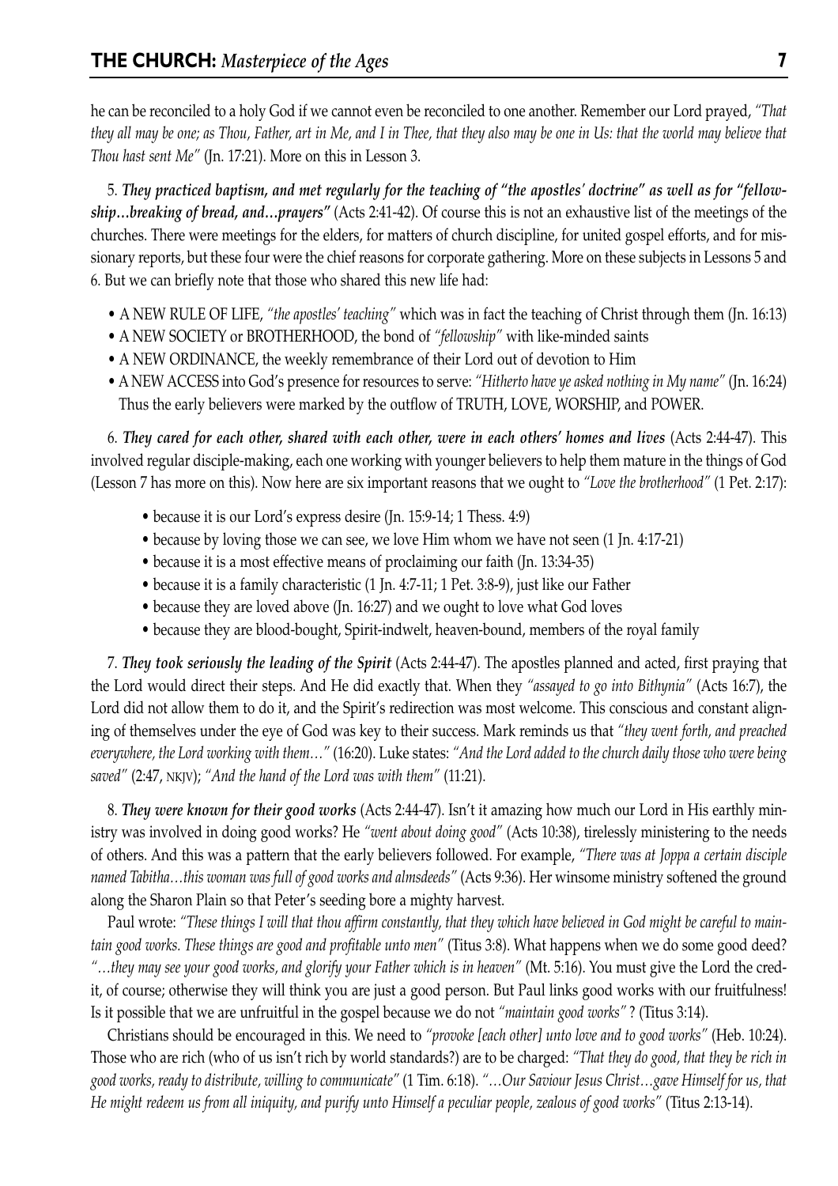he can be reconciled to a holy God if we cannot even be reconciled to one another. Remember our Lord prayed, *"That they all may be one; as Thou, Father, art in Me, and I in Thee, that they also may be one in Us: that the world may believe that Thou hast sent Me"* (Jn. 17:21). More on this in Lesson 3.

5. ***They practiced baptism, and met regularly for the teaching of "the apostles' doctrine" as well as for "fellowship…breaking of bread, and…prayers"*** (Acts 2:41-42). Of course this is not an exhaustive list of the meetings of the churches. There were meetings for the elders, for matters of church discipline, for united gospel efforts, and for missionary reports, but these four were the chief reasons for corporate gathering. More on these subjects in Lessons 5 and 6. But we can briefly note that those who shared this new life had:

- A NEW RULE OF LIFE, *"the apostles' teaching"* which was in fact the teaching of Christ through them (Jn. 16:13)
- A NEW SOCIETY or BROTHERHOOD, the bond of *"fellowship"* with like-minded saints
- A NEW ORDINANCE, the weekly remembrance of their Lord out of devotion to Him
- A NEW ACCESS into God's presence for resources to serve: *"Hitherto have ye asked nothing in My name"* (Jn. 16:24)

Thus the early believers were marked by the outflow of TRUTH, LOVE, WORSHIP, and POWER.

6. ***They cared for each other, shared with each other, were in each others' homes and lives*** (Acts 2:44-47). This involved regular disciple-making, each one working with younger believers to help them mature in the things of God (Lesson 7 has more on this). Now here are six important reasons that we ought to *"Love the brotherhood"* (1 Pet. 2:17):

- because it is our Lord's express desire (Jn. 15:9-14; 1 Thess. 4:9)
- because by loving those we can see, we love Him whom we have not seen (1 Jn. 4:17-21)
- because it is a most effective means of proclaiming our faith (Jn. 13:34-35)
- because it is a family characteristic (1 Jn. 4:7-11; 1 Pet. 3:8-9), just like our Father
- because they are loved above (Jn. 16:27) and we ought to love what God loves
- because they are blood-bought, Spirit-indwelt, heaven-bound, members of the royal family

7. ***They took seriously the leading of the Spirit*** (Acts 2:44-47). The apostles planned and acted, first praying that the Lord would direct their steps. And He did exactly that. When they *"assayed to go into Bithynia"* (Acts 16:7), the Lord did not allow them to do it, and the Spirit's redirection was most welcome. This conscious and constant aligning of themselves under the eye of God was key to their success. Mark reminds us that *"they went forth, and preached everywhere, the Lord working with them…"* (16:20). Luke states: *"And the Lord added to the church daily those who were being saved"* (2:47, NKJV); *"And the hand of the Lord was with them"* (11:21).

8. ***They were known for their good works*** (Acts 2:44-47). Isn't it amazing how much our Lord in His earthly ministry was involved in doing good works? He *"went about doing good"* (Acts 10:38), tirelessly ministering to the needs of others. And this was a pattern that the early believers followed. For example, *"There was at Joppa a certain disciple named Tabitha…this woman was full of good works and almsdeeds"* (Acts 9:36). Her winsome ministry softened the ground along the Sharon Plain so that Peter's seeding bore a mighty harvest.

Paul wrote: *"These things I will that thou affirm constantly, that they which have believed in God might be careful to maintain good works. These things are good and profitable unto men"* (Titus 3:8). What happens when we do some good deed? *"…they may see your good works, and glorify your Father which is in heaven"* (Mt. 5:16). You must give the Lord the credit, of course; otherwise they will think you are just a good person. But Paul links good works with our fruitfulness! Is it possible that we are unfruitful in the gospel because we do not *"maintain good works"* ? (Titus 3:14).

Christians should be encouraged in this. We need to *"provoke [each other] unto love and to good works"* (Heb. 10:24). Those who are rich (who of us isn't rich by world standards?) are to be charged: *"That they do good, that they be rich in good works, ready to distribute, willing to communicate"* (1 Tim. 6:18). *"…Our Saviour Jesus Christ…gave Himself for us, that He might redeem us from all iniquity, and purify unto Himself a peculiar people, zealous of good works"* (Titus 2:13-14).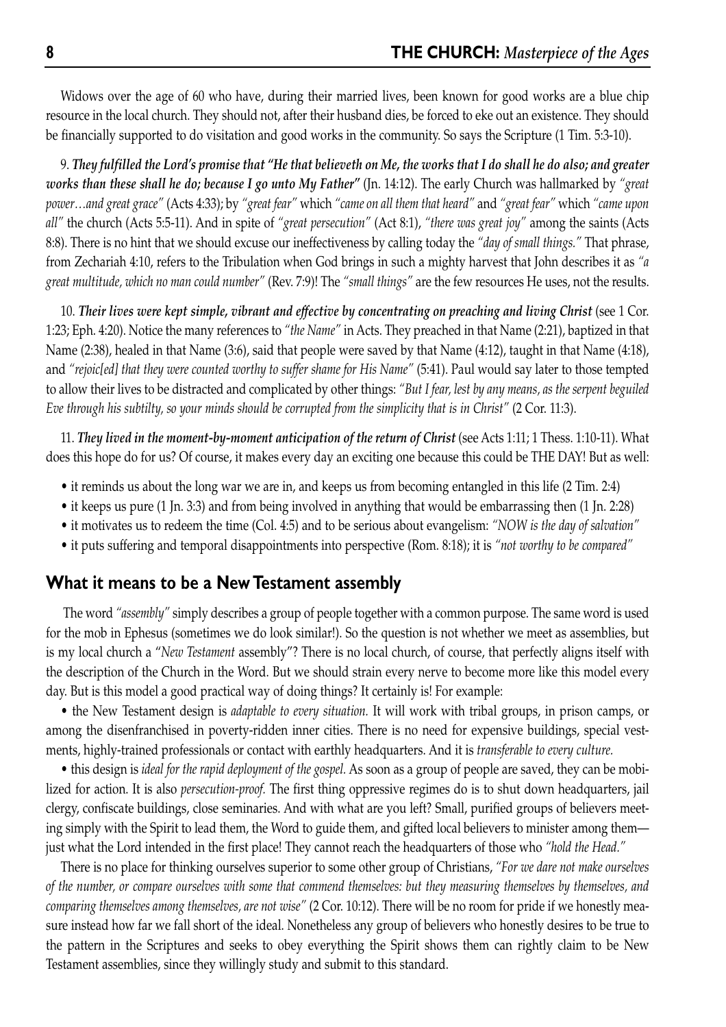Widows over the age of 60 who have, during their married lives, been known for good works are a blue chip resource in the local church. They should not, after their husband dies, be forced to eke out an existence. They should be financially supported to do visitation and good works in the community. So says the Scripture (1 Tim. 5:3-10).

9. ***They fulfilled the Lord's promise that "He that believeth on Me, the works that I do shall he do also; and greater works than these shall he do; because I go unto My Father"*** (Jn. 14:12). The early Church was hallmarked by *"great power…and great grace"* (Acts 4:33); by *"great fear"* which *"came on all them that heard"* and *"great fear"* which *"came upon all"* the church (Acts 5:5-11). And in spite of *"great persecution"* (Act 8:1), *"there was great joy"* among the saints (Acts 8:8). There is no hint that we should excuse our ineffectiveness by calling today the *"day of small things."* That phrase, from Zechariah 4:10, refers to the Tribulation when God brings in such a mighty harvest that John describes it as *"a great multitude, which no man could number"* (Rev. 7:9)! The *"small things"* are the few resources He uses, not the results.

10. ***Their lives were kept simple, vibrant and effective by concentrating on preaching and living Christ*** (see 1 Cor. 1:23; Eph. 4:20). Notice the many references to *"the Name"* in Acts. They preached in that Name (2:21), baptized in that Name (2:38), healed in that Name (3:6), said that people were saved by that Name (4:12), taught in that Name (4:18), and *"rejoic[ed] that they were counted worthy to suffer shame for His Name"* (5:41). Paul would say later to those tempted to allow their lives to be distracted and complicated by other things: *"But I fear, lest by any means, as the serpent beguiled Eve through his subtilty, so your minds should be corrupted from the simplicity that is in Christ"* (2 Cor. 11:3).

11. ***They lived in the moment-by-moment anticipation of the return of Christ*** (see Acts 1:11; 1 Thess. 1:10-11). What does this hope do for us? Of course, it makes every day an exciting one because this could be THE DAY! But as well:

- it reminds us about the long war we are in, and keeps us from becoming entangled in this life (2 Tim. 2:4)
- it keeps us pure (1 Jn. 3:3) and from being involved in anything that would be embarrassing then (1 Jn. 2:28)
- it motivates us to redeem the time (Col. 4:5) and to be serious about evangelism: *"NOW is the day of salvation"*
- it puts suffering and temporal disappointments into perspective (Rom. 8:18); it is *"not worthy to be compared"*

## What it means to be a New Testament assembly

The word *"assembly"* simply describes a group of people together with a common purpose. The same word is used for the mob in Ephesus (sometimes we do look similar!). So the question is not whether we meet as assemblies, but is my local church a "*New Testament* assembly"? There is no local church, of course, that perfectly aligns itself with the description of the Church in the Word. But we should strain every nerve to become more like this model every day. But is this model a good practical way of doing things? It certainly is! For example:

• the New Testament design is *adaptable to every situation.* It will work with tribal groups, in prison camps, or among the disenfranchised in poverty-ridden inner cities. There is no need for expensive buildings, special vestments, highly-trained professionals or contact with earthly headquarters. And it is *transferable to every culture.*

• this design is *ideal for the rapid deployment of the gospel.* As soon as a group of people are saved, they can be mobilized for action. It is also *persecution-proof.* The first thing oppressive regimes do is to shut down headquarters, jail clergy, confiscate buildings, close seminaries. And with what are you left? Small, purified groups of believers meeting simply with the Spirit to lead them, the Word to guide them, and gifted local believers to minister among them—just what the Lord intended in the first place! They cannot reach the headquarters of those who *"hold the Head."*

There is no place for thinking ourselves superior to some other group of Christians, *"For we dare not make ourselves of the number, or compare ourselves with some that commend themselves: but they measuring themselves by themselves, and comparing themselves among themselves, are not wise"* (2 Cor. 10:12). There will be no room for pride if we honestly measure instead how far we fall short of the ideal. Nonetheless any group of believers who honestly desires to be true to the pattern in the Scriptures and seeks to obey everything the Spirit shows them can rightly claim to be New Testament assemblies, since they willingly study and submit to this standard.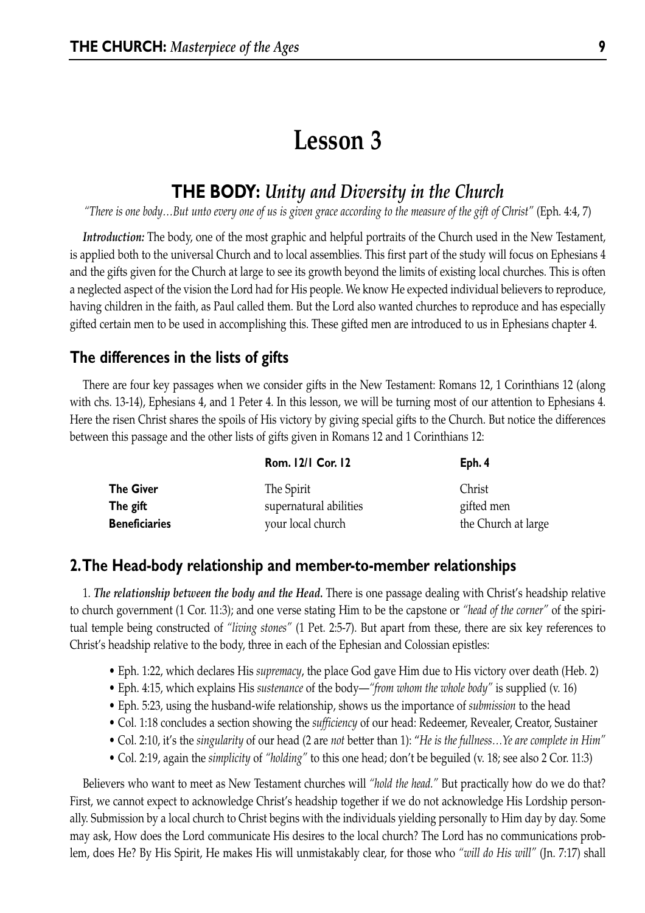# Lesson 3

## THE BODY: *Unity and Diversity in the Church*

*"There is one body…But unto every one of us is given grace according to the measure of the gift of Christ"* (Eph. 4:4, 7)

***Introduction:*** The body, one of the most graphic and helpful portraits of the Church used in the New Testament, is applied both to the universal Church and to local assemblies. This first part of the study will focus on Ephesians 4 and the gifts given for the Church at large to see its growth beyond the limits of existing local churches. This is often a neglected aspect of the vision the Lord had for His people. We know He expected individual believers to reproduce, having children in the faith, as Paul called them. But the Lord also wanted churches to reproduce and has especially gifted certain men to be used in accomplishing this. These gifted men are introduced to us in Ephesians chapter 4.

### The differences in the lists of gifts

There are four key passages when we consider gifts in the New Testament: Romans 12, 1 Corinthians 12 (along with chs. 13-14), Ephesians 4, and 1 Peter 4. In this lesson, we will be turning most of our attention to Ephesians 4. Here the risen Christ shares the spoils of His victory by giving special gifts to the Church. But notice the differences between this passage and the other lists of gifts given in Romans 12 and 1 Corinthians 12:

| | Rom. 12/1 Cor. 12 | Eph. 4 |
|---|---|---|
| **The Giver** | The Spirit | Christ |
| **The gift** | supernatural abilities | gifted men |
| **Beneficiaries** | your local church | the Church at large |

### 2. The Head-body relationship and member-to-member relationships

1. ***The relationship between the body and the Head.*** There is one passage dealing with Christ's headship relative to church government (1 Cor. 11:3); and one verse stating Him to be the capstone or *"head of the corner"* of the spiritual temple being constructed of *"living stones"* (1 Pet. 2:5-7). But apart from these, there are six key references to Christ's headship relative to the body, three in each of the Ephesian and Colossian epistles:

- Eph. 1:22, which declares His *supremacy*, the place God gave Him due to His victory over death (Heb. 2)
- Eph. 4:15, which explains His *sustenance* of the body—*"from whom the whole body"* is supplied (v. 16)
- Eph. 5:23, using the husband-wife relationship, shows us the importance of *submission* to the head
- Col. 1:18 concludes a section showing the *sufficiency* of our head: Redeemer, Revealer, Creator, Sustainer
- Col. 2:10, it's the *singularity* of our head (2 are *not* better than 1): "*He is the fullness…Ye are complete in Him"*
- Col. 2:19, again the *simplicity* of *"holding"* to this one head; don't be beguiled (v. 18; see also 2 Cor. 11:3)

Believers who want to meet as New Testament churches will *"hold the head."* But practically how do we do that? First, we cannot expect to acknowledge Christ's headship together if we do not acknowledge His Lordship personally. Submission by a local church to Christ begins with the individuals yielding personally to Him day by day. Some may ask, How does the Lord communicate His desires to the local church? The Lord has no communications problem, does He? By His Spirit, He makes His will unmistakably clear, for those who *"will do His will"* (Jn. 7:17) shall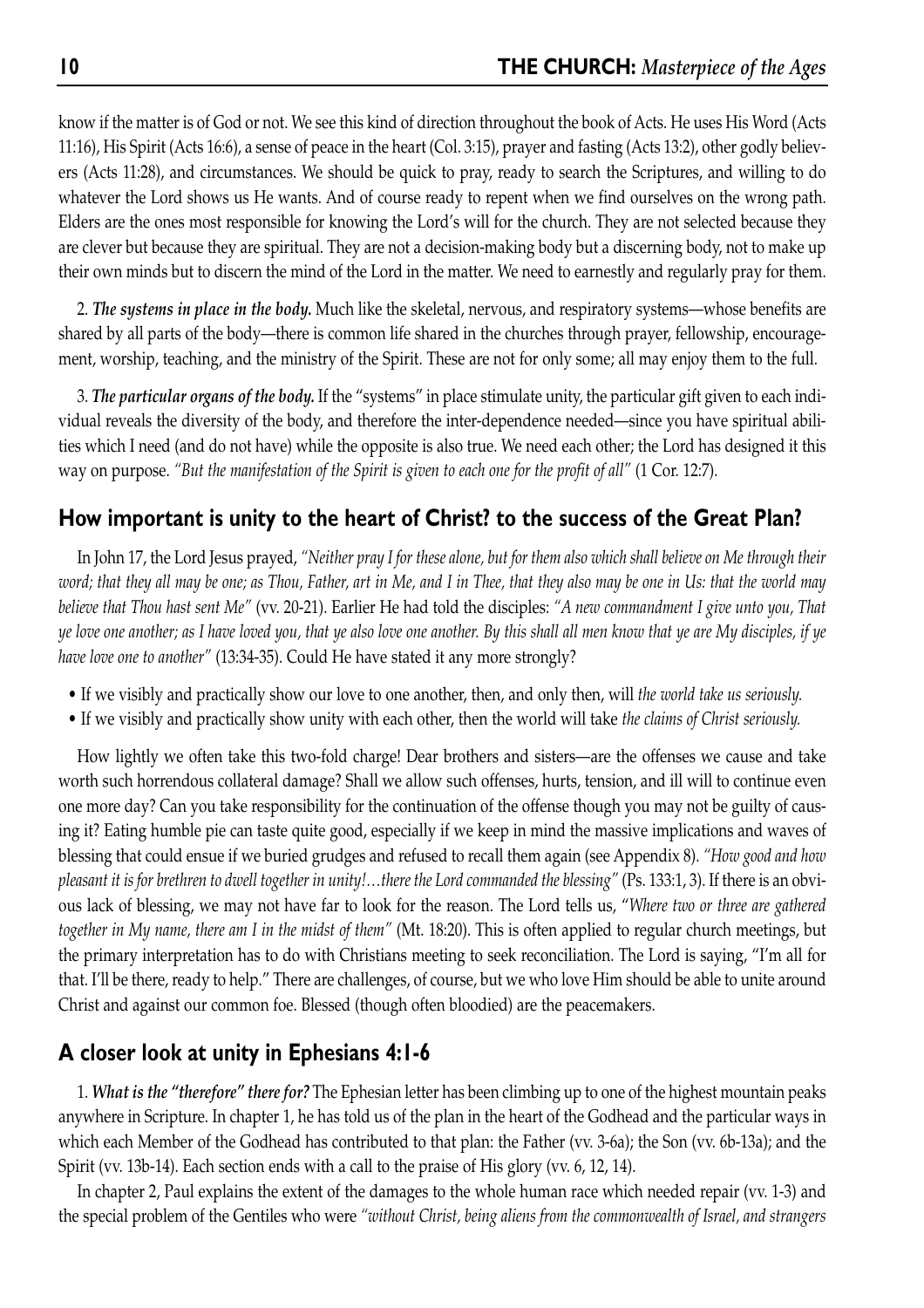know if the matter is of God or not. We see this kind of direction throughout the book of Acts. He uses His Word (Acts 11:16), His Spirit (Acts 16:6), a sense of peace in the heart (Col. 3:15), prayer and fasting (Acts 13:2), other godly believers (Acts 11:28), and circumstances. We should be quick to pray, ready to search the Scriptures, and willing to do whatever the Lord shows us He wants. And of course ready to repent when we find ourselves on the wrong path. Elders are the ones most responsible for knowing the Lord's will for the church. They are not selected because they are clever but because they are spiritual. They are not a decision-making body but a discerning body, not to make up their own minds but to discern the mind of the Lord in the matter. We need to earnestly and regularly pray for them.

2. ***The systems in place in the body.*** Much like the skeletal, nervous, and respiratory systems—whose benefits are shared by all parts of the body—there is common life shared in the churches through prayer, fellowship, encouragement, worship, teaching, and the ministry of the Spirit. These are not for only some; all may enjoy them to the full.

3. ***The particular organs of the body.*** If the "systems" in place stimulate unity, the particular gift given to each individual reveals the diversity of the body, and therefore the inter-dependence needed—since you have spiritual abilities which I need (and do not have) while the opposite is also true. We need each other; the Lord has designed it this way on purpose. *"But the manifestation of the Spirit is given to each one for the profit of all"* (1 Cor. 12:7).

## How important is unity to the heart of Christ? to the success of the Great Plan?

In John 17, the Lord Jesus prayed, *"Neither pray I for these alone, but for them also which shall believe on Me through their word; that they all may be one; as Thou, Father, art in Me, and I in Thee, that they also may be one in Us: that the world may believe that Thou hast sent Me"* (vv. 20-21). Earlier He had told the disciples: *"A new commandment I give unto you, That ye love one another; as I have loved you, that ye also love one another. By this shall all men know that ye are My disciples, if ye have love one to another"* (13:34-35). Could He have stated it any more strongly?

- If we visibly and practically show our love to one another, then, and only then, will *the world take us seriously.*
- If we visibly and practically show unity with each other, then the world will take *the claims of Christ seriously.*

How lightly we often take this two-fold charge! Dear brothers and sisters—are the offenses we cause and take worth such horrendous collateral damage? Shall we allow such offenses, hurts, tension, and ill will to continue even one more day? Can you take responsibility for the continuation of the offense though you may not be guilty of causing it? Eating humble pie can taste quite good, especially if we keep in mind the massive implications and waves of blessing that could ensue if we buried grudges and refused to recall them again (see Appendix 8). *"How good and how pleasant it is for brethren to dwell together in unity!…there the Lord commanded the blessing"* (Ps. 133:1, 3). If there is an obvious lack of blessing, we may not have far to look for the reason. The Lord tells us, *"Where two or three are gathered together in My name, there am I in the midst of them"* (Mt. 18:20). This is often applied to regular church meetings, but the primary interpretation has to do with Christians meeting to seek reconciliation. The Lord is saying, "I'm all for that. I'll be there, ready to help." There are challenges, of course, but we who love Him should be able to unite around Christ and against our common foe. Blessed (though often bloodied) are the peacemakers.

## A closer look at unity in Ephesians 4:1-6

1. ***What is the "therefore" there for?*** The Ephesian letter has been climbing up to one of the highest mountain peaks anywhere in Scripture. In chapter 1, he has told us of the plan in the heart of the Godhead and the particular ways in which each Member of the Godhead has contributed to that plan: the Father (vv. 3-6a); the Son (vv. 6b-13a); and the Spirit (vv. 13b-14). Each section ends with a call to the praise of His glory (vv. 6, 12, 14).

In chapter 2, Paul explains the extent of the damages to the whole human race which needed repair (vv. 1-3) and the special problem of the Gentiles who were *"without Christ, being aliens from the commonwealth of Israel, and strangers*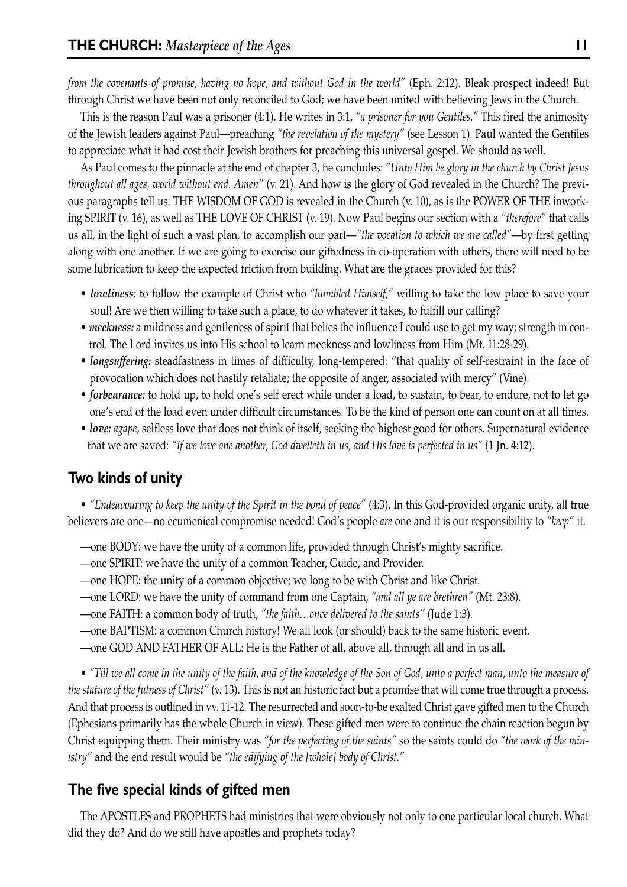*from the covenants of promise, having no hope, and without God in the world"* (Eph. 2:12). Bleak prospect indeed! But through Christ we have been not only reconciled to God; we have been united with believing Jews in the Church.

This is the reason Paul was a prisoner (4:1). He writes in 3:1, *"a prisoner for you Gentiles."* This fired the animosity of the Jewish leaders against Paul—preaching *"the revelation of the mystery"* (see Lesson 1). Paul wanted the Gentiles to appreciate what it had cost their Jewish brothers for preaching this universal gospel. We should as well.

As Paul comes to the pinnacle at the end of chapter 3, he concludes: *"Unto Him be glory in the church by Christ Jesus throughout all ages, world without end. Amen"* (v. 21). And how is the glory of God revealed in the Church? The previous paragraphs tell us: THE WISDOM OF GOD is revealed in the Church (v. 10), as is the POWER OF THE inworking SPIRIT (v. 16), as well as THE LOVE OF CHRIST (v. 19). Now Paul begins our section with a *"therefore"* that calls us all, in the light of such a vast plan, to accomplish our part—*"the vocation to which we are called"*—by first getting along with one another. If we are going to exercise our giftedness in co-operation with others, there will need to be some lubrication to keep the expected friction from building. What are the graces provided for this?

- ***lowliness:*** to follow the example of Christ who *"humbled Himself,"* willing to take the low place to save your soul! Are we then willing to take such a place, to do whatever it takes, to fulfill our calling?
- ***meekness:*** a mildness and gentleness of spirit that belies the influence I could use to get my way; strength in control. The Lord invites us into His school to learn meekness and lowliness from Him (Mt. 11:28-29).
- ***longsuffering:*** steadfastness in times of difficulty, long-tempered: "that quality of self-restraint in the face of provocation which does not hastily retaliate; the opposite of anger, associated with mercy" (Vine).
- ***forbearance:*** to hold up, to hold one's self erect while under a load, to sustain, to bear, to endure, not to let go one's end of the load even under difficult circumstances. To be the kind of person one can count on at all times.
- ***love:*** *agape*, selfless love that does not think of itself, seeking the highest good for others. Supernatural evidence that we are saved: *"If we love one another, God dwelleth in us, and His love is perfected in us"* (1 Jn. 4:12).

## Two kinds of unity

• *"Endeavouring to keep the unity of the Spirit in the bond of peace"* (4:3). In this God-provided organic unity, all true believers are one—no ecumenical compromise needed! God's people *are* one and it is our responsibility to *"keep"* it.

—one BODY: we have the unity of a common life, provided through Christ's mighty sacrifice.

—one SPIRIT: we have the unity of a common Teacher, Guide, and Provider.

—one HOPE: the unity of a common objective; we long to be with Christ and like Christ.

—one LORD: we have the unity of command from one Captain, *"and all ye are brethren"* (Mt. 23:8).

—one FAITH: a common body of truth, *"the faith…once delivered to the saints"* (Jude 1:3).

—one BAPTISM: a common Church history! We all look (or should) back to the same historic event.

—one GOD AND FATHER OF ALL: He is the Father of all, above all, through all and in us all.

• *"Till we all come in the unity of the faith, and of the knowledge of the Son of God, unto a perfect man, unto the measure of the stature of the fulness of Christ"* (v. 13). This is not an historic fact but a promise that will come true through a process. And that process is outlined in vv. 11-12. The resurrected and soon-to-be exalted Christ gave gifted men to the Church (Ephesians primarily has the whole Church in view). These gifted men were to continue the chain reaction begun by Christ equipping them. Their ministry was *"for the perfecting of the saints"* so the saints could do *"the work of the ministry"* and the end result would be *"the edifying of the [whole] body of Christ."*

## The five special kinds of gifted men

The APOSTLES and PROPHETS had ministries that were obviously not only to one particular local church. What did they do? And do we still have apostles and prophets today?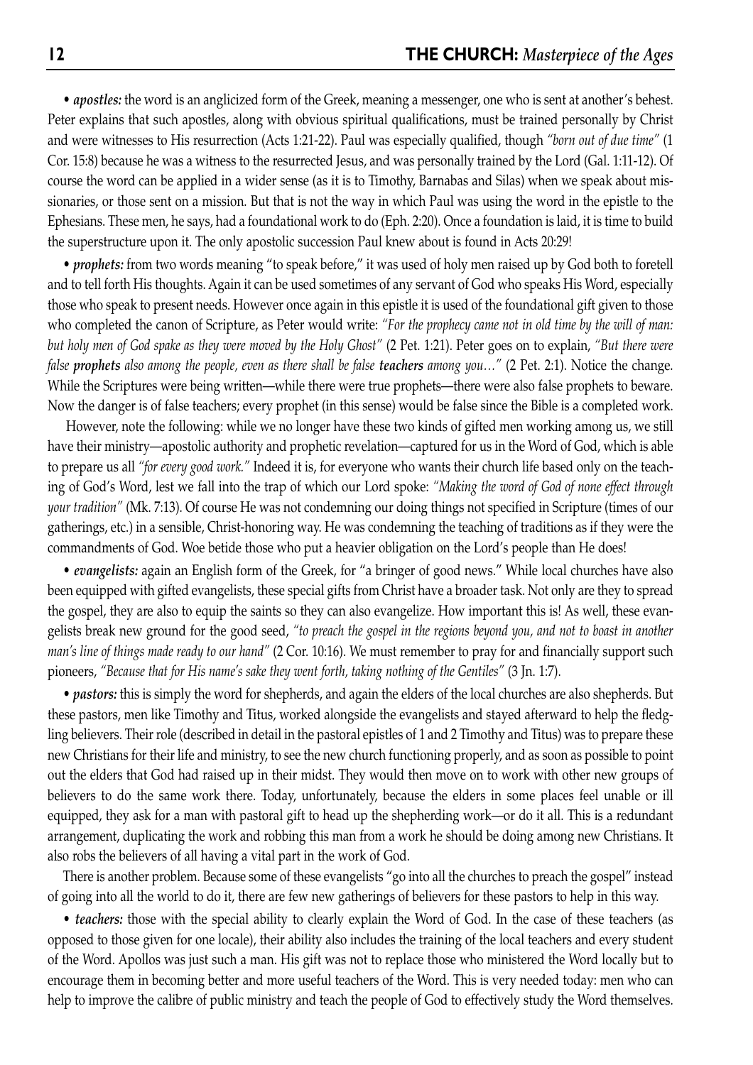• ***apostles:*** the word is an anglicized form of the Greek, meaning a messenger, one who is sent at another's behest. Peter explains that such apostles, along with obvious spiritual qualifications, must be trained personally by Christ and were witnesses to His resurrection (Acts 1:21-22). Paul was especially qualified, though *"born out of due time"* (1 Cor. 15:8) because he was a witness to the resurrected Jesus, and was personally trained by the Lord (Gal. 1:11-12). Of course the word can be applied in a wider sense (as it is to Timothy, Barnabas and Silas) when we speak about missionaries, or those sent on a mission. But that is not the way in which Paul was using the word in the epistle to the Ephesians. These men, he says, had a foundational work to do (Eph. 2:20). Once a foundation is laid, it is time to build the superstructure upon it. The only apostolic succession Paul knew about is found in Acts 20:29!

• ***prophets:*** from two words meaning "to speak before," it was used of holy men raised up by God both to foretell and to tell forth His thoughts. Again it can be used sometimes of any servant of God who speaks His Word, especially those who speak to present needs. However once again in this epistle it is used of the foundational gift given to those who completed the canon of Scripture, as Peter would write: *"For the prophecy came not in old time by the will of man: but holy men of God spake as they were moved by the Holy Ghost"* (2 Pet. 1:21). Peter goes on to explain, *"But there were false* ***prophets*** *also among the people, even as there shall be false* ***teachers*** *among you…"* (2 Pet. 2:1). Notice the change. While the Scriptures were being written—while there were true prophets—there were also false prophets to beware. Now the danger is of false teachers; every prophet (in this sense) would be false since the Bible is a completed work.

However, note the following: while we no longer have these two kinds of gifted men working among us, we still have their ministry—apostolic authority and prophetic revelation—captured for us in the Word of God, which is able to prepare us all *"for every good work."* Indeed it is, for everyone who wants their church life based only on the teaching of God's Word, lest we fall into the trap of which our Lord spoke: *"Making the word of God of none effect through your tradition"* (Mk. 7:13). Of course He was not condemning our doing things not specified in Scripture (times of our gatherings, etc.) in a sensible, Christ-honoring way. He was condemning the teaching of traditions as if they were the commandments of God. Woe betide those who put a heavier obligation on the Lord's people than He does!

• ***evangelists:*** again an English form of the Greek, for "a bringer of good news." While local churches have also been equipped with gifted evangelists, these special gifts from Christ have a broader task. Not only are they to spread the gospel, they are also to equip the saints so they can also evangelize. How important this is! As well, these evangelists break new ground for the good seed, *"to preach the gospel in the regions beyond you, and not to boast in another man's line of things made ready to our hand"* (2 Cor. 10:16). We must remember to pray for and financially support such pioneers, *"Because that for His name's sake they went forth, taking nothing of the Gentiles"* (3 Jn. 1:7).

• ***pastors:*** this is simply the word for shepherds, and again the elders of the local churches are also shepherds. But these pastors, men like Timothy and Titus, worked alongside the evangelists and stayed afterward to help the fledgling believers. Their role (described in detail in the pastoral epistles of 1 and 2 Timothy and Titus) was to prepare these new Christians for their life and ministry, to see the new church functioning properly, and as soon as possible to point out the elders that God had raised up in their midst. They would then move on to work with other new groups of believers to do the same work there. Today, unfortunately, because the elders in some places feel unable or ill equipped, they ask for a man with pastoral gift to head up the shepherding work—or do it all. This is a redundant arrangement, duplicating the work and robbing this man from a work he should be doing among new Christians. It also robs the believers of all having a vital part in the work of God.

There is another problem. Because some of these evangelists "go into all the churches to preach the gospel" instead of going into all the world to do it, there are few new gatherings of believers for these pastors to help in this way.

• ***teachers:*** those with the special ability to clearly explain the Word of God. In the case of these teachers (as opposed to those given for one locale), their ability also includes the training of the local teachers and every student of the Word. Apollos was just such a man. His gift was not to replace those who ministered the Word locally but to encourage them in becoming better and more useful teachers of the Word. This is very needed today: men who can help to improve the calibre of public ministry and teach the people of God to effectively study the Word themselves.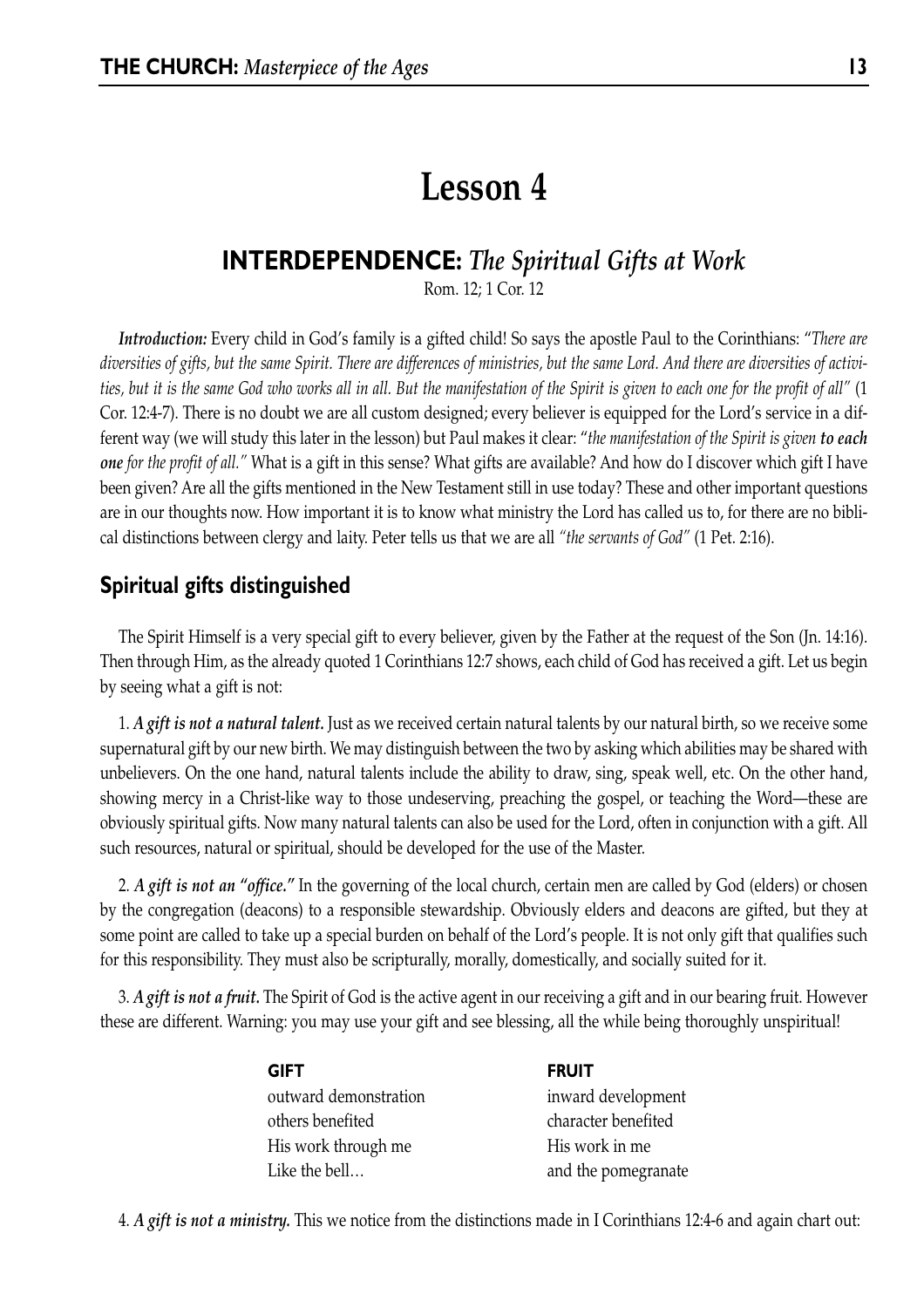# Lesson 4

## INTERDEPENDENCE: *The Spiritual Gifts at Work*

Rom. 12; 1 Cor. 12

***Introduction:*** Every child in God's family is a gifted child! So says the apostle Paul to the Corinthians: "*There are diversities of gifts, but the same Spirit. There are differences of ministries, but the same Lord. And there are diversities of activities, but it is the same God who works all in all. But the manifestation of the Spirit is given to each one for the profit of all"* (1 Cor. 12:4-7). There is no doubt we are all custom designed; every believer is equipped for the Lord's service in a different way (we will study this later in the lesson) but Paul makes it clear: "*the manifestation of the Spirit is given* ***to each one*** *for the profit of all."* What is a gift in this sense? What gifts are available? And how do I discover which gift I have been given? Are all the gifts mentioned in the New Testament still in use today? These and other important questions are in our thoughts now. How important it is to know what ministry the Lord has called us to, for there are no biblical distinctions between clergy and laity. Peter tells us that we are all *"the servants of God"* (1 Pet. 2:16).

### Spiritual gifts distinguished

The Spirit Himself is a very special gift to every believer, given by the Father at the request of the Son (Jn. 14:16). Then through Him, as the already quoted 1 Corinthians 12:7 shows, each child of God has received a gift. Let us begin by seeing what a gift is not:

1. ***A gift is not a natural talent.*** Just as we received certain natural talents by our natural birth, so we receive some supernatural gift by our new birth. We may distinguish between the two by asking which abilities may be shared with unbelievers. On the one hand, natural talents include the ability to draw, sing, speak well, etc. On the other hand, showing mercy in a Christ-like way to those undeserving, preaching the gospel, or teaching the Word—these are obviously spiritual gifts. Now many natural talents can also be used for the Lord, often in conjunction with a gift. All such resources, natural or spiritual, should be developed for the use of the Master.

2. ***A gift is not an "office."*** In the governing of the local church, certain men are called by God (elders) or chosen by the congregation (deacons) to a responsible stewardship. Obviously elders and deacons are gifted, but they at some point are called to take up a special burden on behalf of the Lord's people. It is not only gift that qualifies such for this responsibility. They must also be scripturally, morally, domestically, and socially suited for it.

3. ***A gift is not a fruit.*** The Spirit of God is the active agent in our receiving a gift and in our bearing fruit. However these are different. Warning: you may use your gift and see blessing, all the while being thoroughly unspiritual!

| GIFT | FRUIT |
|---|---|
| outward demonstration | inward development |
| others benefited | character benefited |
| His work through me | His work in me |
| Like the bell… | and the pomegranate |

4. ***A gift is not a ministry.*** This we notice from the distinctions made in I Corinthians 12:4-6 and again chart out: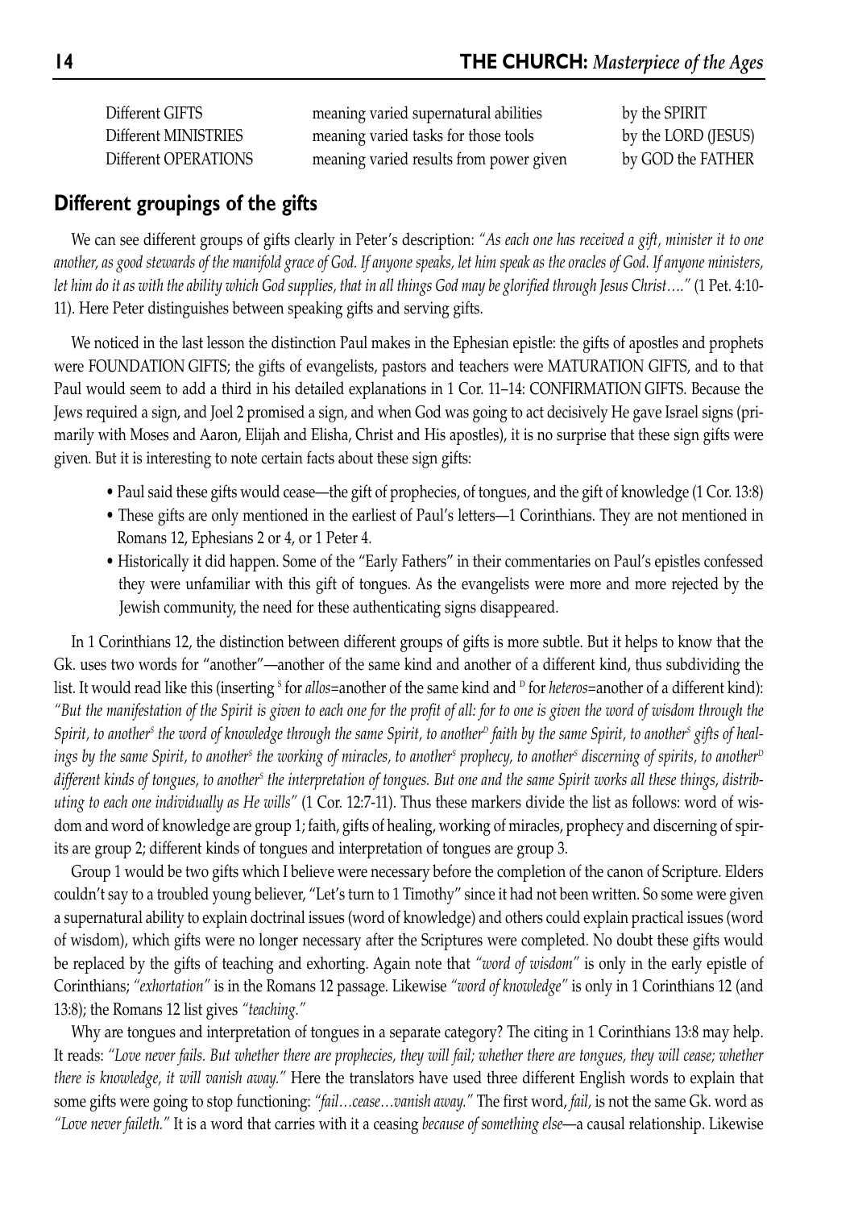| | | |
|---|---|---|
| Different GIFTS | meaning varied supernatural abilities | by the SPIRIT |
| Different MINISTRIES | meaning varied tasks for those tools | by the LORD (JESUS) |
| Different OPERATIONS | meaning varied results from power given | by GOD the FATHER |

## Different groupings of the gifts

We can see different groups of gifts clearly in Peter's description: *"As each one has received a gift, minister it to one another, as good stewards of the manifold grace of God. If anyone speaks, let him speak as the oracles of God. If anyone ministers, let him do it as with the ability which God supplies, that in all things God may be glorified through Jesus Christ…."* (1 Pet. 4:10-11). Here Peter distinguishes between speaking gifts and serving gifts.

We noticed in the last lesson the distinction Paul makes in the Ephesian epistle: the gifts of apostles and prophets were FOUNDATION GIFTS; the gifts of evangelists, pastors and teachers were MATURATION GIFTS, and to that Paul would seem to add a third in his detailed explanations in 1 Cor. 11–14: CONFIRMATION GIFTS. Because the Jews required a sign, and Joel 2 promised a sign, and when God was going to act decisively He gave Israel signs (primarily with Moses and Aaron, Elijah and Elisha, Christ and His apostles), it is no surprise that these sign gifts were given. But it is interesting to note certain facts about these sign gifts:

- Paul said these gifts would cease—the gift of prophecies, of tongues, and the gift of knowledge (1 Cor. 13:8)
- These gifts are only mentioned in the earliest of Paul's letters—1 Corinthians. They are not mentioned in Romans 12, Ephesians 2 or 4, or 1 Peter 4.
- Historically it did happen. Some of the "Early Fathers" in their commentaries on Paul's epistles confessed they were unfamiliar with this gift of tongues. As the evangelists were more and more rejected by the Jewish community, the need for these authenticating signs disappeared.

In 1 Corinthians 12, the distinction between different groups of gifts is more subtle. But it helps to know that the Gk. uses two words for "another"—another of the same kind and another of a different kind, thus subdividing the list. It would read like this (inserting [S] for *allos*=another of the same kind and [D] for *heteros*=another of a different kind): *"But the manifestation of the Spirit is given to each one for the profit of all: for to one is given the word of wisdom through the Spirit, to another[S] the word of knowledge through the same Spirit, to another[D] faith by the same Spirit, to another[S] gifts of healings by the same Spirit, to another[S] the working of miracles, to another[S] prophecy, to another[S] discerning of spirits, to another[D] different kinds of tongues, to another[S] the interpretation of tongues. But one and the same Spirit works all these things, distributing to each one individually as He wills"* (1 Cor. 12:7-11). Thus these markers divide the list as follows: word of wisdom and word of knowledge are group 1; faith, gifts of healing, working of miracles, prophecy and discerning of spirits are group 2; different kinds of tongues and interpretation of tongues are group 3.

Group 1 would be two gifts which I believe were necessary before the completion of the canon of Scripture. Elders couldn't say to a troubled young believer, "Let's turn to 1 Timothy" since it had not been written. So some were given a supernatural ability to explain doctrinal issues (word of knowledge) and others could explain practical issues (word of wisdom), which gifts were no longer necessary after the Scriptures were completed. No doubt these gifts would be replaced by the gifts of teaching and exhorting. Again note that *"word of wisdom"* is only in the early epistle of Corinthians; *"exhortation"* is in the Romans 12 passage. Likewise *"word of knowledge"* is only in 1 Corinthians 12 (and 13:8); the Romans 12 list gives *"teaching."*

Why are tongues and interpretation of tongues in a separate category? The citing in 1 Corinthians 13:8 may help. It reads: *"Love never fails. But whether there are prophecies, they will fail; whether there are tongues, they will cease; whether there is knowledge, it will vanish away."* Here the translators have used three different English words to explain that some gifts were going to stop functioning: *"fail…cease…vanish away."* The first word, *fail,* is not the same Gk. word as *"Love never faileth."* It is a word that carries with it a ceasing *because of something else*—a causal relationship. Likewise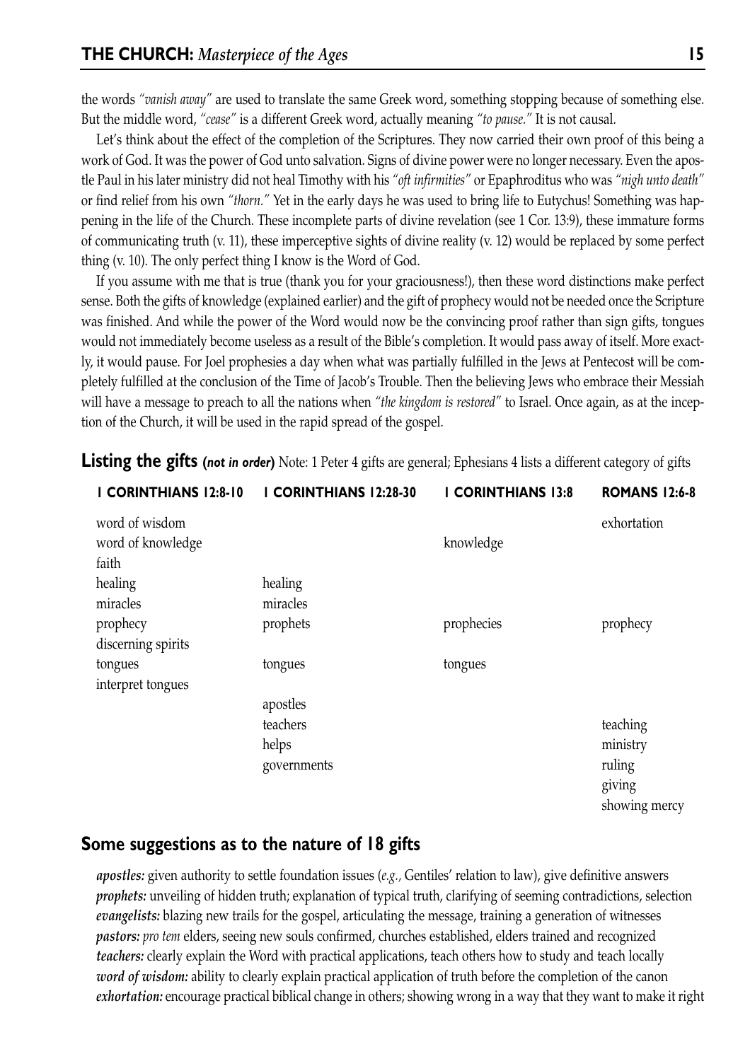the words *"vanish away"* are used to translate the same Greek word, something stopping because of something else. But the middle word, *"cease"* is a different Greek word, actually meaning *"to pause."* It is not causal.

Let's think about the effect of the completion of the Scriptures. They now carried their own proof of this being a work of God. It was the power of God unto salvation. Signs of divine power were no longer necessary. Even the apostle Paul in his later ministry did not heal Timothy with his *"oft infirmities"* or Epaphroditus who was *"nigh unto death"* or find relief from his own *"thorn."* Yet in the early days he was used to bring life to Eutychus! Something was happening in the life of the Church. These incomplete parts of divine revelation (see 1 Cor. 13:9), these immature forms of communicating truth (v. 11), these imperceptive sights of divine reality (v. 12) would be replaced by some perfect thing (v. 10). The only perfect thing I know is the Word of God.

If you assume with me that is true (thank you for your graciousness!), then these word distinctions make perfect sense. Both the gifts of knowledge (explained earlier) and the gift of prophecy would not be needed once the Scripture was finished. And while the power of the Word would now be the convincing proof rather than sign gifts, tongues would not immediately become useless as a result of the Bible's completion. It would pass away of itself. More exactly, it would pause. For Joel prophesies a day when what was partially fulfilled in the Jews at Pentecost will be completely fulfilled at the conclusion of the Time of Jacob's Trouble. Then the believing Jews who embrace their Messiah will have a message to preach to all the nations when *"the kingdom is restored"* to Israel. Once again, as at the inception of the Church, it will be used in the rapid spread of the gospel.

**Listing the gifts (*not in order*)** Note: 1 Peter 4 gifts are general; Ephesians 4 lists a different category of gifts

| 1 CORINTHIANS 12:8-10 | 1 CORINTHIANS 12:28-30 | 1 CORINTHIANS 13:8 | ROMANS 12:6-8 |
|---|---|---|---|
| word of wisdom | | | exhortation |
| word of knowledge | | knowledge | |
| faith | | | |
| healing | healing | | |
| miracles | miracles | | |
| prophecy | prophets | prophecies | prophecy |
| discerning spirits | | | |
| tongues | tongues | tongues | |
| interpret tongues | | | |
| | apostles | | |
| | teachers | | teaching |
| | helps | | ministry |
| | governments | | ruling |
| | | | giving |
| | | | showing mercy |

## Some suggestions as to the nature of 18 gifts

***apostles:*** given authority to settle foundation issues (*e.g.,* Gentiles' relation to law), give definitive answers
***prophets:*** unveiling of hidden truth; explanation of typical truth, clarifying of seeming contradictions, selection
***evangelists:*** blazing new trails for the gospel, articulating the message, training a generation of witnesses
***pastors:*** *pro tem* elders, seeing new souls confirmed, churches established, elders trained and recognized
***teachers:*** clearly explain the Word with practical applications, teach others how to study and teach locally
***word of wisdom:*** ability to clearly explain practical application of truth before the completion of the canon
***exhortation:*** encourage practical biblical change in others; showing wrong in a way that they want to make it right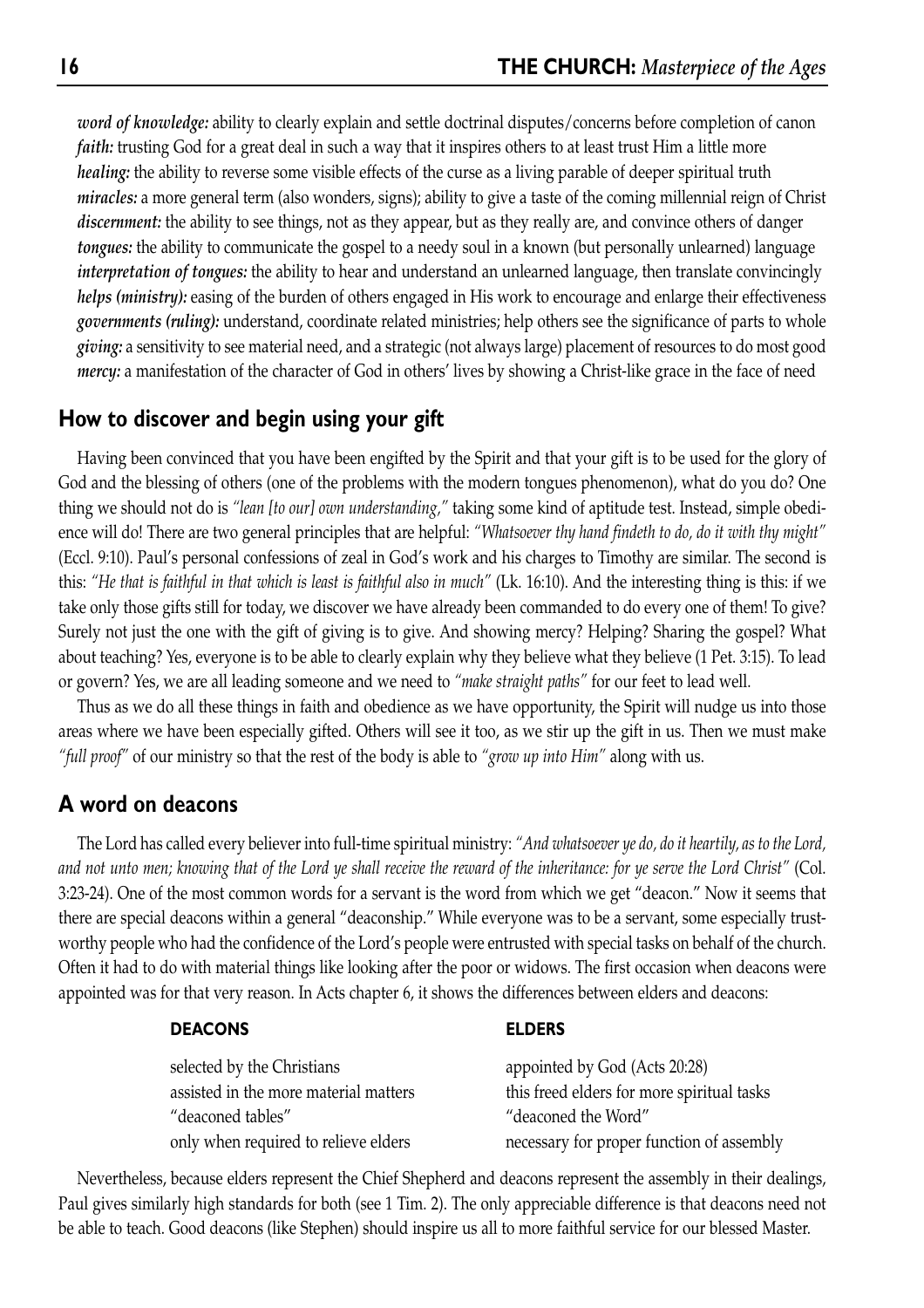***word of knowledge:*** ability to clearly explain and settle doctrinal disputes/concerns before completion of canon
***faith:*** trusting God for a great deal in such a way that it inspires others to at least trust Him a little more
***healing:*** the ability to reverse some visible effects of the curse as a living parable of deeper spiritual truth
***miracles:*** a more general term (also wonders, signs); ability to give a taste of the coming millennial reign of Christ
***discernment:*** the ability to see things, not as they appear, but as they really are, and convince others of danger
***tongues:*** the ability to communicate the gospel to a needy soul in a known (but personally unlearned) language
***interpretation of tongues:*** the ability to hear and understand an unlearned language, then translate convincingly
***helps (ministry):*** easing of the burden of others engaged in His work to encourage and enlarge their effectiveness
***governments (ruling):*** understand, coordinate related ministries; help others see the significance of parts to whole
***giving:*** a sensitivity to see material need, and a strategic (not always large) placement of resources to do most good
***mercy:*** a manifestation of the character of God in others' lives by showing a Christ-like grace in the face of need

## How to discover and begin using your gift

Having been convinced that you have been engifted by the Spirit and that your gift is to be used for the glory of God and the blessing of others (one of the problems with the modern tongues phenomenon), what do you do? One thing we should not do is *"lean [to our] own understanding,"* taking some kind of aptitude test. Instead, simple obedience will do! There are two general principles that are helpful: *"Whatsoever thy hand findeth to do, do it with thy might"* (Eccl. 9:10). Paul's personal confessions of zeal in God's work and his charges to Timothy are similar. The second is this: *"He that is faithful in that which is least is faithful also in much"* (Lk. 16:10). And the interesting thing is this: if we take only those gifts still for today, we discover we have already been commanded to do every one of them! To give? Surely not just the one with the gift of giving is to give. And showing mercy? Helping? Sharing the gospel? What about teaching? Yes, everyone is to be able to clearly explain why they believe what they believe (1 Pet. 3:15). To lead or govern? Yes, we are all leading someone and we need to *"make straight paths"* for our feet to lead well.

Thus as we do all these things in faith and obedience as we have opportunity, the Spirit will nudge us into those areas where we have been especially gifted. Others will see it too, as we stir up the gift in us. Then we must make *"full proof"* of our ministry so that the rest of the body is able to *"grow up into Him"* along with us.

## A word on deacons

The Lord has called every believer into full-time spiritual ministry: *"And whatsoever ye do, do it heartily, as to the Lord, and not unto men; knowing that of the Lord ye shall receive the reward of the inheritance: for ye serve the Lord Christ"* (Col. 3:23-24). One of the most common words for a servant is the word from which we get "deacon." Now it seems that there are special deacons within a general "deaconship." While everyone was to be a servant, some especially trustworthy people who had the confidence of the Lord's people were entrusted with special tasks on behalf of the church. Often it had to do with material things like looking after the poor or widows. The first occasion when deacons were appointed was for that very reason. In Acts chapter 6, it shows the differences between elders and deacons:

| **DEACONS** | **ELDERS** |
|---|---|
| selected by the Christians | appointed by God (Acts 20:28) |
| assisted in the more material matters | this freed elders for more spiritual tasks |
| "deaconed tables" | "deaconed the Word" |
| only when required to relieve elders | necessary for proper function of assembly |

Nevertheless, because elders represent the Chief Shepherd and deacons represent the assembly in their dealings, Paul gives similarly high standards for both (see 1 Tim. 2). The only appreciable difference is that deacons need not be able to teach. Good deacons (like Stephen) should inspire us all to more faithful service for our blessed Master.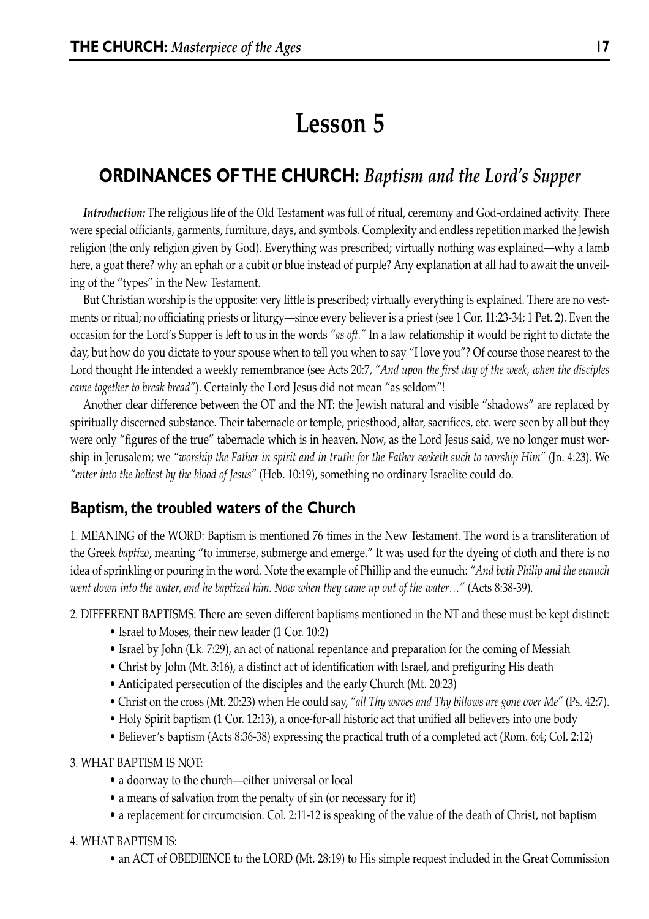# Lesson 5

## ORDINANCES OF THE CHURCH: *Baptism and the Lord's Supper*

***Introduction:*** The religious life of the Old Testament was full of ritual, ceremony and God-ordained activity. There were special officiants, garments, furniture, days, and symbols. Complexity and endless repetition marked the Jewish religion (the only religion given by God). Everything was prescribed; virtually nothing was explained—why a lamb here, a goat there? why an ephah or a cubit or blue instead of purple? Any explanation at all had to await the unveiling of the "types" in the New Testament.

But Christian worship is the opposite: very little is prescribed; virtually everything is explained. There are no vestments or ritual; no officiating priests or liturgy—since every believer is a priest (see 1 Cor. 11:23-34; 1 Pet. 2). Even the occasion for the Lord's Supper is left to us in the words *"as oft."* In a law relationship it would be right to dictate the day, but how do you dictate to your spouse when to tell you when to say "I love you"? Of course those nearest to the Lord thought He intended a weekly remembrance (see Acts 20:7, *"And upon the first day of the week, when the disciples came together to break bread"*). Certainly the Lord Jesus did not mean "as seldom"!

Another clear difference between the OT and the NT: the Jewish natural and visible "shadows" are replaced by spiritually discerned substance. Their tabernacle or temple, priesthood, altar, sacrifices, etc. were seen by all but they were only "figures of the true" tabernacle which is in heaven. Now, as the Lord Jesus said, we no longer must worship in Jerusalem; we *"worship the Father in spirit and in truth: for the Father seeketh such to worship Him"* (Jn. 4:23). We *"enter into the holiest by the blood of Jesus"* (Heb. 10:19), something no ordinary Israelite could do.

### Baptism, the troubled waters of the Church

1. MEANING of the WORD: Baptism is mentioned 76 times in the New Testament. The word is a transliteration of the Greek *baptizo*, meaning "to immerse, submerge and emerge." It was used for the dyeing of cloth and there is no idea of sprinkling or pouring in the word. Note the example of Phillip and the eunuch: *"And both Philip and the eunuch went down into the water, and he baptized him. Now when they came up out of the water…"* (Acts 8:38-39).

2. DIFFERENT BAPTISMS: There are seven different baptisms mentioned in the NT and these must be kept distinct:
   - Israel to Moses, their new leader (1 Cor. 10:2)
   - Israel by John (Lk. 7:29), an act of national repentance and preparation for the coming of Messiah
   - Christ by John (Mt. 3:16), a distinct act of identification with Israel, and prefiguring His death
   - Anticipated persecution of the disciples and the early Church (Mt. 20:23)
   - Christ on the cross (Mt. 20:23) when He could say, *"all Thy waves and Thy billows are gone over Me"* (Ps. 42:7).
   - Holy Spirit baptism (1 Cor. 12:13), a once-for-all historic act that unified all believers into one body
   - Believer's baptism (Acts 8:36-38) expressing the practical truth of a completed act (Rom. 6:4; Col. 2:12)

3. WHAT BAPTISM IS NOT:
   - a doorway to the church—either universal or local
   - a means of salvation from the penalty of sin (or necessary for it)
   - a replacement for circumcision. Col. 2:11-12 is speaking of the value of the death of Christ, not baptism

4. WHAT BAPTISM IS:
   - an ACT of OBEDIENCE to the LORD (Mt. 28:19) to His simple request included in the Great Commission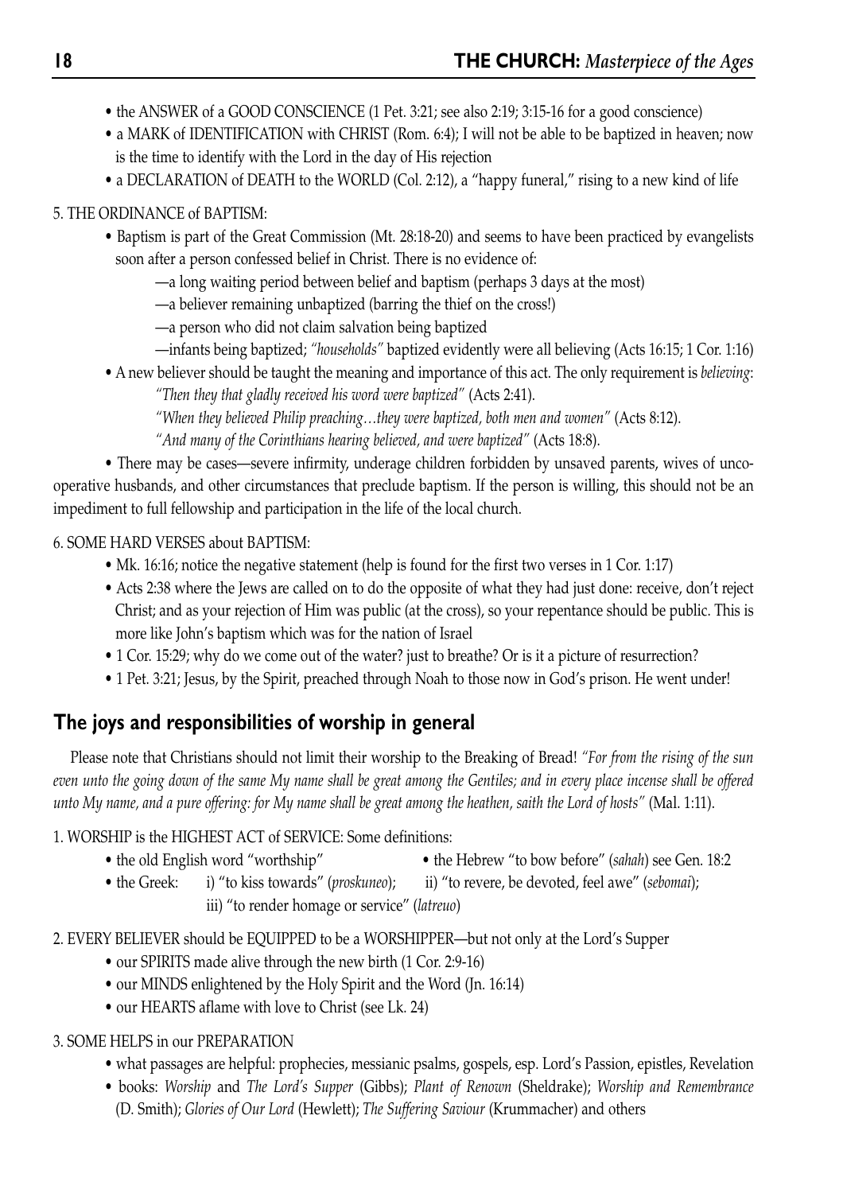- the ANSWER of a GOOD CONSCIENCE (1 Pet. 3:21; see also 2:19; 3:15-16 for a good conscience)
- a MARK of IDENTIFICATION with CHRIST (Rom. 6:4); I will not be able to be baptized in heaven; now is the time to identify with the Lord in the day of His rejection
- a DECLARATION of DEATH to the WORLD (Col. 2:12), a "happy funeral," rising to a new kind of life

5. THE ORDINANCE of BAPTISM:
   - Baptism is part of the Great Commission (Mt. 28:18-20) and seems to have been practiced by evangelists soon after a person confessed belief in Christ. There is no evidence of:
     - —a long waiting period between belief and baptism (perhaps 3 days at the most)
     - —a believer remaining unbaptized (barring the thief on the cross!)
     - —a person who did not claim salvation being baptized
     - —infants being baptized; *"households"* baptized evidently were all believing (Acts 16:15; 1 Cor. 1:16)
   - A new believer should be taught the meaning and importance of this act. The only requirement is *believing*:
     - *"Then they that gladly received his word were baptized"* (Acts 2:41).
     - *"When they believed Philip preaching…they were baptized, both men and women"* (Acts 8:12).
     - *"And many of the Corinthians hearing believed, and were baptized"* (Acts 18:8).
   - There may be cases—severe infirmity, underage children forbidden by unsaved parents, wives of uncooperative husbands, and other circumstances that preclude baptism. If the person is willing, this should not be an impediment to full fellowship and participation in the life of the local church.

6. SOME HARD VERSES about BAPTISM:
   - Mk. 16:16; notice the negative statement (help is found for the first two verses in 1 Cor. 1:17)
   - Acts 2:38 where the Jews are called on to do the opposite of what they had just done: receive, don't reject Christ; and as your rejection of Him was public (at the cross), so your repentance should be public. This is more like John's baptism which was for the nation of Israel
   - 1 Cor. 15:29; why do we come out of the water? just to breathe? Or is it a picture of resurrection?
   - 1 Pet. 3:21; Jesus, by the Spirit, preached through Noah to those now in God's prison. He went under!

## The joys and responsibilities of worship in general

Please note that Christians should not limit their worship to the Breaking of Bread! *"For from the rising of the sun even unto the going down of the same My name shall be great among the Gentiles; and in every place incense shall be offered unto My name, and a pure offering: for My name shall be great among the heathen, saith the Lord of hosts"* (Mal. 1:11).

1. WORSHIP is the HIGHEST ACT of SERVICE: Some definitions:
   - the old English word "worthship"
   - the Hebrew "to bow before" (*sahah*) see Gen. 18:2
   - the Greek: i) "to kiss towards" (*proskuneo*); ii) "to revere, be devoted, feel awe" (*sebomai*); iii) "to render homage or service" (*latreuo*)

2. EVERY BELIEVER should be EQUIPPED to be a WORSHIPPER—but not only at the Lord's Supper
   - our SPIRITS made alive through the new birth (1 Cor. 2:9-16)
   - our MINDS enlightened by the Holy Spirit and the Word (Jn. 16:14)
   - our HEARTS aflame with love to Christ (see Lk. 24)

3. SOME HELPS in our PREPARATION
   - what passages are helpful: prophecies, messianic psalms, gospels, esp. Lord's Passion, epistles, Revelation
   - books: *Worship* and *The Lord's Supper* (Gibbs); *Plant of Renown* (Sheldrake); *Worship and Remembrance* (D. Smith); *Glories of Our Lord* (Hewlett); *The Suffering Saviour* (Krummacher) and others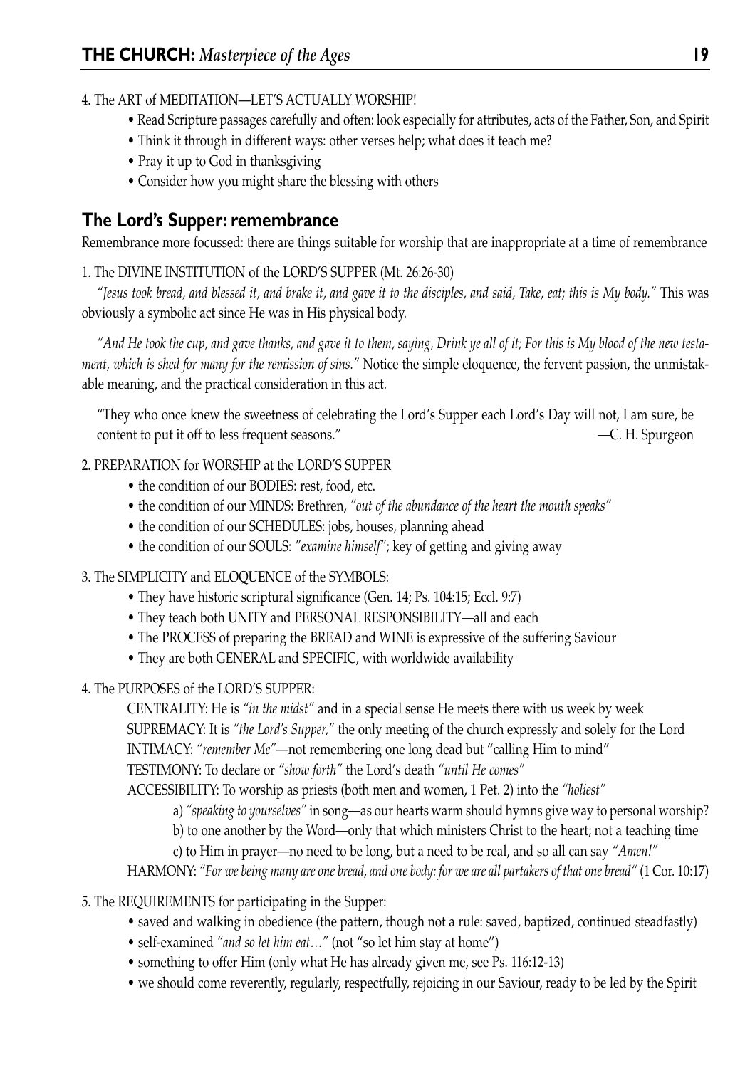4. The ART of MEDITATION—LET'S ACTUALLY WORSHIP!

- Read Scripture passages carefully and often: look especially for attributes, acts of the Father, Son, and Spirit
- Think it through in different ways: other verses help; what does it teach me?
- Pray it up to God in thanksgiving
- Consider how you might share the blessing with others

## The Lord's Supper: remembrance

Remembrance more focussed: there are things suitable for worship that are inappropriate at a time of remembrance

1. The DIVINE INSTITUTION of the LORD'S SUPPER (Mt. 26:26-30)

*"Jesus took bread, and blessed it, and brake it, and gave it to the disciples, and said, Take, eat; this is My body."* This was obviously a symbolic act since He was in His physical body.

*"And He took the cup, and gave thanks, and gave it to them, saying, Drink ye all of it; For this is My blood of the new testament, which is shed for many for the remission of sins."* Notice the simple eloquence, the fervent passion, the unmistakable meaning, and the practical consideration in this act.

> "They who once knew the sweetness of celebrating the Lord's Supper each Lord's Day will not, I am sure, be content to put it off to less frequent seasons." —C. H. Spurgeon

2. PREPARATION for WORSHIP at the LORD'S SUPPER

- the condition of our BODIES: rest, food, etc.
- the condition of our MINDS: Brethren, *"out of the abundance of the heart the mouth speaks"*
- the condition of our SCHEDULES: jobs, houses, planning ahead
- the condition of our SOULS: *"examine himself"*; key of getting and giving away

3. The SIMPLICITY and ELOQUENCE of the SYMBOLS:

- They have historic scriptural significance (Gen. 14; Ps. 104:15; Eccl. 9:7)
- They teach both UNITY and PERSONAL RESPONSIBILITY—all and each
- The PROCESS of preparing the BREAD and WINE is expressive of the suffering Saviour
- They are both GENERAL and SPECIFIC, with worldwide availability

4. The PURPOSES of the LORD'S SUPPER:

CENTRALITY: He is *"in the midst"* and in a special sense He meets there with us week by week
SUPREMACY: It is *"the Lord's Supper,"* the only meeting of the church expressly and solely for the Lord
INTIMACY: *"remember Me"*—not remembering one long dead but "calling Him to mind"
TESTIMONY: To declare or *"show forth"* the Lord's death *"until He comes"*
ACCESSIBILITY: To worship as priests (both men and women, 1 Pet. 2) into the *"holiest"*

a) *"speaking to yourselves"* in song—as our hearts warm should hymns give way to personal worship?
b) to one another by the Word—only that which ministers Christ to the heart; not a teaching time
c) to Him in prayer—no need to be long, but a need to be real, and so all can say *"Amen!"*

HARMONY: *"For we being many are one bread, and one body: for we are all partakers of that one bread"* (1 Cor. 10:17)

5. The REQUIREMENTS for participating in the Supper:

- saved and walking in obedience (the pattern, though not a rule: saved, baptized, continued steadfastly)
- self-examined *"and so let him eat…"* (not "so let him stay at home")
- something to offer Him (only what He has already given me, see Ps. 116:12-13)
- we should come reverently, regularly, respectfully, rejoicing in our Saviour, ready to be led by the Spirit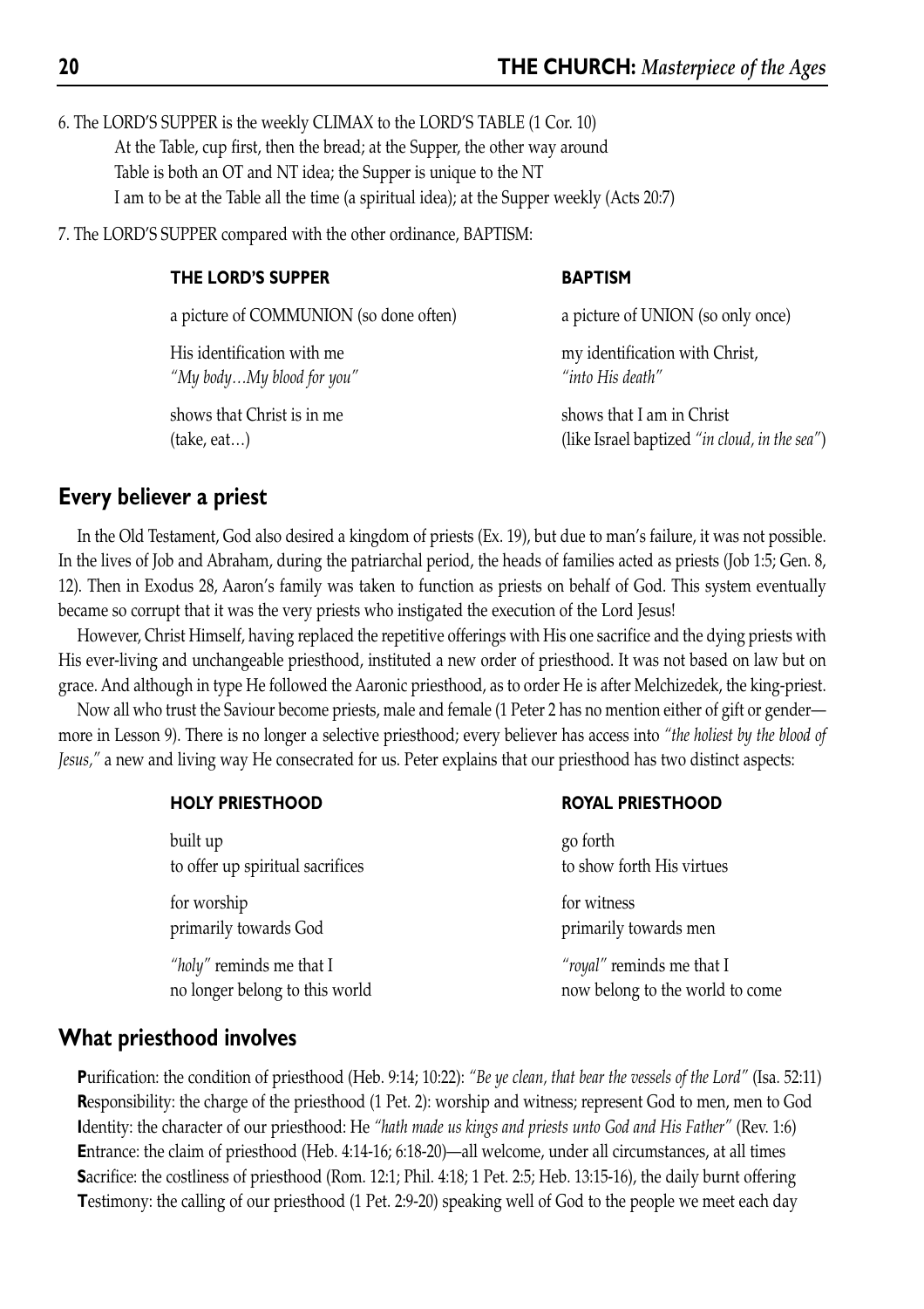6. The LORD'S SUPPER is the weekly CLIMAX to the LORD'S TABLE (1 Cor. 10)
   At the Table, cup first, then the bread; at the Supper, the other way around
   Table is both an OT and NT idea; the Supper is unique to the NT
   I am to be at the Table all the time (a spiritual idea); at the Supper weekly (Acts 20:7)

7. The LORD'S SUPPER compared with the other ordinance, BAPTISM:

| THE LORD'S SUPPER | BAPTISM |
|---|---|
| a picture of COMMUNION (so done often) | a picture of UNION (so only once) |
| His identification with me *"My body…My blood for you"* | my identification with Christ, *"into His death"* |
| shows that Christ is in me (take, eat…) | shows that I am in Christ (like Israel baptized *"in cloud, in the sea"*) |

## Every believer a priest

In the Old Testament, God also desired a kingdom of priests (Ex. 19), but due to man's failure, it was not possible. In the lives of Job and Abraham, during the patriarchal period, the heads of families acted as priests (Job 1:5; Gen. 8, 12). Then in Exodus 28, Aaron's family was taken to function as priests on behalf of God. This system eventually became so corrupt that it was the very priests who instigated the execution of the Lord Jesus!

However, Christ Himself, having replaced the repetitive offerings with His one sacrifice and the dying priests with His ever-living and unchangeable priesthood, instituted a new order of priesthood. It was not based on law but on grace. And although in type He followed the Aaronic priesthood, as to order He is after Melchizedek, the king-priest.

Now all who trust the Saviour become priests, male and female (1 Peter 2 has no mention either of gift or gender—more in Lesson 9). There is no longer a selective priesthood; every believer has access into *"the holiest by the blood of Jesus,"* a new and living way He consecrated for us. Peter explains that our priesthood has two distinct aspects:

| HOLY PRIESTHOOD | ROYAL PRIESTHOOD |
|---|---|
| built up to offer up spiritual sacrifices | go forth to show forth His virtues |
| for worship primarily towards God | for witness primarily towards men |
| *"holy"* reminds me that I no longer belong to this world | *"royal"* reminds me that I now belong to the world to come |

## What priesthood involves

**P**urification: the condition of priesthood (Heb. 9:14; 10:22): *"Be ye clean, that bear the vessels of the Lord"* (Isa. 52:11)
**R**esponsibility: the charge of the priesthood (1 Pet. 2): worship and witness; represent God to men, men to God
**I**dentity: the character of our priesthood: He *"hath made us kings and priests unto God and His Father"* (Rev. 1:6)
**E**ntrance: the claim of priesthood (Heb. 4:14-16; 6:18-20)—all welcome, under all circumstances, at all times
**S**acrifice: the costliness of priesthood (Rom. 12:1; Phil. 4:18; 1 Pet. 2:5; Heb. 13:15-16), the daily burnt offering
**T**estimony: the calling of our priesthood (1 Pet. 2:9-20) speaking well of God to the people we meet each day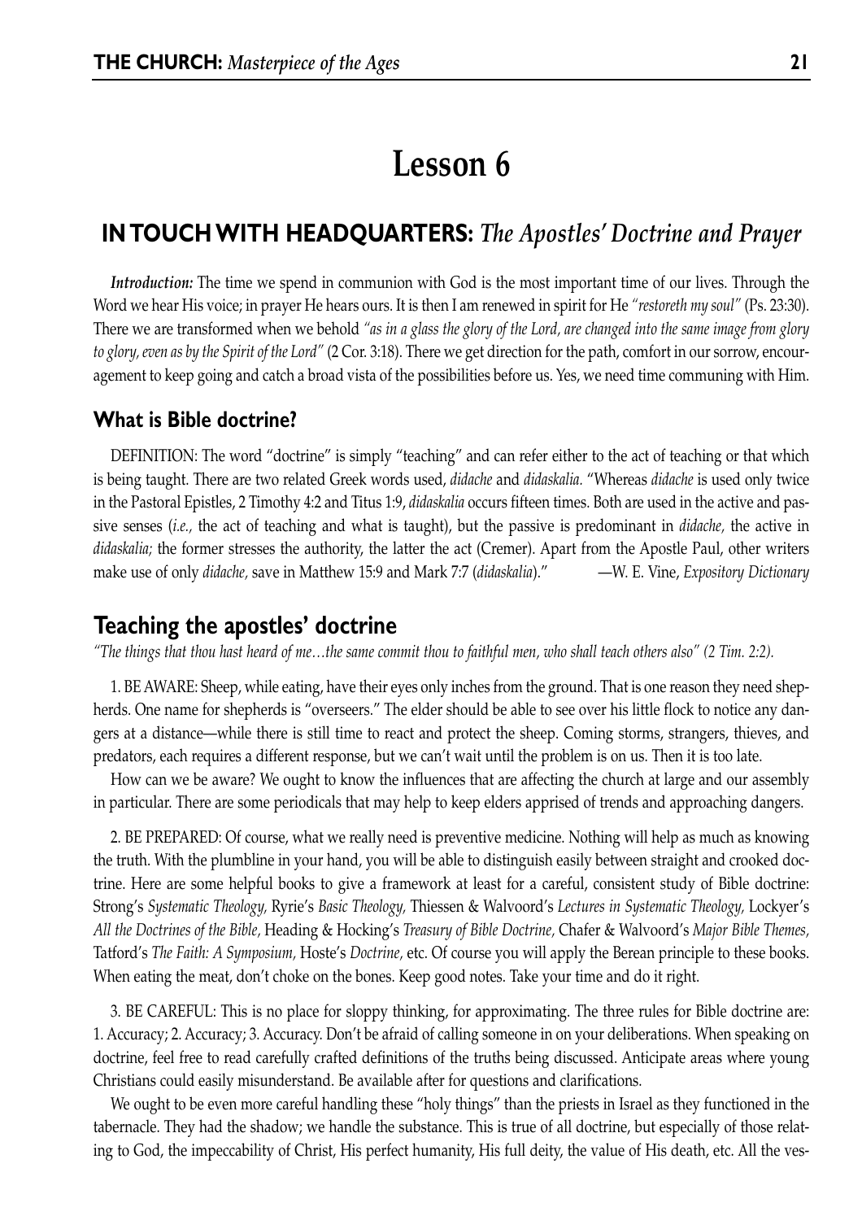# Lesson 6

## IN TOUCH WITH HEADQUARTERS: *The Apostles' Doctrine and Prayer*

***Introduction:*** The time we spend in communion with God is the most important time of our lives. Through the Word we hear His voice; in prayer He hears ours. It is then I am renewed in spirit for He *"restoreth my soul"* (Ps. 23:30). There we are transformed when we behold *"as in a glass the glory of the Lord, are changed into the same image from glory to glory, even as by the Spirit of the Lord"* (2 Cor. 3:18). There we get direction for the path, comfort in our sorrow, encouragement to keep going and catch a broad vista of the possibilities before us. Yes, we need time communing with Him.

### What is Bible doctrine?

DEFINITION: The word "doctrine" is simply "teaching" and can refer either to the act of teaching or that which is being taught. There are two related Greek words used, *didache* and *didaskalia.* "Whereas *didache* is used only twice in the Pastoral Epistles, 2 Timothy 4:2 and Titus 1:9, *didaskalia* occurs fifteen times. Both are used in the active and passive senses (*i.e.,* the act of teaching and what is taught), but the passive is predominant in *didache,* the active in *didaskalia;* the former stresses the authority, the latter the act (Cremer). Apart from the Apostle Paul, other writers make use of only *didache,* save in Matthew 15:9 and Mark 7:7 (*didaskalia*)." —W. E. Vine, *Expository Dictionary*

## Teaching the apostles' doctrine

*"The things that thou hast heard of me…the same commit thou to faithful men, who shall teach others also" (2 Tim. 2:2).*

1. BE AWARE: Sheep, while eating, have their eyes only inches from the ground. That is one reason they need shepherds. One name for shepherds is "overseers." The elder should be able to see over his little flock to notice any dangers at a distance—while there is still time to react and protect the sheep. Coming storms, strangers, thieves, and predators, each requires a different response, but we can't wait until the problem is on us. Then it is too late.

How can we be aware? We ought to know the influences that are affecting the church at large and our assembly in particular. There are some periodicals that may help to keep elders apprised of trends and approaching dangers.

2. BE PREPARED: Of course, what we really need is preventive medicine. Nothing will help as much as knowing the truth. With the plumbline in your hand, you will be able to distinguish easily between straight and crooked doctrine. Here are some helpful books to give a framework at least for a careful, consistent study of Bible doctrine: Strong's *Systematic Theology,* Ryrie's *Basic Theology,* Thiessen & Walvoord's *Lectures in Systematic Theology,* Lockyer's *All the Doctrines of the Bible,* Heading & Hocking's *Treasury of Bible Doctrine,* Chafer & Walvoord's *Major Bible Themes,* Tatford's *The Faith: A Symposium,* Hoste's *Doctrine,* etc. Of course you will apply the Berean principle to these books. When eating the meat, don't choke on the bones. Keep good notes. Take your time and do it right.

3. BE CAREFUL: This is no place for sloppy thinking, for approximating. The three rules for Bible doctrine are: 1. Accuracy; 2. Accuracy; 3. Accuracy. Don't be afraid of calling someone in on your deliberations. When speaking on doctrine, feel free to read carefully crafted definitions of the truths being discussed. Anticipate areas where young Christians could easily misunderstand. Be available after for questions and clarifications.

We ought to be even more careful handling these "holy things" than the priests in Israel as they functioned in the tabernacle. They had the shadow; we handle the substance. This is true of all doctrine, but especially of those relating to God, the impeccability of Christ, His perfect humanity, His full deity, the value of His death, etc. All the ves-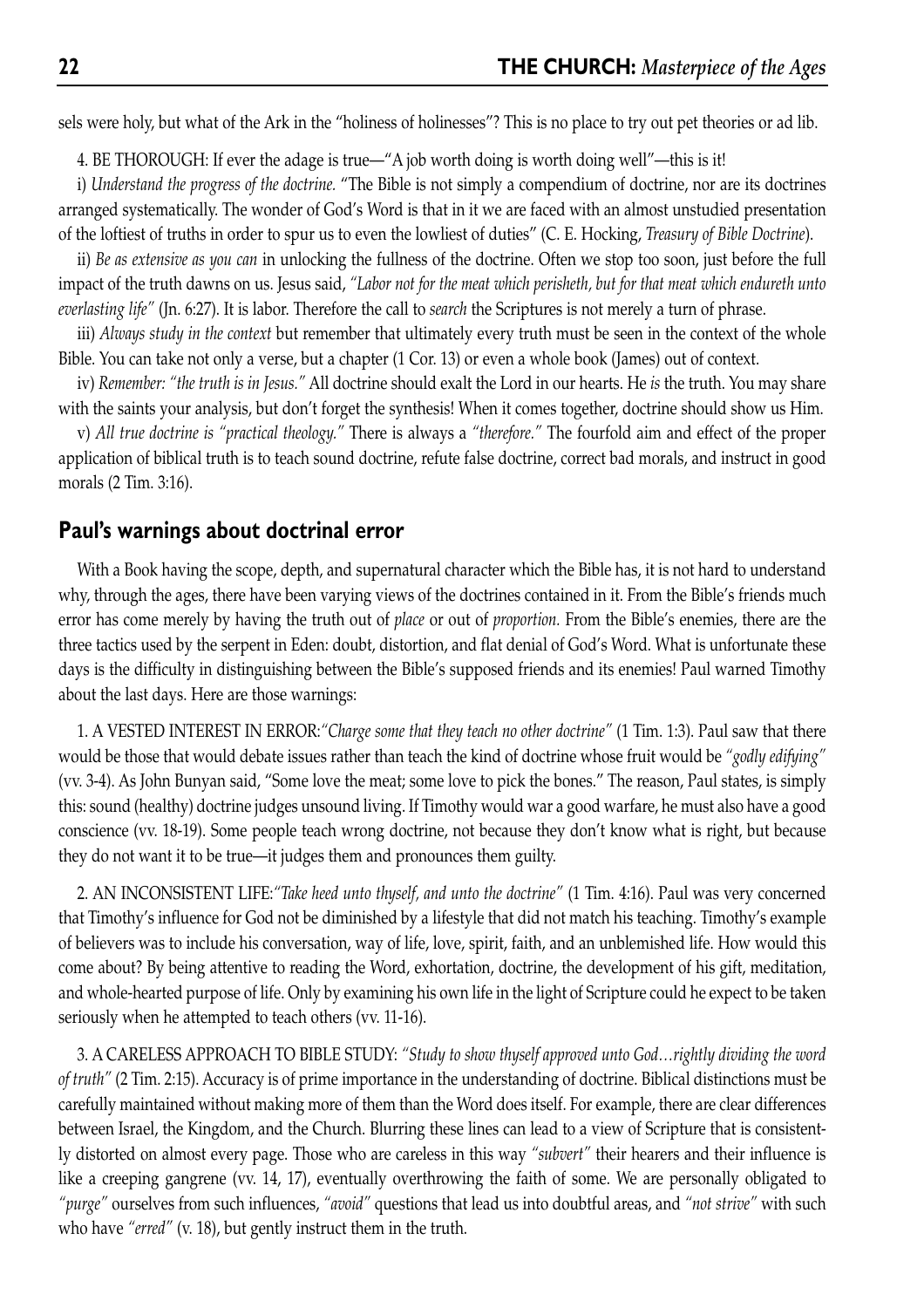sels were holy, but what of the Ark in the "holiness of holinesses"? This is no place to try out pet theories or ad lib.

4. BE THOROUGH: If ever the adage is true—"A job worth doing is worth doing well"—this is it!

i) *Understand the progress of the doctrine.* "The Bible is not simply a compendium of doctrine, nor are its doctrines arranged systematically. The wonder of God's Word is that in it we are faced with an almost unstudied presentation of the loftiest of truths in order to spur us to even the lowliest of duties" (C. E. Hocking, *Treasury of Bible Doctrine*).

ii) *Be as extensive as you can* in unlocking the fullness of the doctrine. Often we stop too soon, just before the full impact of the truth dawns on us. Jesus said, *"Labor not for the meat which perisheth, but for that meat which endureth unto everlasting life"* (Jn. 6:27). It is labor. Therefore the call to *search* the Scriptures is not merely a turn of phrase.

iii) *Always study in the context* but remember that ultimately every truth must be seen in the context of the whole Bible. You can take not only a verse, but a chapter (1 Cor. 13) or even a whole book (James) out of context.

iv) *Remember: "the truth is in Jesus."* All doctrine should exalt the Lord in our hearts. He *is* the truth. You may share with the saints your analysis, but don't forget the synthesis! When it comes together, doctrine should show us Him.

v) *All true doctrine is "practical theology."* There is always a *"therefore."* The fourfold aim and effect of the proper application of biblical truth is to teach sound doctrine, refute false doctrine, correct bad morals, and instruct in good morals (2 Tim. 3:16).

## Paul's warnings about doctrinal error

With a Book having the scope, depth, and supernatural character which the Bible has, it is not hard to understand why, through the ages, there have been varying views of the doctrines contained in it. From the Bible's friends much error has come merely by having the truth out of *place* or out of *proportion.* From the Bible's enemies, there are the three tactics used by the serpent in Eden: doubt, distortion, and flat denial of God's Word. What is unfortunate these days is the difficulty in distinguishing between the Bible's supposed friends and its enemies! Paul warned Timothy about the last days. Here are those warnings:

1. A VESTED INTEREST IN ERROR:*"Charge some that they teach no other doctrine"* (1 Tim. 1:3). Paul saw that there would be those that would debate issues rather than teach the kind of doctrine whose fruit would be *"godly edifying"* (vv. 3-4). As John Bunyan said, "Some love the meat; some love to pick the bones." The reason, Paul states, is simply this: sound (healthy) doctrine judges unsound living. If Timothy would war a good warfare, he must also have a good conscience (vv. 18-19). Some people teach wrong doctrine, not because they don't know what is right, but because they do not want it to be true—it judges them and pronounces them guilty.

2. AN INCONSISTENT LIFE:*"Take heed unto thyself, and unto the doctrine"* (1 Tim. 4:16). Paul was very concerned that Timothy's influence for God not be diminished by a lifestyle that did not match his teaching. Timothy's example of believers was to include his conversation, way of life, love, spirit, faith, and an unblemished life. How would this come about? By being attentive to reading the Word, exhortation, doctrine, the development of his gift, meditation, and whole-hearted purpose of life. Only by examining his own life in the light of Scripture could he expect to be taken seriously when he attempted to teach others (vv. 11-16).

3. A CARELESS APPROACH TO BIBLE STUDY: *"Study to show thyself approved unto God…rightly dividing the word of truth"* (2 Tim. 2:15). Accuracy is of prime importance in the understanding of doctrine. Biblical distinctions must be carefully maintained without making more of them than the Word does itself. For example, there are clear differences between Israel, the Kingdom, and the Church. Blurring these lines can lead to a view of Scripture that is consistently distorted on almost every page. Those who are careless in this way *"subvert"* their hearers and their influence is like a creeping gangrene (vv. 14, 17), eventually overthrowing the faith of some. We are personally obligated to *"purge"* ourselves from such influences, *"avoid"* questions that lead us into doubtful areas, and *"not strive"* with such who have *"erred"* (v. 18), but gently instruct them in the truth.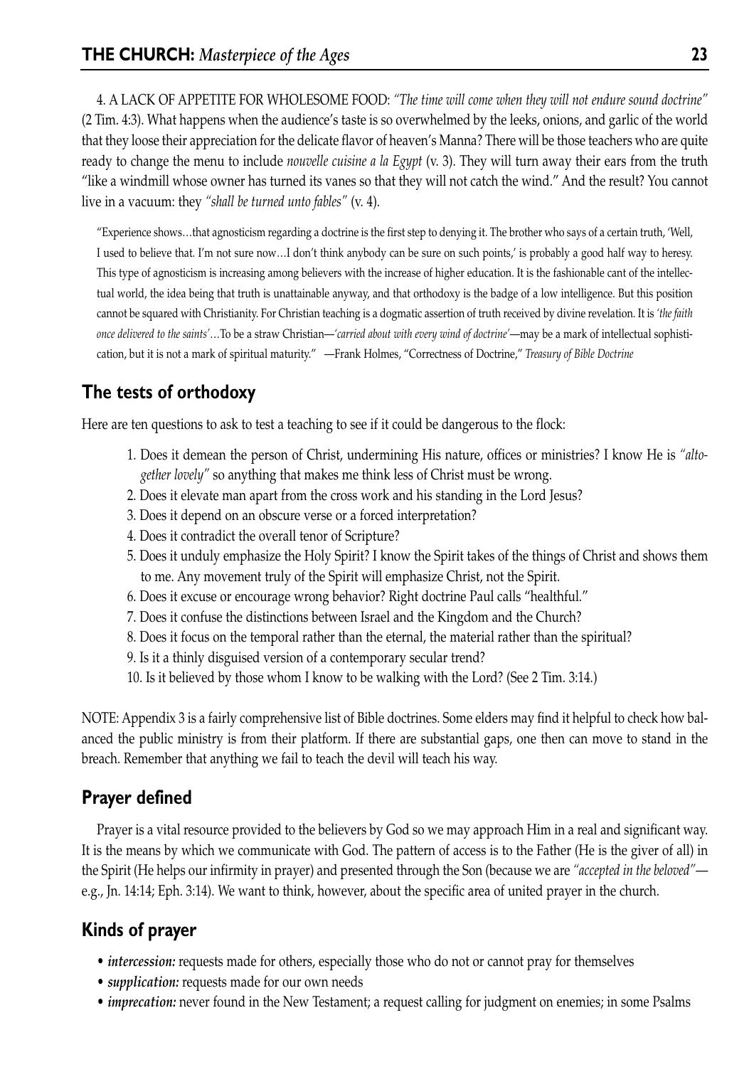4. A LACK OF APPETITE FOR WHOLESOME FOOD: *"The time will come when they will not endure sound doctrine"* (2 Tim. 4:3). What happens when the audience's taste is so overwhelmed by the leeks, onions, and garlic of the world that they loose their appreciation for the delicate flavor of heaven's Manna? There will be those teachers who are quite ready to change the menu to include *nouvelle cuisine a la Egypt* (v. 3). They will turn away their ears from the truth "like a windmill whose owner has turned its vanes so that they will not catch the wind." And the result? You cannot live in a vacuum: they *"shall be turned unto fables"* (v. 4).

> "Experience shows…that agnosticism regarding a doctrine is the first step to denying it. The brother who says of a certain truth, 'Well, I used to believe that. I'm not sure now…I don't think anybody can be sure on such points,' is probably a good half way to heresy. This type of agnosticism is increasing among believers with the increase of higher education. It is the fashionable cant of the intellectual world, the idea being that truth is unattainable anyway, and that orthodoxy is the badge of a low intelligence. But this position cannot be squared with Christianity. For Christian teaching is a dogmatic assertion of truth received by divine revelation. It is *'the faith once delivered to the saints'*…To be a straw Christian—*'carried about with every wind of doctrine'*—may be a mark of intellectual sophistication, but it is not a mark of spiritual maturity." —Frank Holmes, "Correctness of Doctrine," *Treasury of Bible Doctrine*

## The tests of orthodoxy

Here are ten questions to ask to test a teaching to see if it could be dangerous to the flock:

1. Does it demean the person of Christ, undermining His nature, offices or ministries? I know He is *"altogether lovely"* so anything that makes me think less of Christ must be wrong.
2. Does it elevate man apart from the cross work and his standing in the Lord Jesus?
3. Does it depend on an obscure verse or a forced interpretation?
4. Does it contradict the overall tenor of Scripture?
5. Does it unduly emphasize the Holy Spirit? I know the Spirit takes of the things of Christ and shows them to me. Any movement truly of the Spirit will emphasize Christ, not the Spirit.
6. Does it excuse or encourage wrong behavior? Right doctrine Paul calls "healthful."
7. Does it confuse the distinctions between Israel and the Kingdom and the Church?
8. Does it focus on the temporal rather than the eternal, the material rather than the spiritual?
9. Is it a thinly disguised version of a contemporary secular trend?
10. Is it believed by those whom I know to be walking with the Lord? (See 2 Tim. 3:14.)

NOTE: Appendix 3 is a fairly comprehensive list of Bible doctrines. Some elders may find it helpful to check how balanced the public ministry is from their platform. If there are substantial gaps, one then can move to stand in the breach. Remember that anything we fail to teach the devil will teach his way.

## Prayer defined

Prayer is a vital resource provided to the believers by God so we may approach Him in a real and significant way. It is the means by which we communicate with God. The pattern of access is to the Father (He is the giver of all) in the Spirit (He helps our infirmity in prayer) and presented through the Son (because we are *"accepted in the beloved"*—e.g., Jn. 14:14; Eph. 3:14). We want to think, however, about the specific area of united prayer in the church.

## Kinds of prayer

- ***intercession:*** requests made for others, especially those who do not or cannot pray for themselves
- ***supplication:*** requests made for our own needs
- ***imprecation:*** never found in the New Testament; a request calling for judgment on enemies; in some Psalms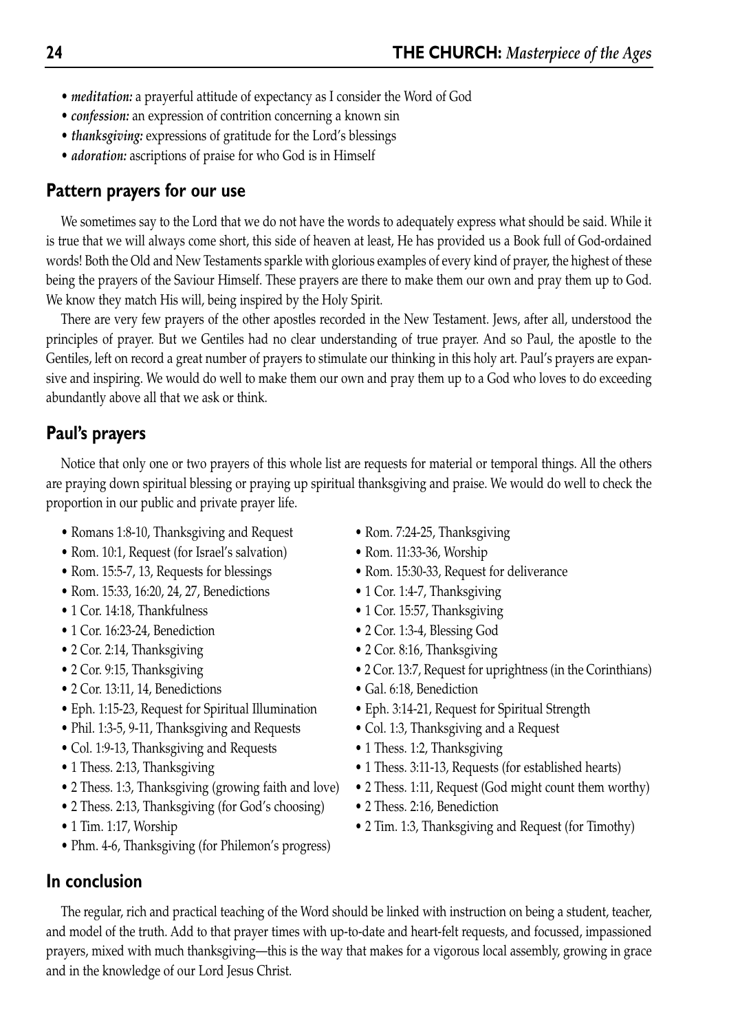- *meditation:* a prayerful attitude of expectancy as I consider the Word of God
- *confession:* an expression of contrition concerning a known sin
- *thanksgiving:* expressions of gratitude for the Lord's blessings
- *adoration:* ascriptions of praise for who God is in Himself

## Pattern prayers for our use

We sometimes say to the Lord that we do not have the words to adequately express what should be said. While it is true that we will always come short, this side of heaven at least, He has provided us a Book full of God-ordained words! Both the Old and New Testaments sparkle with glorious examples of every kind of prayer, the highest of these being the prayers of the Saviour Himself. These prayers are there to make them our own and pray them up to God. We know they match His will, being inspired by the Holy Spirit.

There are very few prayers of the other apostles recorded in the New Testament. Jews, after all, understood the principles of prayer. But we Gentiles had no clear understanding of true prayer. And so Paul, the apostle to the Gentiles, left on record a great number of prayers to stimulate our thinking in this holy art. Paul's prayers are expansive and inspiring. We would do well to make them our own and pray them up to a God who loves to do exceeding abundantly above all that we ask or think.

## Paul's prayers

Notice that only one or two prayers of this whole list are requests for material or temporal things. All the others are praying down spiritual blessing or praying up spiritual thanksgiving and praise. We would do well to check the proportion in our public and private prayer life.

- Romans 1:8-10, Thanksgiving and Request
- Rom. 10:1, Request (for Israel's salvation)
- Rom. 15:5-7, 13, Requests for blessings
- Rom. 15:33, 16:20, 24, 27, Benedictions
- 1 Cor. 14:18, Thankfulness
- 1 Cor. 16:23-24, Benediction
- 2 Cor. 2:14, Thanksgiving
- 2 Cor. 9:15, Thanksgiving
- 2 Cor. 13:11, 14, Benedictions
- Eph. 1:15-23, Request for Spiritual Illumination
- Phil. 1:3-5, 9-11, Thanksgiving and Requests
- Col. 1:9-13, Thanksgiving and Requests
- 1 Thess. 2:13, Thanksgiving
- 2 Thess. 1:3, Thanksgiving (growing faith and love)
- 2 Thess. 2:13, Thanksgiving (for God's choosing)
- 1 Tim. 1:17, Worship
- Phm. 4-6, Thanksgiving (for Philemon's progress)
- Rom. 7:24-25, Thanksgiving
- Rom. 11:33-36, Worship
- Rom. 15:30-33, Request for deliverance
- 1 Cor. 1:4-7, Thanksgiving
- 1 Cor. 15:57, Thanksgiving
- 2 Cor. 1:3-4, Blessing God
- 2 Cor. 8:16, Thanksgiving
- 2 Cor. 13:7, Request for uprightness (in the Corinthians)
- Gal. 6:18, Benediction
- Eph. 3:14-21, Request for Spiritual Strength
- Col. 1:3, Thanksgiving and a Request
- 1 Thess. 1:2, Thanksgiving
- 1 Thess. 3:11-13, Requests (for established hearts)
- 2 Thess. 1:11, Request (God might count them worthy)
- 2 Thess. 2:16, Benediction
- 2 Tim. 1:3, Thanksgiving and Request (for Timothy)

## In conclusion

The regular, rich and practical teaching of the Word should be linked with instruction on being a student, teacher, and model of the truth. Add to that prayer times with up-to-date and heart-felt requests, and focussed, impassioned prayers, mixed with much thanksgiving—this is the way that makes for a vigorous local assembly, growing in grace and in the knowledge of our Lord Jesus Christ.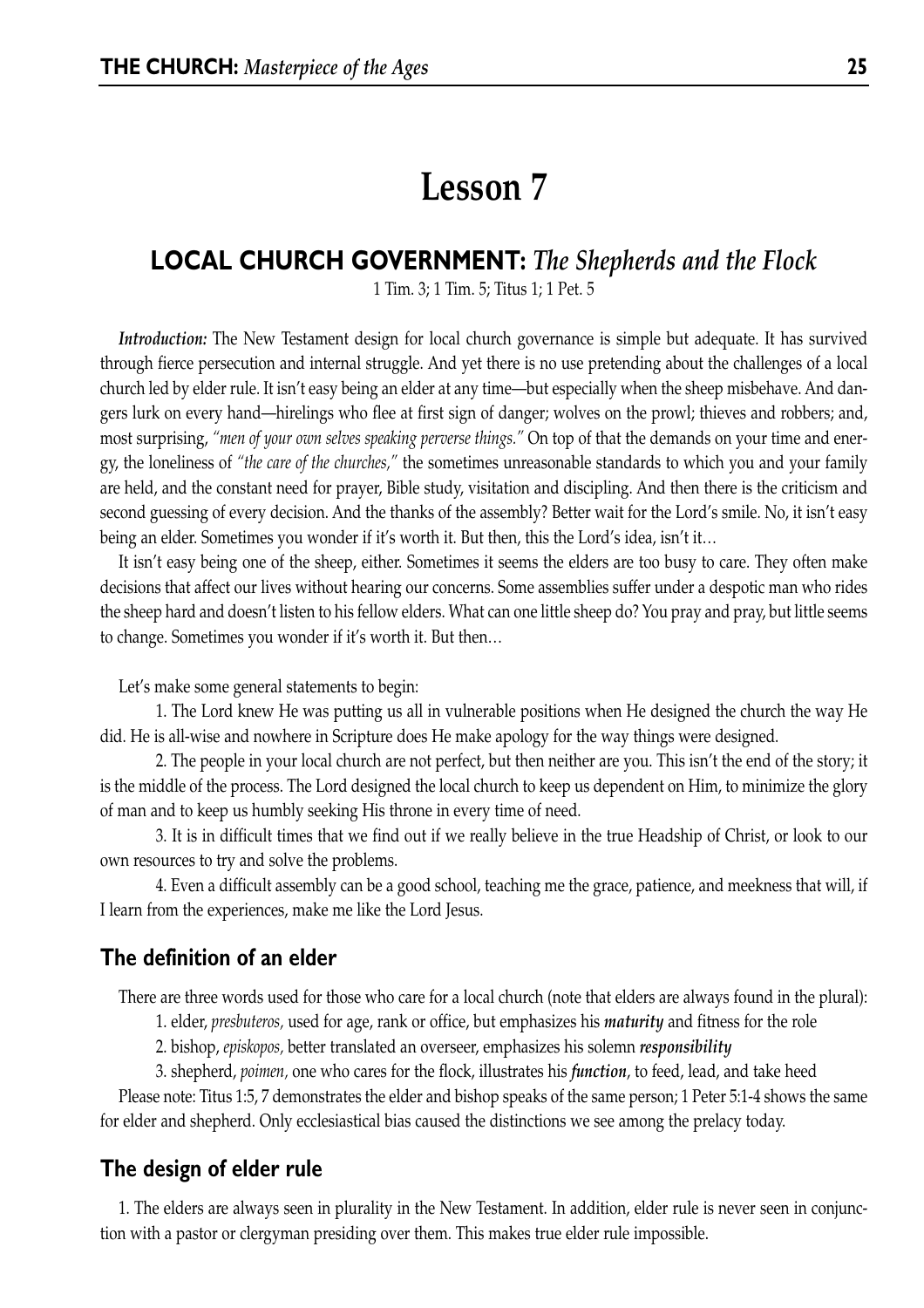# Lesson 7

## LOCAL CHURCH GOVERNMENT: *The Shepherds and the Flock*

1 Tim. 3; 1 Tim. 5; Titus 1; 1 Pet. 5

***Introduction:*** The New Testament design for local church governance is simple but adequate. It has survived through fierce persecution and internal struggle. And yet there is no use pretending about the challenges of a local church led by elder rule. It isn't easy being an elder at any time—but especially when the sheep misbehave. And dangers lurk on every hand—hirelings who flee at first sign of danger; wolves on the prowl; thieves and robbers; and, most surprising, *"men of your own selves speaking perverse things."* On top of that the demands on your time and energy, the loneliness of *"the care of the churches,"* the sometimes unreasonable standards to which you and your family are held, and the constant need for prayer, Bible study, visitation and discipling. And then there is the criticism and second guessing of every decision. And the thanks of the assembly? Better wait for the Lord's smile. No, it isn't easy being an elder. Sometimes you wonder if it's worth it. But then, this the Lord's idea, isn't it…

It isn't easy being one of the sheep, either. Sometimes it seems the elders are too busy to care. They often make decisions that affect our lives without hearing our concerns. Some assemblies suffer under a despotic man who rides the sheep hard and doesn't listen to his fellow elders. What can one little sheep do? You pray and pray, but little seems to change. Sometimes you wonder if it's worth it. But then…

Let's make some general statements to begin:

1. The Lord knew He was putting us all in vulnerable positions when He designed the church the way He did. He is all-wise and nowhere in Scripture does He make apology for the way things were designed.
2. The people in your local church are not perfect, but then neither are you. This isn't the end of the story; it is the middle of the process. The Lord designed the local church to keep us dependent on Him, to minimize the glory of man and to keep us humbly seeking His throne in every time of need.
3. It is in difficult times that we find out if we really believe in the true Headship of Christ, or look to our own resources to try and solve the problems.
4. Even a difficult assembly can be a good school, teaching me the grace, patience, and meekness that will, if I learn from the experiences, make me like the Lord Jesus.

### The definition of an elder

There are three words used for those who care for a local church (note that elders are always found in the plural):

1. elder, *presbuteros,* used for age, rank or office, but emphasizes his ***maturity*** and fitness for the role
2. bishop, *episkopos,* better translated an overseer, emphasizes his solemn ***responsibility***
3. shepherd, *poimen,* one who cares for the flock, illustrates his ***function***, to feed, lead, and take heed

Please note: Titus 1:5, 7 demonstrates the elder and bishop speaks of the same person; 1 Peter 5:1-4 shows the same for elder and shepherd. Only ecclesiastical bias caused the distinctions we see among the prelacy today.

### The design of elder rule

1. The elders are always seen in plurality in the New Testament. In addition, elder rule is never seen in conjunction with a pastor or clergyman presiding over them. This makes true elder rule impossible.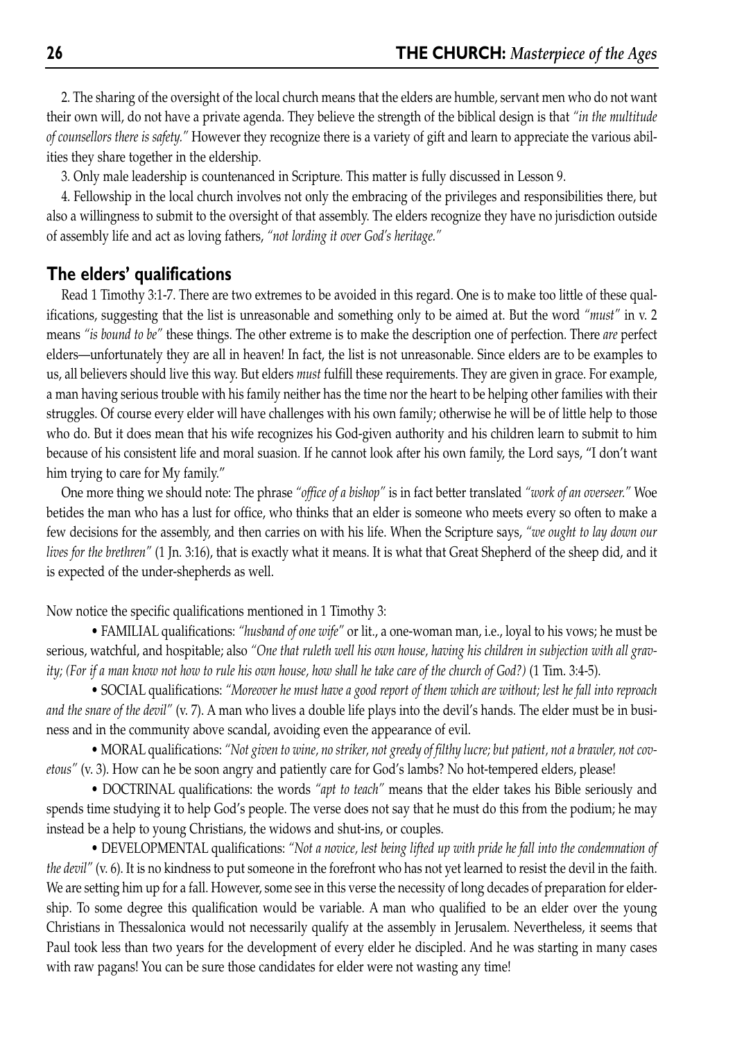2. The sharing of the oversight of the local church means that the elders are humble, servant men who do not want their own will, do not have a private agenda. They believe the strength of the biblical design is that *"in the multitude of counsellors there is safety."* However they recognize there is a variety of gift and learn to appreciate the various abilities they share together in the eldership.

3. Only male leadership is countenanced in Scripture. This matter is fully discussed in Lesson 9.

4. Fellowship in the local church involves not only the embracing of the privileges and responsibilities there, but also a willingness to submit to the oversight of that assembly. The elders recognize they have no jurisdiction outside of assembly life and act as loving fathers, *"not lording it over God's heritage."*

## The elders' qualifications

Read 1 Timothy 3:1-7. There are two extremes to be avoided in this regard. One is to make too little of these qualifications, suggesting that the list is unreasonable and something only to be aimed at. But the word *"must"* in v. 2 means *"is bound to be"* these things. The other extreme is to make the description one of perfection. There *are* perfect elders—unfortunately they are all in heaven! In fact, the list is not unreasonable. Since elders are to be examples to us, all believers should live this way. But elders *must* fulfill these requirements. They are given in grace. For example, a man having serious trouble with his family neither has the time nor the heart to be helping other families with their struggles. Of course every elder will have challenges with his own family; otherwise he will be of little help to those who do. But it does mean that his wife recognizes his God-given authority and his children learn to submit to him because of his consistent life and moral suasion. If he cannot look after his own family, the Lord says, "I don't want him trying to care for My family."

One more thing we should note: The phrase *"office of a bishop"* is in fact better translated *"work of an overseer."* Woe betides the man who has a lust for office, who thinks that an elder is someone who meets every so often to make a few decisions for the assembly, and then carries on with his life. When the Scripture says, *"we ought to lay down our lives for the brethren"* (1 Jn. 3:16), that is exactly what it means. It is what that Great Shepherd of the sheep did, and it is expected of the under-shepherds as well.

Now notice the specific qualifications mentioned in 1 Timothy 3:

- FAMILIAL qualifications: *"husband of one wife"* or lit., a one-woman man, i.e., loyal to his vows; he must be serious, watchful, and hospitable; also *"One that ruleth well his own house, having his children in subjection with all gravity; (For if a man know not how to rule his own house, how shall he take care of the church of God?)* (1 Tim. 3:4-5).

- SOCIAL qualifications: *"Moreover he must have a good report of them which are without; lest he fall into reproach and the snare of the devil"* (v. 7). A man who lives a double life plays into the devil's hands. The elder must be in business and in the community above scandal, avoiding even the appearance of evil.

- MORAL qualifications: *"Not given to wine, no striker, not greedy of filthy lucre; but patient, not a brawler, not covetous"* (v. 3). How can he be soon angry and patiently care for God's lambs? No hot-tempered elders, please!

- DOCTRINAL qualifications: the words *"apt to teach"* means that the elder takes his Bible seriously and spends time studying it to help God's people. The verse does not say that he must do this from the podium; he may instead be a help to young Christians, the widows and shut-ins, or couples.

- DEVELOPMENTAL qualifications: *"Not a novice, lest being lifted up with pride he fall into the condemnation of the devil"* (v. 6). It is no kindness to put someone in the forefront who has not yet learned to resist the devil in the faith. We are setting him up for a fall. However, some see in this verse the necessity of long decades of preparation for eldership. To some degree this qualification would be variable. A man who qualified to be an elder over the young Christians in Thessalonica would not necessarily qualify at the assembly in Jerusalem. Nevertheless, it seems that Paul took less than two years for the development of every elder he discipled. And he was starting in many cases with raw pagans! You can be sure those candidates for elder were not wasting any time!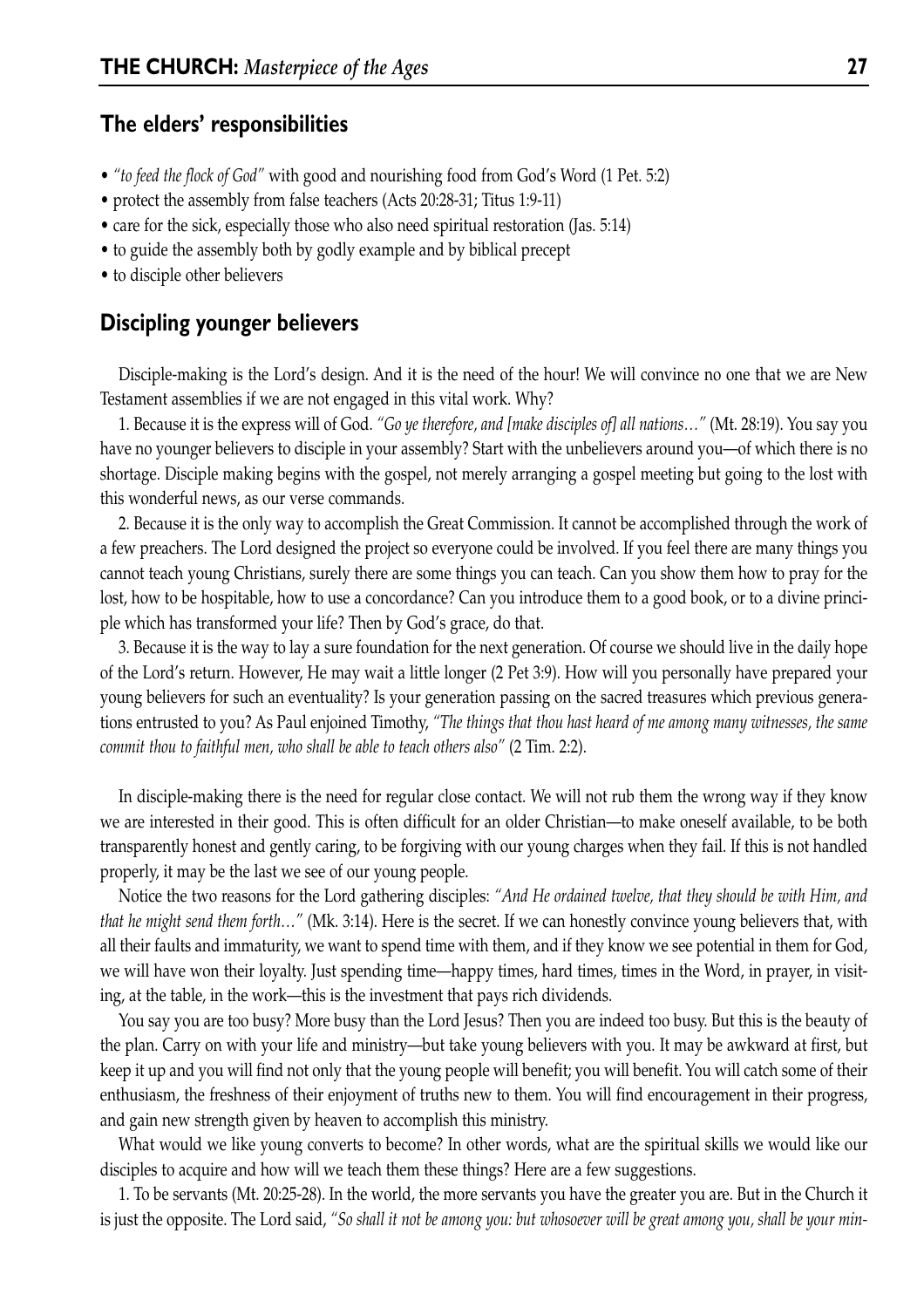## The elders' responsibilities

- *"to feed the flock of God"* with good and nourishing food from God's Word (1 Pet. 5:2)
- protect the assembly from false teachers (Acts 20:28-31; Titus 1:9-11)
- care for the sick, especially those who also need spiritual restoration (Jas. 5:14)
- to guide the assembly both by godly example and by biblical precept
- to disciple other believers

## Discipling younger believers

Disciple-making is the Lord's design. And it is the need of the hour! We will convince no one that we are New Testament assemblies if we are not engaged in this vital work. Why?

1. Because it is the express will of God. *"Go ye therefore, and [make disciples of] all nations…"* (Mt. 28:19). You say you have no younger believers to disciple in your assembly? Start with the unbelievers around you—of which there is no shortage. Disciple making begins with the gospel, not merely arranging a gospel meeting but going to the lost with this wonderful news, as our verse commands.

2. Because it is the only way to accomplish the Great Commission. It cannot be accomplished through the work of a few preachers. The Lord designed the project so everyone could be involved. If you feel there are many things you cannot teach young Christians, surely there are some things you can teach. Can you show them how to pray for the lost, how to be hospitable, how to use a concordance? Can you introduce them to a good book, or to a divine principle which has transformed your life? Then by God's grace, do that.

3. Because it is the way to lay a sure foundation for the next generation. Of course we should live in the daily hope of the Lord's return. However, He may wait a little longer (2 Pet 3:9). How will you personally have prepared your young believers for such an eventuality? Is your generation passing on the sacred treasures which previous generations entrusted to you? As Paul enjoined Timothy, *"The things that thou hast heard of me among many witnesses, the same commit thou to faithful men, who shall be able to teach others also"* (2 Tim. 2:2).

In disciple-making there is the need for regular close contact. We will not rub them the wrong way if they know we are interested in their good. This is often difficult for an older Christian—to make oneself available, to be both transparently honest and gently caring, to be forgiving with our young charges when they fail. If this is not handled properly, it may be the last we see of our young people.

Notice the two reasons for the Lord gathering disciples: *"And He ordained twelve, that they should be with Him, and that he might send them forth…"* (Mk. 3:14). Here is the secret. If we can honestly convince young believers that, with all their faults and immaturity, we want to spend time with them, and if they know we see potential in them for God, we will have won their loyalty. Just spending time—happy times, hard times, times in the Word, in prayer, in visiting, at the table, in the work—this is the investment that pays rich dividends.

You say you are too busy? More busy than the Lord Jesus? Then you are indeed too busy. But this is the beauty of the plan. Carry on with your life and ministry—but take young believers with you. It may be awkward at first, but keep it up and you will find not only that the young people will benefit; you will benefit. You will catch some of their enthusiasm, the freshness of their enjoyment of truths new to them. You will find encouragement in their progress, and gain new strength given by heaven to accomplish this ministry.

What would we like young converts to become? In other words, what are the spiritual skills we would like our disciples to acquire and how will we teach them these things? Here are a few suggestions.

1. To be servants (Mt. 20:25-28). In the world, the more servants you have the greater you are. But in the Church it is just the opposite. The Lord said, *"So shall it not be among you: but whosoever will be great among you, shall be your min-*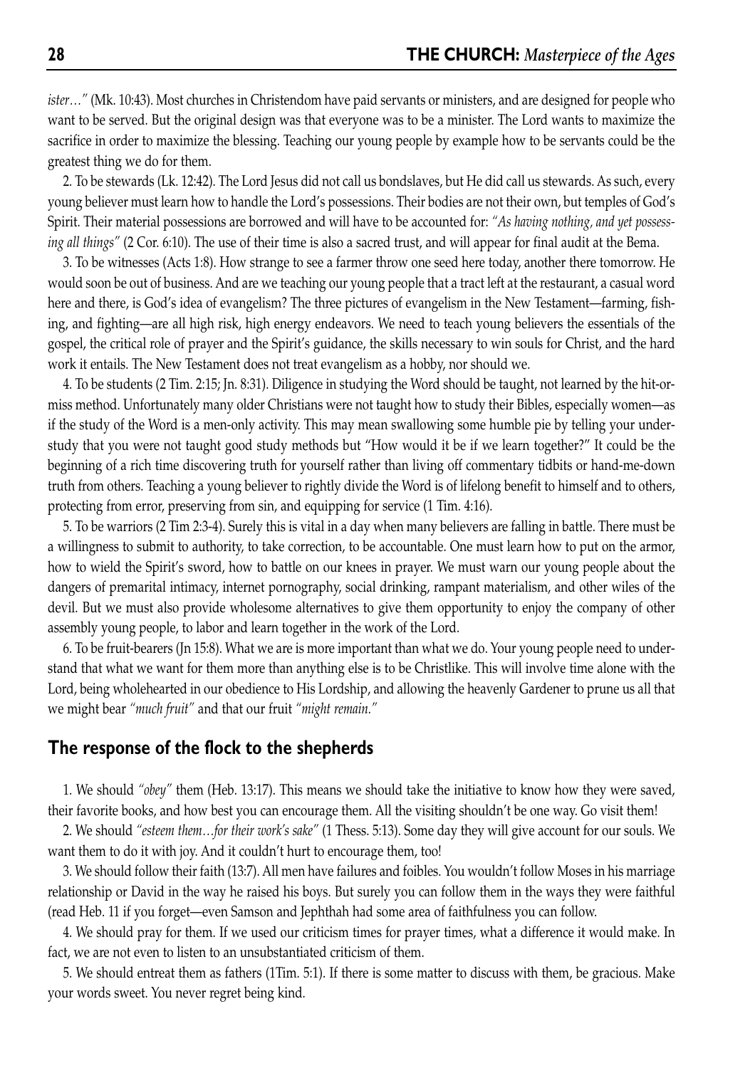*ister…"* (Mk. 10:43). Most churches in Christendom have paid servants or ministers, and are designed for people who want to be served. But the original design was that everyone was to be a minister. The Lord wants to maximize the sacrifice in order to maximize the blessing. Teaching our young people by example how to be servants could be the greatest thing we do for them.

2. To be stewards (Lk. 12:42). The Lord Jesus did not call us bondslaves, but He did call us stewards. As such, every young believer must learn how to handle the Lord's possessions. Their bodies are not their own, but temples of God's Spirit. Their material possessions are borrowed and will have to be accounted for: *"As having nothing, and yet possessing all things"* (2 Cor. 6:10). The use of their time is also a sacred trust, and will appear for final audit at the Bema.

3. To be witnesses (Acts 1:8). How strange to see a farmer throw one seed here today, another there tomorrow. He would soon be out of business. And are we teaching our young people that a tract left at the restaurant, a casual word here and there, is God's idea of evangelism? The three pictures of evangelism in the New Testament—farming, fishing, and fighting—are all high risk, high energy endeavors. We need to teach young believers the essentials of the gospel, the critical role of prayer and the Spirit's guidance, the skills necessary to win souls for Christ, and the hard work it entails. The New Testament does not treat evangelism as a hobby, nor should we.

4. To be students (2 Tim. 2:15; Jn. 8:31). Diligence in studying the Word should be taught, not learned by the hit-or-miss method. Unfortunately many older Christians were not taught how to study their Bibles, especially women—as if the study of the Word is a men-only activity. This may mean swallowing some humble pie by telling your understudy that you were not taught good study methods but "How would it be if we learn together?" It could be the beginning of a rich time discovering truth for yourself rather than living off commentary tidbits or hand-me-down truth from others. Teaching a young believer to rightly divide the Word is of lifelong benefit to himself and to others, protecting from error, preserving from sin, and equipping for service (1 Tim. 4:16).

5. To be warriors (2 Tim 2:3-4). Surely this is vital in a day when many believers are falling in battle. There must be a willingness to submit to authority, to take correction, to be accountable. One must learn how to put on the armor, how to wield the Spirit's sword, how to battle on our knees in prayer. We must warn our young people about the dangers of premarital intimacy, internet pornography, social drinking, rampant materialism, and other wiles of the devil. But we must also provide wholesome alternatives to give them opportunity to enjoy the company of other assembly young people, to labor and learn together in the work of the Lord.

6. To be fruit-bearers (Jn 15:8). What we are is more important than what we do. Your young people need to understand that what we want for them more than anything else is to be Christlike. This will involve time alone with the Lord, being wholehearted in our obedience to His Lordship, and allowing the heavenly Gardener to prune us all that we might bear *"much fruit"* and that our fruit *"might remain."*

## The response of the flock to the shepherds

1. We should *"obey"* them (Heb. 13:17). This means we should take the initiative to know how they were saved, their favorite books, and how best you can encourage them. All the visiting shouldn't be one way. Go visit them!

2. We should *"esteem them…for their work's sake"* (1 Thess. 5:13). Some day they will give account for our souls. We want them to do it with joy. And it couldn't hurt to encourage them, too!

3. We should follow their faith (13:7). All men have failures and foibles. You wouldn't follow Moses in his marriage relationship or David in the way he raised his boys. But surely you can follow them in the ways they were faithful (read Heb. 11 if you forget—even Samson and Jephthah had some area of faithfulness you can follow.

4. We should pray for them. If we used our criticism times for prayer times, what a difference it would make. In fact, we are not even to listen to an unsubstantiated criticism of them.

5. We should entreat them as fathers (1Tim. 5:1). If there is some matter to discuss with them, be gracious. Make your words sweet. You never regret being kind.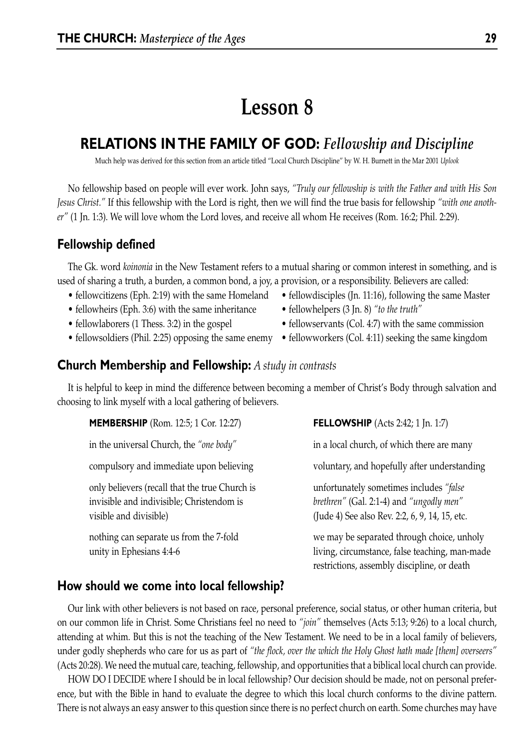# Lesson 8

## RELATIONS IN THE FAMILY OF GOD: *Fellowship and Discipline*

Much help was derived for this section from an article titled "Local Church Discipline" by W. H. Burnett in the Mar 2001 *Uplook*

No fellowship based on people will ever work. John says, *"Truly our fellowship is with the Father and with His Son Jesus Christ."* If this fellowship with the Lord is right, then we will find the true basis for fellowship *"with one another"* (1 Jn. 1:3). We will love whom the Lord loves, and receive all whom He receives (Rom. 16:2; Phil. 2:29).

### Fellowship defined

The Gk. word *koinonia* in the New Testament refers to a mutual sharing or common interest in something, and is used of sharing a truth, a burden, a common bond, a joy, a provision, or a responsibility. Believers are called:

- fellowcitizens (Eph. 2:19) with the same Homeland
- fellowheirs (Eph. 3:6) with the same inheritance
- fellowlaborers (1 Thess. 3:2) in the gospel
- fellowsoldiers (Phil. 2:25) opposing the same enemy
- fellowdisciples (Jn. 11:16), following the same Master
- fellowhelpers (3 Jn. 8) *"to the truth"*
- fellowservants (Col. 4:7) with the same commission
- fellowworkers (Col. 4:11) seeking the same kingdom

### Church Membership and Fellowship: *A study in contrasts*

It is helpful to keep in mind the difference between becoming a member of Christ's Body through salvation and choosing to link myself with a local gathering of believers.

| **MEMBERSHIP** (Rom. 12:5; 1 Cor. 12:27) | **FELLOWSHIP** (Acts 2:42; 1 Jn. 1:7) |
|---|---|
| in the universal Church, the *"one body"* | in a local church, of which there are many |
| compulsory and immediate upon believing | voluntary, and hopefully after understanding |
| only believers (recall that the true Church is invisible and indivisible; Christendom is visible and divisible) | unfortunately sometimes includes *"false brethren"* (Gal. 2:1-4) and *"ungodly men"* (Jude 4) See also Rev. 2:2, 6, 9, 14, 15, etc. |
| nothing can separate us from the 7-fold unity in Ephesians 4:4-6 | we may be separated through choice, unholy living, circumstance, false teaching, man-made restrictions, assembly discipline, or death |

### How should we come into local fellowship?

Our link with other believers is not based on race, personal preference, social status, or other human criteria, but on our common life in Christ. Some Christians feel no need to *"join"* themselves (Acts 5:13; 9:26) to a local church, attending at whim. But this is not the teaching of the New Testament. We need to be in a local family of believers, under godly shepherds who care for us as part of *"the flock, over the which the Holy Ghost hath made [them] overseers"* (Acts 20:28). We need the mutual care, teaching, fellowship, and opportunities that a biblical local church can provide.

HOW DO I DECIDE where I should be in local fellowship? Our decision should be made, not on personal preference, but with the Bible in hand to evaluate the degree to which this local church conforms to the divine pattern. There is not always an easy answer to this question since there is no perfect church on earth. Some churches may have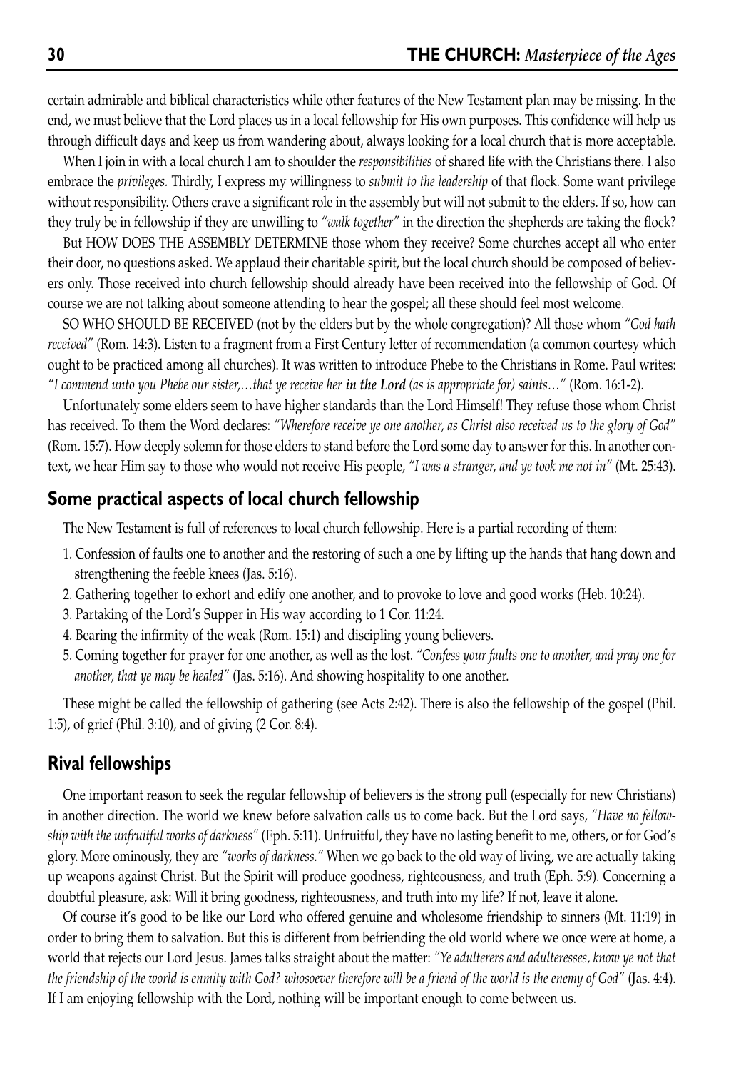certain admirable and biblical characteristics while other features of the New Testament plan may be missing. In the end, we must believe that the Lord places us in a local fellowship for His own purposes. This confidence will help us through difficult days and keep us from wandering about, always looking for a local church that is more acceptable.

When I join in with a local church I am to shoulder the *responsibilities* of shared life with the Christians there. I also embrace the *privileges.* Thirdly, I express my willingness to *submit to the leadership* of that flock. Some want privilege without responsibility. Others crave a significant role in the assembly but will not submit to the elders. If so, how can they truly be in fellowship if they are unwilling to *"walk together"* in the direction the shepherds are taking the flock?

But HOW DOES THE ASSEMBLY DETERMINE those whom they receive? Some churches accept all who enter their door, no questions asked. We applaud their charitable spirit, but the local church should be composed of believers only. Those received into church fellowship should already have been received into the fellowship of God. Of course we are not talking about someone attending to hear the gospel; all these should feel most welcome.

SO WHO SHOULD BE RECEIVED (not by the elders but by the whole congregation)? All those whom *"God hath received"* (Rom. 14:3). Listen to a fragment from a First Century letter of recommendation (a common courtesy which ought to be practiced among all churches). It was written to introduce Phebe to the Christians in Rome. Paul writes: *"I commend unto you Phebe our sister,…that ye receive her **in the Lord** (as is appropriate for) saints…"* (Rom. 16:1-2).

Unfortunately some elders seem to have higher standards than the Lord Himself! They refuse those whom Christ has received. To them the Word declares: *"Wherefore receive ye one another, as Christ also received us to the glory of God"* (Rom. 15:7). How deeply solemn for those elders to stand before the Lord some day to answer for this. In another context, we hear Him say to those who would not receive His people, *"I was a stranger, and ye took me not in"* (Mt. 25:43).

## Some practical aspects of local church fellowship

The New Testament is full of references to local church fellowship. Here is a partial recording of them:

1. Confession of faults one to another and the restoring of such a one by lifting up the hands that hang down and strengthening the feeble knees (Jas. 5:16).
2. Gathering together to exhort and edify one another, and to provoke to love and good works (Heb. 10:24).
3. Partaking of the Lord's Supper in His way according to 1 Cor. 11:24.
4. Bearing the infirmity of the weak (Rom. 15:1) and discipling young believers.
5. Coming together for prayer for one another, as well as the lost. *"Confess your faults one to another, and pray one for another, that ye may be healed"* (Jas. 5:16). And showing hospitality to one another.

These might be called the fellowship of gathering (see Acts 2:42). There is also the fellowship of the gospel (Phil. 1:5), of grief (Phil. 3:10), and of giving (2 Cor. 8:4).

## Rival fellowships

One important reason to seek the regular fellowship of believers is the strong pull (especially for new Christians) in another direction. The world we knew before salvation calls us to come back. But the Lord says, *"Have no fellowship with the unfruitful works of darkness"* (Eph. 5:11). Unfruitful, they have no lasting benefit to me, others, or for God's glory. More ominously, they are *"works of darkness."* When we go back to the old way of living, we are actually taking up weapons against Christ. But the Spirit will produce goodness, righteousness, and truth (Eph. 5:9). Concerning a doubtful pleasure, ask: Will it bring goodness, righteousness, and truth into my life? If not, leave it alone.

Of course it's good to be like our Lord who offered genuine and wholesome friendship to sinners (Mt. 11:19) in order to bring them to salvation. But this is different from befriending the old world where we once were at home, a world that rejects our Lord Jesus. James talks straight about the matter: *"Ye adulterers and adulteresses, know ye not that the friendship of the world is enmity with God? whosoever therefore will be a friend of the world is the enemy of God"* (Jas. 4:4). If I am enjoying fellowship with the Lord, nothing will be important enough to come between us.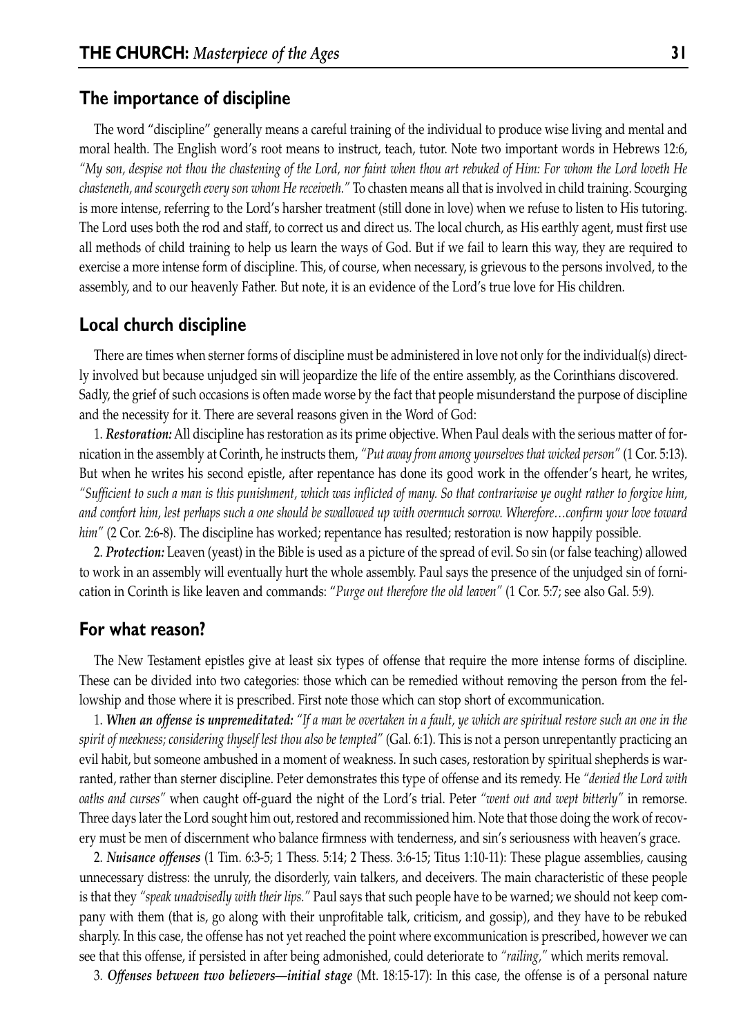## The importance of discipline

The word "discipline" generally means a careful training of the individual to produce wise living and mental and moral health. The English word's root means to instruct, teach, tutor. Note two important words in Hebrews 12:6, *"My son, despise not thou the chastening of the Lord, nor faint when thou art rebuked of Him: For whom the Lord loveth He chasteneth, and scourgeth every son whom He receiveth."* To chasten means all that is involved in child training. Scourging is more intense, referring to the Lord's harsher treatment (still done in love) when we refuse to listen to His tutoring. The Lord uses both the rod and staff, to correct us and direct us. The local church, as His earthly agent, must first use all methods of child training to help us learn the ways of God. But if we fail to learn this way, they are required to exercise a more intense form of discipline. This, of course, when necessary, is grievous to the persons involved, to the assembly, and to our heavenly Father. But note, it is an evidence of the Lord's true love for His children.

## Local church discipline

There are times when sterner forms of discipline must be administered in love not only for the individual(s) directly involved but because unjudged sin will jeopardize the life of the entire assembly, as the Corinthians discovered. Sadly, the grief of such occasions is often made worse by the fact that people misunderstand the purpose of discipline and the necessity for it. There are several reasons given in the Word of God:

1. ***Restoration:*** All discipline has restoration as its prime objective. When Paul deals with the serious matter of fornication in the assembly at Corinth, he instructs them, *"Put away from among yourselves that wicked person"* (1 Cor. 5:13). But when he writes his second epistle, after repentance has done its good work in the offender's heart, he writes, *"Sufficient to such a man is this punishment, which was inflicted of many. So that contrariwise ye ought rather to forgive him, and comfort him, lest perhaps such a one should be swallowed up with overmuch sorrow. Wherefore…confirm your love toward him"* (2 Cor. 2:6-8). The discipline has worked; repentance has resulted; restoration is now happily possible.

2. ***Protection:*** Leaven (yeast) in the Bible is used as a picture of the spread of evil. So sin (or false teaching) allowed to work in an assembly will eventually hurt the whole assembly. Paul says the presence of the unjudged sin of fornication in Corinth is like leaven and commands: "*Purge out therefore the old leaven"* (1 Cor. 5:7; see also Gal. 5:9).

## For what reason?

The New Testament epistles give at least six types of offense that require the more intense forms of discipline. These can be divided into two categories: those which can be remedied without removing the person from the fellowship and those where it is prescribed. First note those which can stop short of excommunication.

1. ***When an offense is unpremeditated:*** *"If a man be overtaken in a fault, ye which are spiritual restore such an one in the spirit of meekness; considering thyself lest thou also be tempted"* (Gal. 6:1). This is not a person unrepentantly practicing an evil habit, but someone ambushed in a moment of weakness. In such cases, restoration by spiritual shepherds is warranted, rather than sterner discipline. Peter demonstrates this type of offense and its remedy. He *"denied the Lord with oaths and curses"* when caught off-guard the night of the Lord's trial. Peter *"went out and wept bitterly"* in remorse. Three days later the Lord sought him out, restored and recommissioned him. Note that those doing the work of recovery must be men of discernment who balance firmness with tenderness, and sin's seriousness with heaven's grace.

2. ***Nuisance offenses*** (1 Tim. 6:3-5; 1 Thess. 5:14; 2 Thess. 3:6-15; Titus 1:10-11): These plague assemblies, causing unnecessary distress: the unruly, the disorderly, vain talkers, and deceivers. The main characteristic of these people is that they *"speak unadvisedly with their lips."* Paul says that such people have to be warned; we should not keep company with them (that is, go along with their unprofitable talk, criticism, and gossip), and they have to be rebuked sharply. In this case, the offense has not yet reached the point where excommunication is prescribed, however we can see that this offense, if persisted in after being admonished, could deteriorate to *"railing,"* which merits removal.

3. ***Offenses between two believers—initial stage*** (Mt. 18:15-17): In this case, the offense is of a personal nature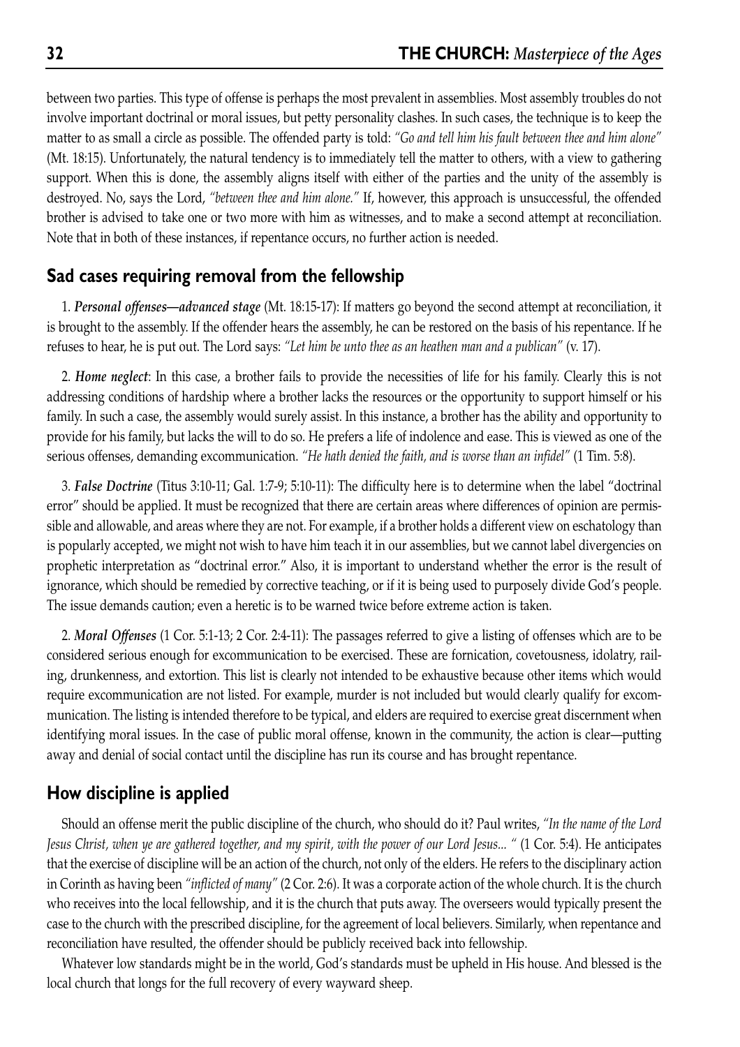between two parties. This type of offense is perhaps the most prevalent in assemblies. Most assembly troubles do not involve important doctrinal or moral issues, but petty personality clashes. In such cases, the technique is to keep the matter to as small a circle as possible. The offended party is told: *"Go and tell him his fault between thee and him alone"* (Mt. 18:15). Unfortunately, the natural tendency is to immediately tell the matter to others, with a view to gathering support. When this is done, the assembly aligns itself with either of the parties and the unity of the assembly is destroyed. No, says the Lord, *"between thee and him alone."* If, however, this approach is unsuccessful, the offended brother is advised to take one or two more with him as witnesses, and to make a second attempt at reconciliation. Note that in both of these instances, if repentance occurs, no further action is needed.

## Sad cases requiring removal from the fellowship

1. ***Personal offenses—advanced stage*** (Mt. 18:15-17): If matters go beyond the second attempt at reconciliation, it is brought to the assembly. If the offender hears the assembly, he can be restored on the basis of his repentance. If he refuses to hear, he is put out. The Lord says: *"Let him be unto thee as an heathen man and a publican"* (v. 17).

2. ***Home neglect***: In this case, a brother fails to provide the necessities of life for his family. Clearly this is not addressing conditions of hardship where a brother lacks the resources or the opportunity to support himself or his family. In such a case, the assembly would surely assist. In this instance, a brother has the ability and opportunity to provide for his family, but lacks the will to do so. He prefers a life of indolence and ease. This is viewed as one of the serious offenses, demanding excommunication. *"He hath denied the faith, and is worse than an infidel"* (1 Tim. 5:8).

3. ***False Doctrine*** (Titus 3:10-11; Gal. 1:7-9; 5:10-11): The difficulty here is to determine when the label "doctrinal error" should be applied. It must be recognized that there are certain areas where differences of opinion are permissible and allowable, and areas where they are not. For example, if a brother holds a different view on eschatology than is popularly accepted, we might not wish to have him teach it in our assemblies, but we cannot label divergencies on prophetic interpretation as "doctrinal error." Also, it is important to understand whether the error is the result of ignorance, which should be remedied by corrective teaching, or if it is being used to purposely divide God's people. The issue demands caution; even a heretic is to be warned twice before extreme action is taken.

2. ***Moral Offenses*** (1 Cor. 5:1-13; 2 Cor. 2:4-11): The passages referred to give a listing of offenses which are to be considered serious enough for excommunication to be exercised. These are fornication, covetousness, idolatry, railing, drunkenness, and extortion. This list is clearly not intended to be exhaustive because other items which would require excommunication are not listed. For example, murder is not included but would clearly qualify for excommunication. The listing is intended therefore to be typical, and elders are required to exercise great discernment when identifying moral issues. In the case of public moral offense, known in the community, the action is clear—putting away and denial of social contact until the discipline has run its course and has brought repentance.

## How discipline is applied

Should an offense merit the public discipline of the church, who should do it? Paul writes, *"In the name of the Lord Jesus Christ, when ye are gathered together, and my spirit, with the power of our Lord Jesus... "* (1 Cor. 5:4). He anticipates that the exercise of discipline will be an action of the church, not only of the elders. He refers to the disciplinary action in Corinth as having been *"inflicted of many"* (2 Cor. 2:6). It was a corporate action of the whole church. It is the church who receives into the local fellowship, and it is the church that puts away. The overseers would typically present the case to the church with the prescribed discipline, for the agreement of local believers. Similarly, when repentance and reconciliation have resulted, the offender should be publicly received back into fellowship.

Whatever low standards might be in the world, God's standards must be upheld in His house. And blessed is the local church that longs for the full recovery of every wayward sheep.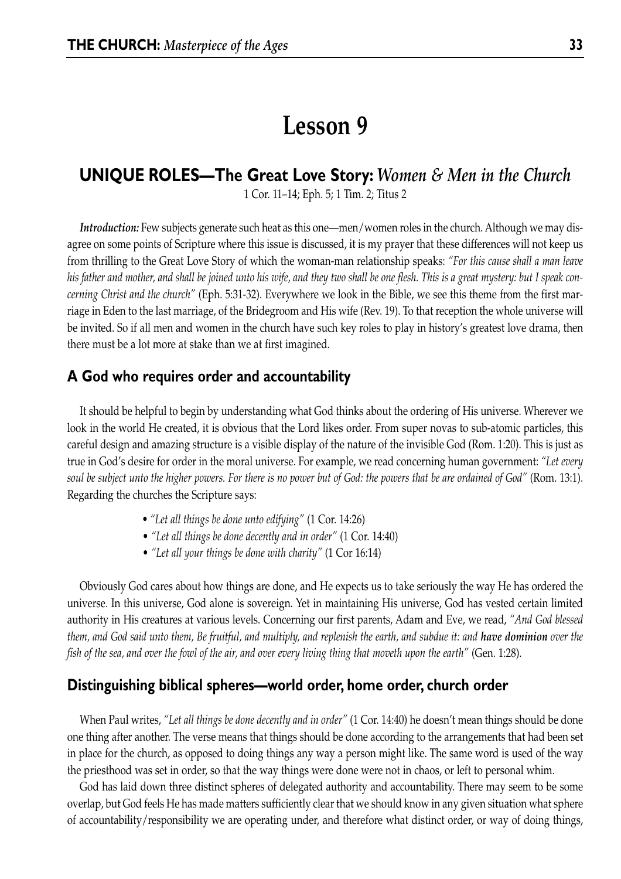# Lesson 9

## UNIQUE ROLES—The Great Love Story: *Women & Men in the Church*

1 Cor. 11–14; Eph. 5; 1 Tim. 2; Titus 2

***Introduction:*** Few subjects generate such heat as this one—men/women roles in the church. Although we may disagree on some points of Scripture where this issue is discussed, it is my prayer that these differences will not keep us from thrilling to the Great Love Story of which the woman-man relationship speaks: *"For this cause shall a man leave his father and mother, and shall be joined unto his wife, and they two shall be one flesh. This is a great mystery: but I speak concerning Christ and the church"* (Eph. 5:31-32). Everywhere we look in the Bible, we see this theme from the first marriage in Eden to the last marriage, of the Bridegroom and His wife (Rev. 19). To that reception the whole universe will be invited. So if all men and women in the church have such key roles to play in history's greatest love drama, then there must be a lot more at stake than we at first imagined.

### A God who requires order and accountability

It should be helpful to begin by understanding what God thinks about the ordering of His universe. Wherever we look in the world He created, it is obvious that the Lord likes order. From super novas to sub-atomic particles, this careful design and amazing structure is a visible display of the nature of the invisible God (Rom. 1:20). This is just as true in God's desire for order in the moral universe. For example, we read concerning human government: *"Let every soul be subject unto the higher powers. For there is no power but of God: the powers that be are ordained of God"* (Rom. 13:1). Regarding the churches the Scripture says:

- *"Let all things be done unto edifying"* (1 Cor. 14:26)
- *"Let all things be done decently and in order"* (1 Cor. 14:40)
- *"Let all your things be done with charity"* (1 Cor 16:14)

Obviously God cares about how things are done, and He expects us to take seriously the way He has ordered the universe. In this universe, God alone is sovereign. Yet in maintaining His universe, God has vested certain limited authority in His creatures at various levels. Concerning our first parents, Adam and Eve, we read, *"And God blessed them, and God said unto them, Be fruitful, and multiply, and replenish the earth, and subdue it: and **have dominion** over the fish of the sea, and over the fowl of the air, and over every living thing that moveth upon the earth"* (Gen. 1:28).

### Distinguishing biblical spheres—world order, home order, church order

When Paul writes, *"Let all things be done decently and in order"* (1 Cor. 14:40) he doesn't mean things should be done one thing after another. The verse means that things should be done according to the arrangements that had been set in place for the church, as opposed to doing things any way a person might like. The same word is used of the way the priesthood was set in order, so that the way things were done were not in chaos, or left to personal whim.

God has laid down three distinct spheres of delegated authority and accountability. There may seem to be some overlap, but God feels He has made matters sufficiently clear that we should know in any given situation what sphere of accountability/responsibility we are operating under, and therefore what distinct order, or way of doing things,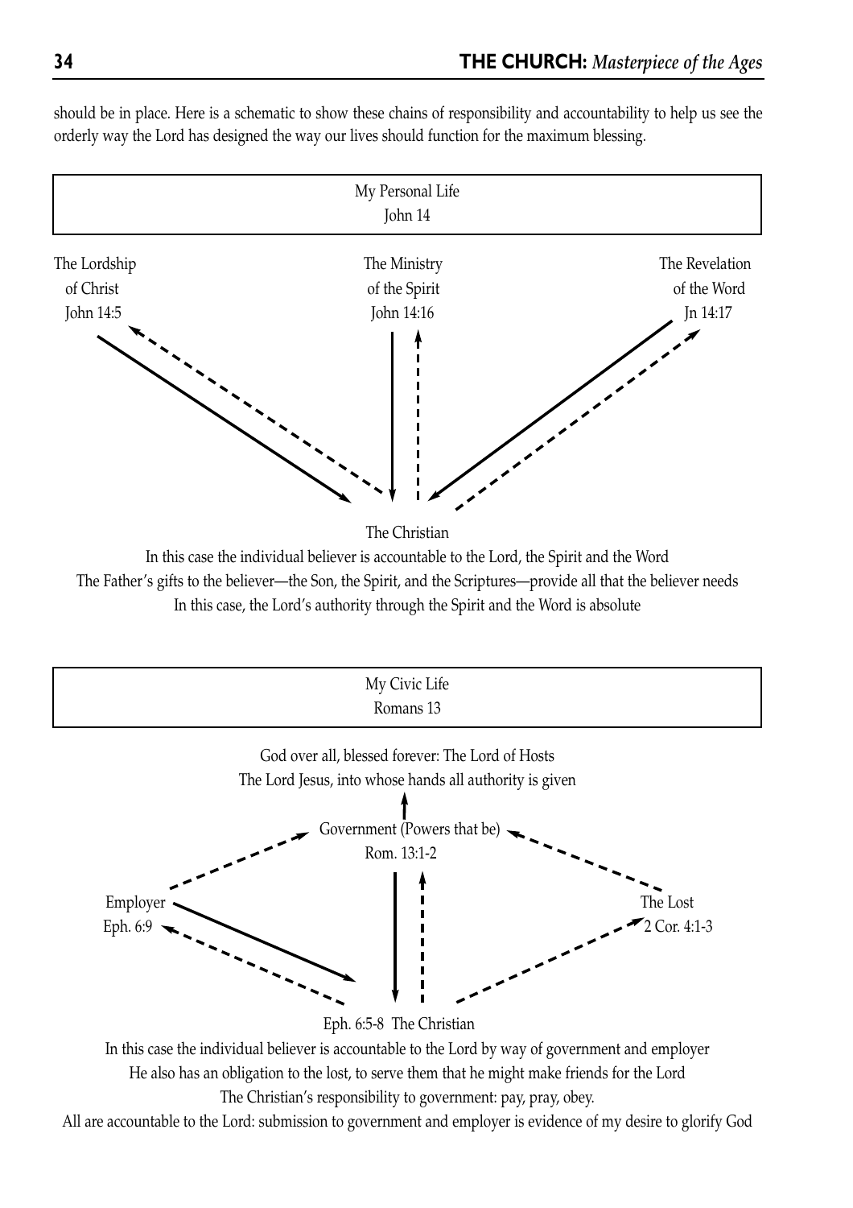should be in place. Here is a schematic to show these chains of responsibility and accountability to help us see the orderly way the Lord has designed the way our lives should function for the maximum blessing.

**My Personal Life**
John 14

The Lordship of Christ
John 14:5

The Ministry of the Spirit
John 14:16

The Revelation of the Word
Jn 14:17

The Christian

In this case the individual believer is accountable to the Lord, the Spirit and the Word

The Father's gifts to the believer—the Son, the Spirit, and the Scriptures—provide all that the believer needs

In this case, the Lord's authority through the Spirit and the Word is absolute

**My Civic Life**
Romans 13

God over all, blessed forever: The Lord of Hosts

The Lord Jesus, into whose hands all authority is given

Government (Powers that be)
Rom. 13:1-2

Employer
Eph. 6:9

The Lost
2 Cor. 4:1-3

Eph. 6:5-8 The Christian

In this case the individual believer is accountable to the Lord by way of government and employer

He also has an obligation to the lost, to serve them that he might make friends for the Lord

The Christian's responsibility to government: pay, pray, obey.

All are accountable to the Lord: submission to government and employer is evidence of my desire to glorify God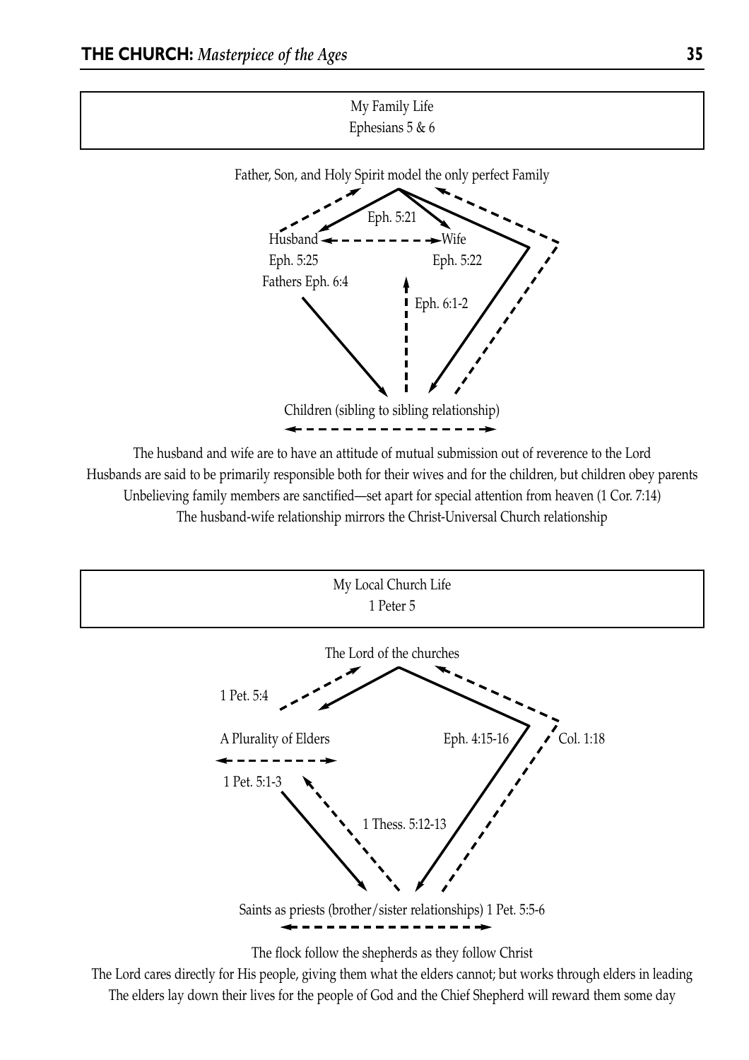**My Family Life**
**Ephesians 5 & 6**

Father, Son, and Holy Spirit model the only perfect Family

Eph. 5:21

Husband — Wife

Eph. 5:25 — Eph. 5:22

Fathers Eph. 6:4

Eph. 6:1-2

Children (sibling to sibling relationship)

The husband and wife are to have an attitude of mutual submission out of reverence to the Lord

Husbands are said to be primarily responsible both for their wives and for the children, but children obey parents

Unbelieving family members are sanctified—set apart for special attention from heaven (1 Cor. 7:14)

The husband-wife relationship mirrors the Christ-Universal Church relationship

**My Local Church Life**
**1 Peter 5**

The Lord of the churches

1 Pet. 5:4

A Plurality of Elders

Eph. 4:15-16

Col. 1:18

1 Pet. 5:1-3

1 Thess. 5:12-13

Saints as priests (brother/sister relationships) 1 Pet. 5:5-6

The flock follow the shepherds as they follow Christ

The Lord cares directly for His people, giving them what the elders cannot; but works through elders in leading

The elders lay down their lives for the people of God and the Chief Shepherd will reward them some day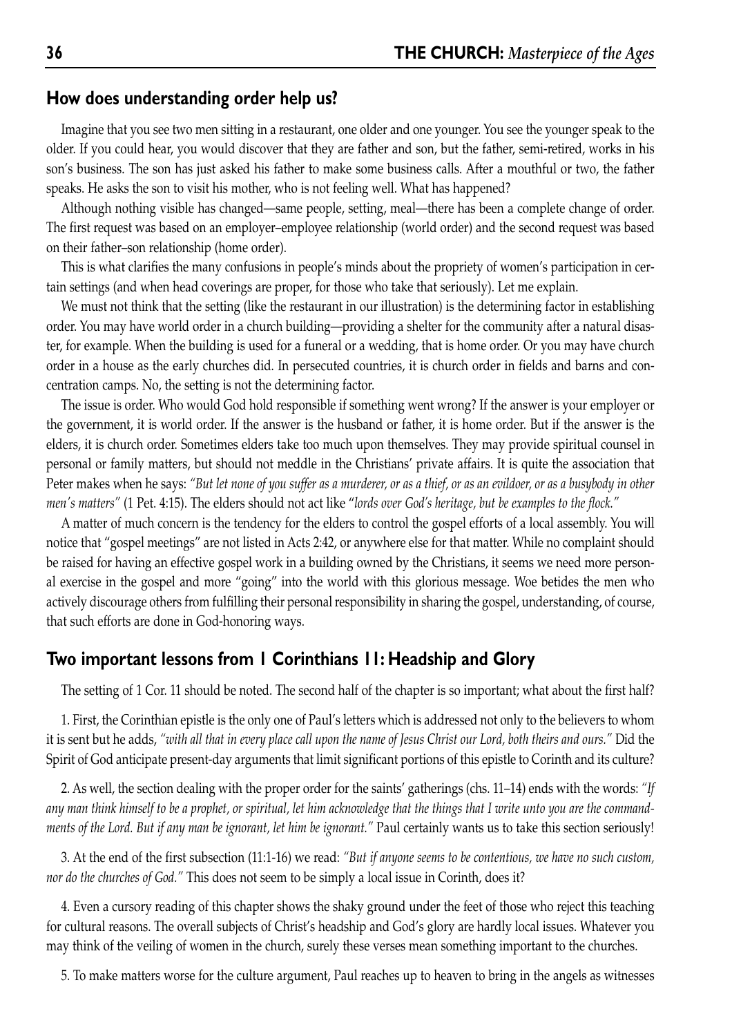## How does understanding order help us?

Imagine that you see two men sitting in a restaurant, one older and one younger. You see the younger speak to the older. If you could hear, you would discover that they are father and son, but the father, semi-retired, works in his son's business. The son has just asked his father to make some business calls. After a mouthful or two, the father speaks. He asks the son to visit his mother, who is not feeling well. What has happened?

Although nothing visible has changed—same people, setting, meal—there has been a complete change of order. The first request was based on an employer–employee relationship (world order) and the second request was based on their father–son relationship (home order).

This is what clarifies the many confusions in people's minds about the propriety of women's participation in certain settings (and when head coverings are proper, for those who take that seriously). Let me explain.

We must not think that the setting (like the restaurant in our illustration) is the determining factor in establishing order. You may have world order in a church building—providing a shelter for the community after a natural disaster, for example. When the building is used for a funeral or a wedding, that is home order. Or you may have church order in a house as the early churches did. In persecuted countries, it is church order in fields and barns and concentration camps. No, the setting is not the determining factor.

The issue is order. Who would God hold responsible if something went wrong? If the answer is your employer or the government, it is world order. If the answer is the husband or father, it is home order. But if the answer is the elders, it is church order. Sometimes elders take too much upon themselves. They may provide spiritual counsel in personal or family matters, but should not meddle in the Christians' private affairs. It is quite the association that Peter makes when he says: *"But let none of you suffer as a murderer, or as a thief, or as an evildoer, or as a busybody in other men's matters"* (1 Pet. 4:15). The elders should not act like "*lords over God's heritage, but be examples to the flock.*"

A matter of much concern is the tendency for the elders to control the gospel efforts of a local assembly. You will notice that "gospel meetings" are not listed in Acts 2:42, or anywhere else for that matter. While no complaint should be raised for having an effective gospel work in a building owned by the Christians, it seems we need more personal exercise in the gospel and more "going" into the world with this glorious message. Woe betides the men who actively discourage others from fulfilling their personal responsibility in sharing the gospel, understanding, of course, that such efforts are done in God-honoring ways.

## Two important lessons from 1 Corinthians 11: Headship and Glory

The setting of 1 Cor. 11 should be noted. The second half of the chapter is so important; what about the first half?

1. First, the Corinthian epistle is the only one of Paul's letters which is addressed not only to the believers to whom it is sent but he adds, *"with all that in every place call upon the name of Jesus Christ our Lord, both theirs and ours."* Did the Spirit of God anticipate present-day arguments that limit significant portions of this epistle to Corinth and its culture?

2. As well, the section dealing with the proper order for the saints' gatherings (chs. 11–14) ends with the words: *"If any man think himself to be a prophet, or spiritual, let him acknowledge that the things that I write unto you are the commandments of the Lord. But if any man be ignorant, let him be ignorant."* Paul certainly wants us to take this section seriously!

3. At the end of the first subsection (11:1-16) we read: *"But if anyone seems to be contentious, we have no such custom, nor do the churches of God."* This does not seem to be simply a local issue in Corinth, does it?

4. Even a cursory reading of this chapter shows the shaky ground under the feet of those who reject this teaching for cultural reasons. The overall subjects of Christ's headship and God's glory are hardly local issues. Whatever you may think of the veiling of women in the church, surely these verses mean something important to the churches.

5. To make matters worse for the culture argument, Paul reaches up to heaven to bring in the angels as witnesses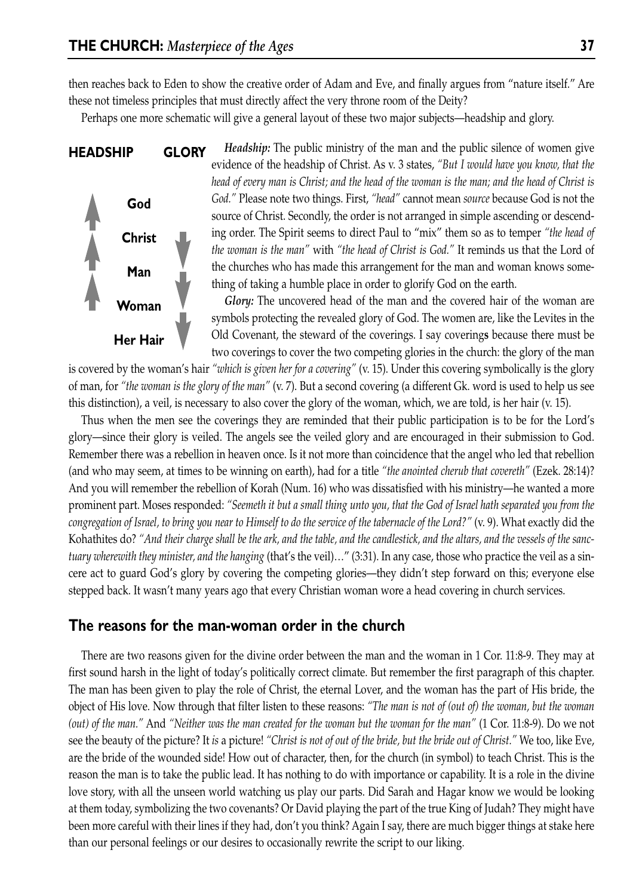then reaches back to Eden to show the creative order of Adam and Eve, and finally argues from "nature itself." Are these not timeless principles that must directly affect the very throne room of the Deity?

Perhaps one more schematic will give a general layout of these two major subjects—headship and glory.

| HEADSHIP | | GLORY |
|---|---|---|
| ↑ | God | |
| ↑ | Christ | ↓ |
| ↑ | Man | ↓ |
| | Woman | ↓ |
| | Her Hair | ↓ |

***Headship:*** The public ministry of the man and the public silence of women give evidence of the headship of Christ. As v. 3 states, *"But I would have you know, that the head of every man is Christ; and the head of the woman is the man; and the head of Christ is God."* Please note two things. First, *"head"* cannot mean *source* because God is not the source of Christ. Secondly, the order is not arranged in simple ascending or descending order. The Spirit seems to direct Paul to "mix" them so as to temper *"the head of the woman is the man"* with *"the head of Christ is God."* It reminds us that the Lord of the churches who has made this arrangement for the man and woman knows something of taking a humble place in order to glorify God on the earth.

***Glory:*** The uncovered head of the man and the covered hair of the woman are symbols protecting the revealed glory of God. The women are, like the Levites in the Old Covenant, the steward of the coverings. I say covering**s** because there must be two coverings to cover the two competing glories in the church: the glory of the man is covered by the woman's hair *"which is given her for a covering"* (v. 15). Under this covering symbolically is the glory of man, for *"the woman is the glory of the man"* (v. 7). But a second covering (a different Gk. word is used to help us see this distinction), a veil, is necessary to also cover the glory of the woman, which, we are told, is her hair (v. 15).

Thus when the men see the coverings they are reminded that their public participation is to be for the Lord's glory—since their glory is veiled. The angels see the veiled glory and are encouraged in their submission to God. Remember there was a rebellion in heaven once. Is it not more than coincidence that the angel who led that rebellion (and who may seem, at times to be winning on earth), had for a title *"the anointed cherub that covereth"* (Ezek. 28:14)? And you will remember the rebellion of Korah (Num. 16) who was dissatisfied with his ministry—he wanted a more prominent part. Moses responded: *"Seemeth it but a small thing unto you, that the God of Israel hath separated you from the congregation of Israel, to bring you near to Himself to do the service of the tabernacle of the Lord?"* (v. 9). What exactly did the Kohathites do? *"And their charge shall be the ark, and the table, and the candlestick, and the altars, and the vessels of the sanctuary wherewith they minister, and the hanging* (that's the veil)…" (3:31). In any case, those who practice the veil as a sincere act to guard God's glory by covering the competing glories—they didn't step forward on this; everyone else stepped back. It wasn't many years ago that every Christian woman wore a head covering in church services.

## The reasons for the man-woman order in the church

There are two reasons given for the divine order between the man and the woman in 1 Cor. 11:8-9. They may at first sound harsh in the light of today's politically correct climate. But remember the first paragraph of this chapter. The man has been given to play the role of Christ, the eternal Lover, and the woman has the part of His bride, the object of His love. Now through that filter listen to these reasons: *"The man is not of (out of) the woman, but the woman (out) of the man."* And *"Neither was the man created for the woman but the woman for the man"* (1 Cor. 11:8-9). Do we not see the beauty of the picture? It *is* a picture! *"Christ is not of out of the bride, but the bride out of Christ."* We too, like Eve, are the bride of the wounded side! How out of character, then, for the church (in symbol) to teach Christ. This is the reason the man is to take the public lead. It has nothing to do with importance or capability. It is a role in the divine love story, with all the unseen world watching us play our parts. Did Sarah and Hagar know we would be looking at them today, symbolizing the two covenants? Or David playing the part of the true King of Judah? They might have been more careful with their lines if they had, don't you think? Again I say, there are much bigger things at stake here than our personal feelings or our desires to occasionally rewrite the script to our liking.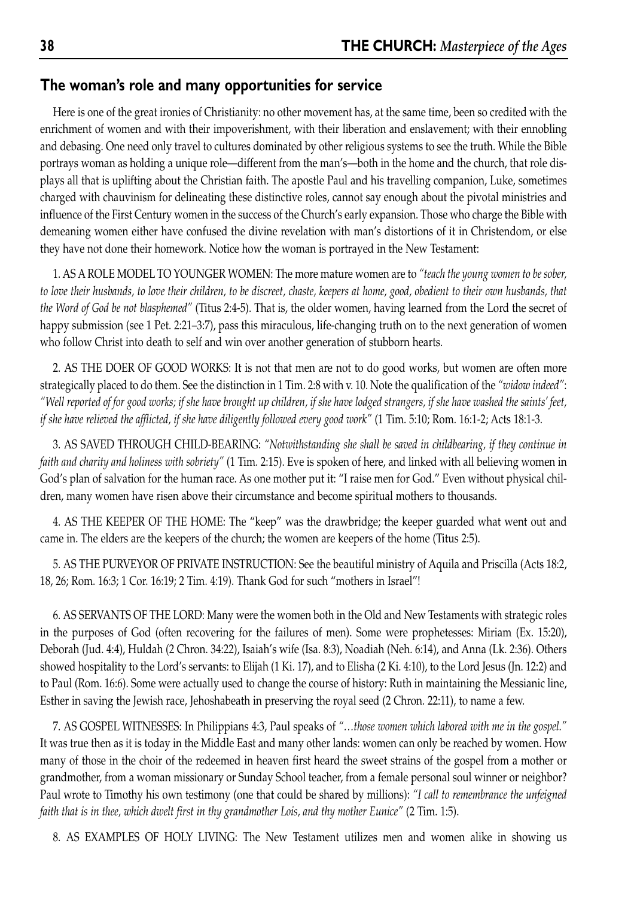## The woman's role and many opportunities for service

Here is one of the great ironies of Christianity: no other movement has, at the same time, been so credited with the enrichment of women and with their impoverishment, with their liberation and enslavement; with their ennobling and debasing. One need only travel to cultures dominated by other religious systems to see the truth. While the Bible portrays woman as holding a unique role—different from the man's—both in the home and the church, that role displays all that is uplifting about the Christian faith. The apostle Paul and his travelling companion, Luke, sometimes charged with chauvinism for delineating these distinctive roles, cannot say enough about the pivotal ministries and influence of the First Century women in the success of the Church's early expansion. Those who charge the Bible with demeaning women either have confused the divine revelation with man's distortions of it in Christendom, or else they have not done their homework. Notice how the woman is portrayed in the New Testament:

1. AS A ROLE MODEL TO YOUNGER WOMEN: The more mature women are to *"teach the young women to be sober, to love their husbands, to love their children, to be discreet, chaste, keepers at home, good, obedient to their own husbands, that the Word of God be not blasphemed"* (Titus 2:4-5). That is, the older women, having learned from the Lord the secret of happy submission (see 1 Pet. 2:21–3:7), pass this miraculous, life-changing truth on to the next generation of women who follow Christ into death to self and win over another generation of stubborn hearts.

2. AS THE DOER OF GOOD WORKS: It is not that men are not to do good works, but women are often more strategically placed to do them. See the distinction in 1 Tim. 2:8 with v. 10. Note the qualification of the *"widow indeed"*: *"Well reported of for good works; if she have brought up children, if she have lodged strangers, if she have washed the saints' feet, if she have relieved the afflicted, if she have diligently followed every good work"* (1 Tim. 5:10; Rom. 16:1-2; Acts 18:1-3.

3. AS SAVED THROUGH CHILD-BEARING: *"Notwithstanding she shall be saved in childbearing, if they continue in faith and charity and holiness with sobriety"* (1 Tim. 2:15). Eve is spoken of here, and linked with all believing women in God's plan of salvation for the human race. As one mother put it: "I raise men for God." Even without physical children, many women have risen above their circumstance and become spiritual mothers to thousands.

4. AS THE KEEPER OF THE HOME: The "keep" was the drawbridge; the keeper guarded what went out and came in. The elders are the keepers of the church; the women are keepers of the home (Titus 2:5).

5. AS THE PURVEYOR OF PRIVATE INSTRUCTION: See the beautiful ministry of Aquila and Priscilla (Acts 18:2, 18, 26; Rom. 16:3; 1 Cor. 16:19; 2 Tim. 4:19). Thank God for such "mothers in Israel"!

6. AS SERVANTS OF THE LORD: Many were the women both in the Old and New Testaments with strategic roles in the purposes of God (often recovering for the failures of men). Some were prophetesses: Miriam (Ex. 15:20), Deborah (Jud. 4:4), Huldah (2 Chron. 34:22), Isaiah's wife (Isa. 8:3), Noadiah (Neh. 6:14), and Anna (Lk. 2:36). Others showed hospitality to the Lord's servants: to Elijah (1 Ki. 17), and to Elisha (2 Ki. 4:10), to the Lord Jesus (Jn. 12:2) and to Paul (Rom. 16:6). Some were actually used to change the course of history: Ruth in maintaining the Messianic line, Esther in saving the Jewish race, Jehoshabeath in preserving the royal seed (2 Chron. 22:11), to name a few.

7. AS GOSPEL WITNESSES: In Philippians 4:3, Paul speaks of *"…those women which labored with me in the gospel."* It was true then as it is today in the Middle East and many other lands: women can only be reached by women. How many of those in the choir of the redeemed in heaven first heard the sweet strains of the gospel from a mother or grandmother, from a woman missionary or Sunday School teacher, from a female personal soul winner or neighbor? Paul wrote to Timothy his own testimony (one that could be shared by millions): *"I call to remembrance the unfeigned faith that is in thee, which dwelt first in thy grandmother Lois, and thy mother Eunice"* (2 Tim. 1:5).

8. AS EXAMPLES OF HOLY LIVING: The New Testament utilizes men and women alike in showing us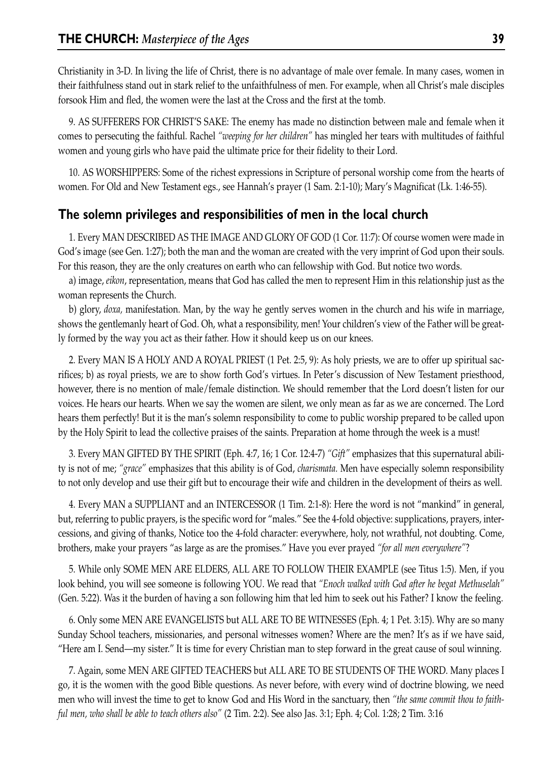Christianity in 3-D. In living the life of Christ, there is no advantage of male over female. In many cases, women in their faithfulness stand out in stark relief to the unfaithfulness of men. For example, when all Christ's male disciples forsook Him and fled, the women were the last at the Cross and the first at the tomb.

9. AS SUFFERERS FOR CHRIST'S SAKE: The enemy has made no distinction between male and female when it comes to persecuting the faithful. Rachel *"weeping for her children"* has mingled her tears with multitudes of faithful women and young girls who have paid the ultimate price for their fidelity to their Lord.

10. AS WORSHIPPERS: Some of the richest expressions in Scripture of personal worship come from the hearts of women. For Old and New Testament egs., see Hannah's prayer (1 Sam. 2:1-10); Mary's Magnificat (Lk. 1:46-55).

## The solemn privileges and responsibilities of men in the local church

1. Every MAN DESCRIBED AS THE IMAGE AND GLORY OF GOD (1 Cor. 11:7): Of course women were made in God's image (see Gen. 1:27); both the man and the woman are created with the very imprint of God upon their souls. For this reason, they are the only creatures on earth who can fellowship with God. But notice two words.

a) image, *eikon*, representation, means that God has called the men to represent Him in this relationship just as the woman represents the Church.

b) glory, *doxa,* manifestation. Man, by the way he gently serves women in the church and his wife in marriage, shows the gentlemanly heart of God. Oh, what a responsibility, men! Your children's view of the Father will be greatly formed by the way you act as their father. How it should keep us on our knees.

2. Every MAN IS A HOLY AND A ROYAL PRIEST (1 Pet. 2:5, 9): As holy priests, we are to offer up spiritual sacrifices; b) as royal priests, we are to show forth God's virtues. In Peter's discussion of New Testament priesthood, however, there is no mention of male/female distinction. We should remember that the Lord doesn't listen for our voices. He hears our hearts. When we say the women are silent, we only mean as far as we are concerned. The Lord hears them perfectly! But it is the man's solemn responsibility to come to public worship prepared to be called upon by the Holy Spirit to lead the collective praises of the saints. Preparation at home through the week is a must!

3. Every MAN GIFTED BY THE SPIRIT (Eph. 4:7, 16; 1 Cor. 12:4-7) *"Gift"* emphasizes that this supernatural ability is not of me; *"grace"* emphasizes that this ability is of God, *charismata.* Men have especially solemn responsibility to not only develop and use their gift but to encourage their wife and children in the development of theirs as well.

4. Every MAN a SUPPLIANT and an INTERCESSOR (1 Tim. 2:1-8): Here the word is not "mankind" in general, but, referring to public prayers, is the specific word for "males." See the 4-fold objective: supplications, prayers, intercessions, and giving of thanks, Notice too the 4-fold character: everywhere, holy, not wrathful, not doubting. Come, brothers, make your prayers "as large as are the promises." Have you ever prayed *"for all men everywhere"*?

5. While only SOME MEN ARE ELDERS, ALL ARE TO FOLLOW THEIR EXAMPLE (see Titus 1:5). Men, if you look behind, you will see someone is following YOU. We read that *"Enoch walked with God after he begat Methuselah"* (Gen. 5:22). Was it the burden of having a son following him that led him to seek out his Father? I know the feeling.

6. Only some MEN ARE EVANGELISTS but ALL ARE TO BE WITNESSES (Eph. 4; 1 Pet. 3:15). Why are so many Sunday School teachers, missionaries, and personal witnesses women? Where are the men? It's as if we have said, "Here am I. Send—my sister." It is time for every Christian man to step forward in the great cause of soul winning.

7. Again, some MEN ARE GIFTED TEACHERS but ALL ARE TO BE STUDENTS OF THE WORD. Many places I go, it is the women with the good Bible questions. As never before, with every wind of doctrine blowing, we need men who will invest the time to get to know God and His Word in the sanctuary, then *"the same commit thou to faithful men, who shall be able to teach others also"* (2 Tim. 2:2). See also Jas. 3:1; Eph. 4; Col. 1:28; 2 Tim. 3:16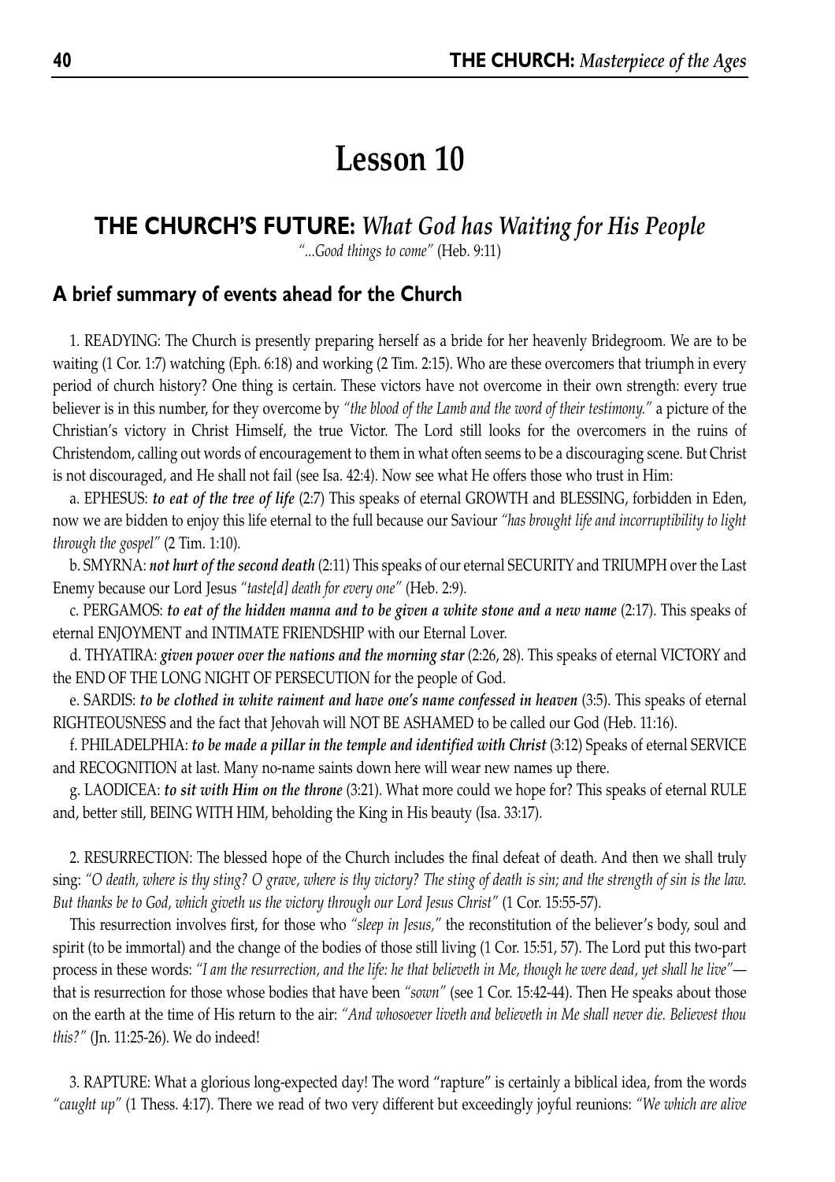# Lesson 10

## THE CHURCH'S FUTURE: *What God has Waiting for His People*

*"...Good things to come"* (Heb. 9:11)

### A brief summary of events ahead for the Church

1. READYING: The Church is presently preparing herself as a bride for her heavenly Bridegroom. We are to be waiting (1 Cor. 1:7) watching (Eph. 6:18) and working (2 Tim. 2:15). Who are these overcomers that triumph in every period of church history? One thing is certain. These victors have not overcome in their own strength: every true believer is in this number, for they overcome by *"the blood of the Lamb and the word of their testimony."* a picture of the Christian's victory in Christ Himself, the true Victor. The Lord still looks for the overcomers in the ruins of Christendom, calling out words of encouragement to them in what often seems to be a discouraging scene. But Christ is not discouraged, and He shall not fail (see Isa. 42:4). Now see what He offers those who trust in Him:

a. EPHESUS: ***to eat of the tree of life*** (2:7) This speaks of eternal GROWTH and BLESSING, forbidden in Eden, now we are bidden to enjoy this life eternal to the full because our Saviour *"has brought life and incorruptibility to light through the gospel"* (2 Tim. 1:10).

b. SMYRNA: ***not hurt of the second death*** (2:11) This speaks of our eternal SECURITY and TRIUMPH over the Last Enemy because our Lord Jesus *"taste[d] death for every one"* (Heb. 2:9).

c. PERGAMOS: ***to eat of the hidden manna and to be given a white stone and a new name*** (2:17). This speaks of eternal ENJOYMENT and INTIMATE FRIENDSHIP with our Eternal Lover.

d. THYATIRA: ***given power over the nations and the morning star*** (2:26, 28). This speaks of eternal VICTORY and the END OF THE LONG NIGHT OF PERSECUTION for the people of God.

e. SARDIS: ***to be clothed in white raiment and have one's name confessed in heaven*** (3:5). This speaks of eternal RIGHTEOUSNESS and the fact that Jehovah will NOT BE ASHAMED to be called our God (Heb. 11:16).

f. PHILADELPHIA: ***to be made a pillar in the temple and identified with Christ*** (3:12) Speaks of eternal SERVICE and RECOGNITION at last. Many no-name saints down here will wear new names up there.

g. LAODICEA: ***to sit with Him on the throne*** (3:21). What more could we hope for? This speaks of eternal RULE and, better still, BEING WITH HIM, beholding the King in His beauty (Isa. 33:17).

2. RESURRECTION: The blessed hope of the Church includes the final defeat of death. And then we shall truly sing: *"O death, where is thy sting? O grave, where is thy victory? The sting of death is sin; and the strength of sin is the law. But thanks be to God, which giveth us the victory through our Lord Jesus Christ"* (1 Cor. 15:55-57).

This resurrection involves first, for those who *"sleep in Jesus,"* the reconstitution of the believer's body, soul and spirit (to be immortal) and the change of the bodies of those still living (1 Cor. 15:51, 57). The Lord put this two-part process in these words: *"I am the resurrection, and the life: he that believeth in Me, though he were dead, yet shall he live"*—that is resurrection for those whose bodies that have been *"sown"* (see 1 Cor. 15:42-44). Then He speaks about those on the earth at the time of His return to the air: *"And whosoever liveth and believeth in Me shall never die. Believest thou this?"* (Jn. 11:25-26). We do indeed!

3. RAPTURE: What a glorious long-expected day! The word "rapture" is certainly a biblical idea, from the words *"caught up"* (1 Thess. 4:17). There we read of two very different but exceedingly joyful reunions: *"We which are alive*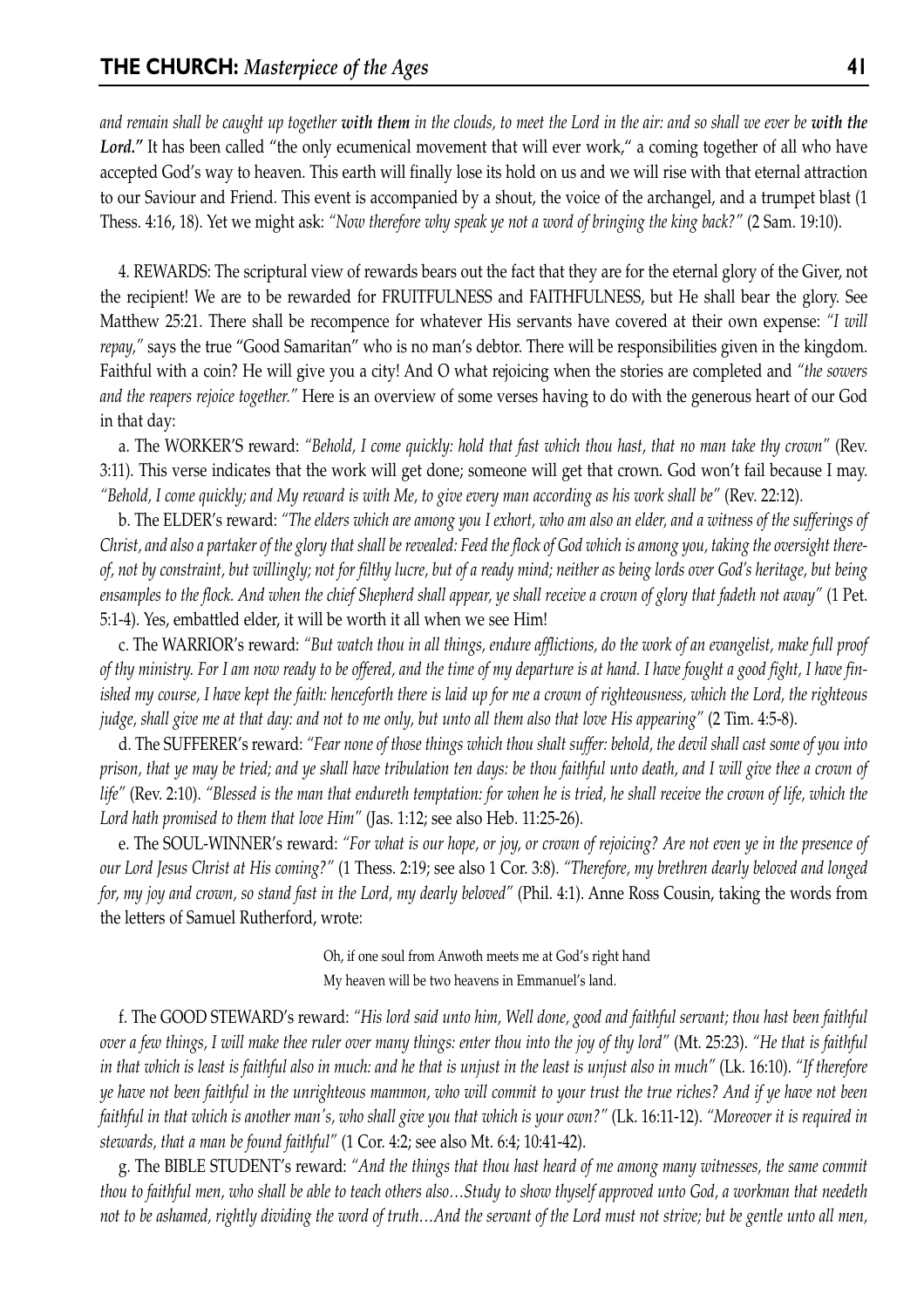*and remain shall be caught up together* ***with them*** *in the clouds, to meet the Lord in the air: and so shall we ever be* ***with the Lord."*** It has been called "the only ecumenical movement that will ever work," a coming together of all who have accepted God's way to heaven. This earth will finally lose its hold on us and we will rise with that eternal attraction to our Saviour and Friend. This event is accompanied by a shout, the voice of the archangel, and a trumpet blast (1 Thess. 4:16, 18). Yet we might ask: *"Now therefore why speak ye not a word of bringing the king back?"* (2 Sam. 19:10).

4. REWARDS: The scriptural view of rewards bears out the fact that they are for the eternal glory of the Giver, not the recipient! We are to be rewarded for FRUITFULNESS and FAITHFULNESS, but He shall bear the glory. See Matthew 25:21. There shall be recompence for whatever His servants have covered at their own expense: *"I will repay,"* says the true "Good Samaritan" who is no man's debtor. There will be responsibilities given in the kingdom. Faithful with a coin? He will give you a city! And O what rejoicing when the stories are completed and *"the sowers and the reapers rejoice together."* Here is an overview of some verses having to do with the generous heart of our God in that day:

a. The WORKER'S reward: *"Behold, I come quickly: hold that fast which thou hast, that no man take thy crown"* (Rev. 3:11). This verse indicates that the work will get done; someone will get that crown. God won't fail because I may. *"Behold, I come quickly; and My reward is with Me, to give every man according as his work shall be"* (Rev. 22:12).

b. The ELDER's reward: *"The elders which are among you I exhort, who am also an elder, and a witness of the sufferings of Christ, and also a partaker of the glory that shall be revealed: Feed the flock of God which is among you, taking the oversight thereof, not by constraint, but willingly; not for filthy lucre, but of a ready mind; neither as being lords over God's heritage, but being ensamples to the flock. And when the chief Shepherd shall appear, ye shall receive a crown of glory that fadeth not away"* (1 Pet. 5:1-4). Yes, embattled elder, it will be worth it all when we see Him!

c. The WARRIOR's reward: *"But watch thou in all things, endure afflictions, do the work of an evangelist, make full proof of thy ministry. For I am now ready to be offered, and the time of my departure is at hand. I have fought a good fight, I have finished my course, I have kept the faith: henceforth there is laid up for me a crown of righteousness, which the Lord, the righteous judge, shall give me at that day: and not to me only, but unto all them also that love His appearing"* (2 Tim. 4:5-8).

d. The SUFFERER's reward: *"Fear none of those things which thou shalt suffer: behold, the devil shall cast some of you into prison, that ye may be tried; and ye shall have tribulation ten days: be thou faithful unto death, and I will give thee a crown of life"* (Rev. 2:10). *"Blessed is the man that endureth temptation: for when he is tried, he shall receive the crown of life, which the Lord hath promised to them that love Him"* (Jas. 1:12; see also Heb. 11:25-26).

e. The SOUL-WINNER's reward: *"For what is our hope, or joy, or crown of rejoicing? Are not even ye in the presence of our Lord Jesus Christ at His coming?"* (1 Thess. 2:19; see also 1 Cor. 3:8). *"Therefore, my brethren dearly beloved and longed for, my joy and crown, so stand fast in the Lord, my dearly beloved"* (Phil. 4:1). Anne Ross Cousin, taking the words from the letters of Samuel Rutherford, wrote:

> Oh, if one soul from Anwoth meets me at God's right hand
> My heaven will be two heavens in Emmanuel's land.

f. The GOOD STEWARD's reward: *"His lord said unto him, Well done, good and faithful servant; thou hast been faithful over a few things, I will make thee ruler over many things: enter thou into the joy of thy lord"* (Mt. 25:23). *"He that is faithful in that which is least is faithful also in much: and he that is unjust in the least is unjust also in much"* (Lk. 16:10). *"If therefore ye have not been faithful in the unrighteous mammon, who will commit to your trust the true riches? And if ye have not been faithful in that which is another man's, who shall give you that which is your own?"* (Lk. 16:11-12). *"Moreover it is required in stewards, that a man be found faithful"* (1 Cor. 4:2; see also Mt. 6:4; 10:41-42).

g. The BIBLE STUDENT's reward: *"And the things that thou hast heard of me among many witnesses, the same commit thou to faithful men, who shall be able to teach others also…Study to show thyself approved unto God, a workman that needeth not to be ashamed, rightly dividing the word of truth…And the servant of the Lord must not strive; but be gentle unto all men,*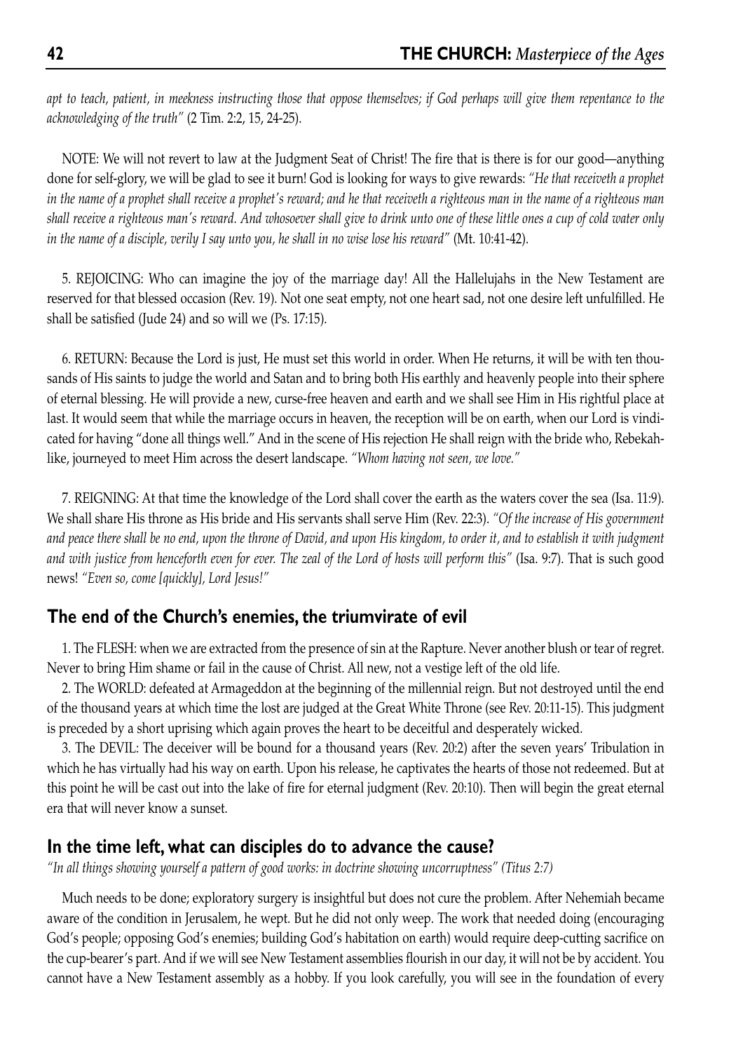*apt to teach, patient, in meekness instructing those that oppose themselves; if God perhaps will give them repentance to the acknowledging of the truth"* (2 Tim. 2:2, 15, 24-25).

NOTE: We will not revert to law at the Judgment Seat of Christ! The fire that is there is for our good—anything done for self-glory, we will be glad to see it burn! God is looking for ways to give rewards: *"He that receiveth a prophet in the name of a prophet shall receive a prophet's reward; and he that receiveth a righteous man in the name of a righteous man shall receive a righteous man's reward. And whosoever shall give to drink unto one of these little ones a cup of cold water only in the name of a disciple, verily I say unto you, he shall in no wise lose his reward"* (Mt. 10:41-42).

5. REJOICING: Who can imagine the joy of the marriage day! All the Hallelujahs in the New Testament are reserved for that blessed occasion (Rev. 19). Not one seat empty, not one heart sad, not one desire left unfulfilled. He shall be satisfied (Jude 24) and so will we (Ps. 17:15).

6. RETURN: Because the Lord is just, He must set this world in order. When He returns, it will be with ten thousands of His saints to judge the world and Satan and to bring both His earthly and heavenly people into their sphere of eternal blessing. He will provide a new, curse-free heaven and earth and we shall see Him in His rightful place at last. It would seem that while the marriage occurs in heaven, the reception will be on earth, when our Lord is vindicated for having "done all things well." And in the scene of His rejection He shall reign with the bride who, Rebekah-like, journeyed to meet Him across the desert landscape. *"Whom having not seen, we love."*

7. REIGNING: At that time the knowledge of the Lord shall cover the earth as the waters cover the sea (Isa. 11:9). We shall share His throne as His bride and His servants shall serve Him (Rev. 22:3). *"Of the increase of His government and peace there shall be no end, upon the throne of David, and upon His kingdom, to order it, and to establish it with judgment and with justice from henceforth even for ever. The zeal of the Lord of hosts will perform this"* (Isa. 9:7). That is such good news! *"Even so, come [quickly], Lord Jesus!"*

## The end of the Church's enemies, the triumvirate of evil

1. The FLESH: when we are extracted from the presence of sin at the Rapture. Never another blush or tear of regret. Never to bring Him shame or fail in the cause of Christ. All new, not a vestige left of the old life.

2. The WORLD: defeated at Armageddon at the beginning of the millennial reign. But not destroyed until the end of the thousand years at which time the lost are judged at the Great White Throne (see Rev. 20:11-15). This judgment is preceded by a short uprising which again proves the heart to be deceitful and desperately wicked.

3. The DEVIL: The deceiver will be bound for a thousand years (Rev. 20:2) after the seven years' Tribulation in which he has virtually had his way on earth. Upon his release, he captivates the hearts of those not redeemed. But at this point he will be cast out into the lake of fire for eternal judgment (Rev. 20:10). Then will begin the great eternal era that will never know a sunset.

## In the time left, what can disciples do to advance the cause?

*"In all things showing yourself a pattern of good works: in doctrine showing uncorruptness" (Titus 2:7)*

Much needs to be done; exploratory surgery is insightful but does not cure the problem. After Nehemiah became aware of the condition in Jerusalem, he wept. But he did not only weep. The work that needed doing (encouraging God's people; opposing God's enemies; building God's habitation on earth) would require deep-cutting sacrifice on the cup-bearer's part. And if we will see New Testament assemblies flourish in our day, it will not be by accident. You cannot have a New Testament assembly as a hobby. If you look carefully, you will see in the foundation of every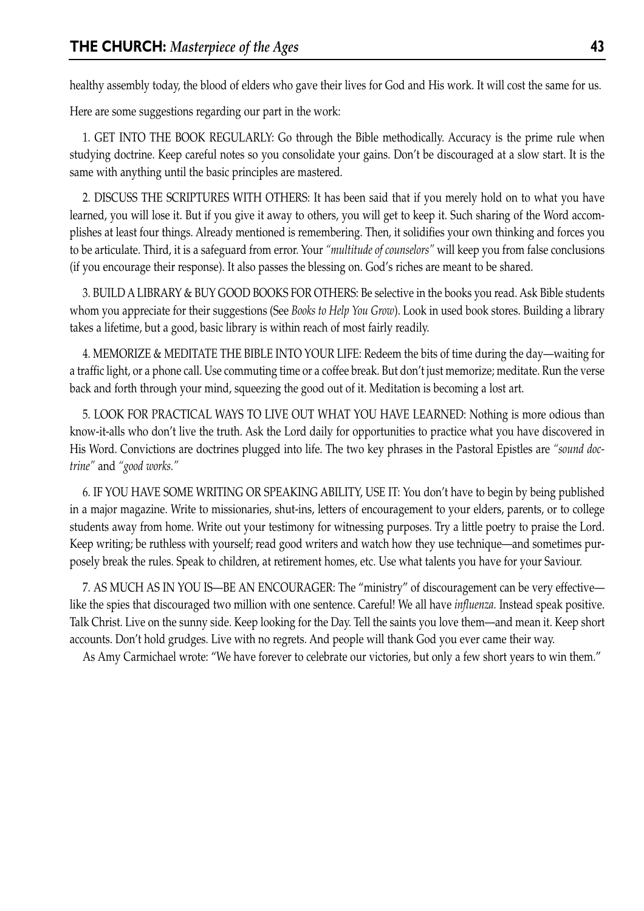healthy assembly today, the blood of elders who gave their lives for God and His work. It will cost the same for us.

Here are some suggestions regarding our part in the work:

1. GET INTO THE BOOK REGULARLY: Go through the Bible methodically. Accuracy is the prime rule when studying doctrine. Keep careful notes so you consolidate your gains. Don't be discouraged at a slow start. It is the same with anything until the basic principles are mastered.

2. DISCUSS THE SCRIPTURES WITH OTHERS: It has been said that if you merely hold on to what you have learned, you will lose it. But if you give it away to others, you will get to keep it. Such sharing of the Word accomplishes at least four things. Already mentioned is remembering. Then, it solidifies your own thinking and forces you to be articulate. Third, it is a safeguard from error. Your *"multitude of counselors"* will keep you from false conclusions (if you encourage their response). It also passes the blessing on. God's riches are meant to be shared.

3. BUILD A LIBRARY & BUY GOOD BOOKS FOR OTHERS: Be selective in the books you read. Ask Bible students whom you appreciate for their suggestions (See *Books to Help You Grow*). Look in used book stores. Building a library takes a lifetime, but a good, basic library is within reach of most fairly readily.

4. MEMORIZE & MEDITATE THE BIBLE INTO YOUR LIFE: Redeem the bits of time during the day—waiting for a traffic light, or a phone call. Use commuting time or a coffee break. But don't just memorize; meditate. Run the verse back and forth through your mind, squeezing the good out of it. Meditation is becoming a lost art.

5. LOOK FOR PRACTICAL WAYS TO LIVE OUT WHAT YOU HAVE LEARNED: Nothing is more odious than know-it-alls who don't live the truth. Ask the Lord daily for opportunities to practice what you have discovered in His Word. Convictions are doctrines plugged into life. The two key phrases in the Pastoral Epistles are *"sound doctrine"* and *"good works."*

6. IF YOU HAVE SOME WRITING OR SPEAKING ABILITY, USE IT: You don't have to begin by being published in a major magazine. Write to missionaries, shut-ins, letters of encouragement to your elders, parents, or to college students away from home. Write out your testimony for witnessing purposes. Try a little poetry to praise the Lord. Keep writing; be ruthless with yourself; read good writers and watch how they use technique—and sometimes purposely break the rules. Speak to children, at retirement homes, etc. Use what talents you have for your Saviour.

7. AS MUCH AS IN YOU IS—BE AN ENCOURAGER: The "ministry" of discouragement can be very effective—like the spies that discouraged two million with one sentence. Careful! We all have *influenza.* Instead speak positive. Talk Christ. Live on the sunny side. Keep looking for the Day. Tell the saints you love them—and mean it. Keep short accounts. Don't hold grudges. Live with no regrets. And people will thank God you ever came their way.

As Amy Carmichael wrote: "We have forever to celebrate our victories, but only a few short years to win them."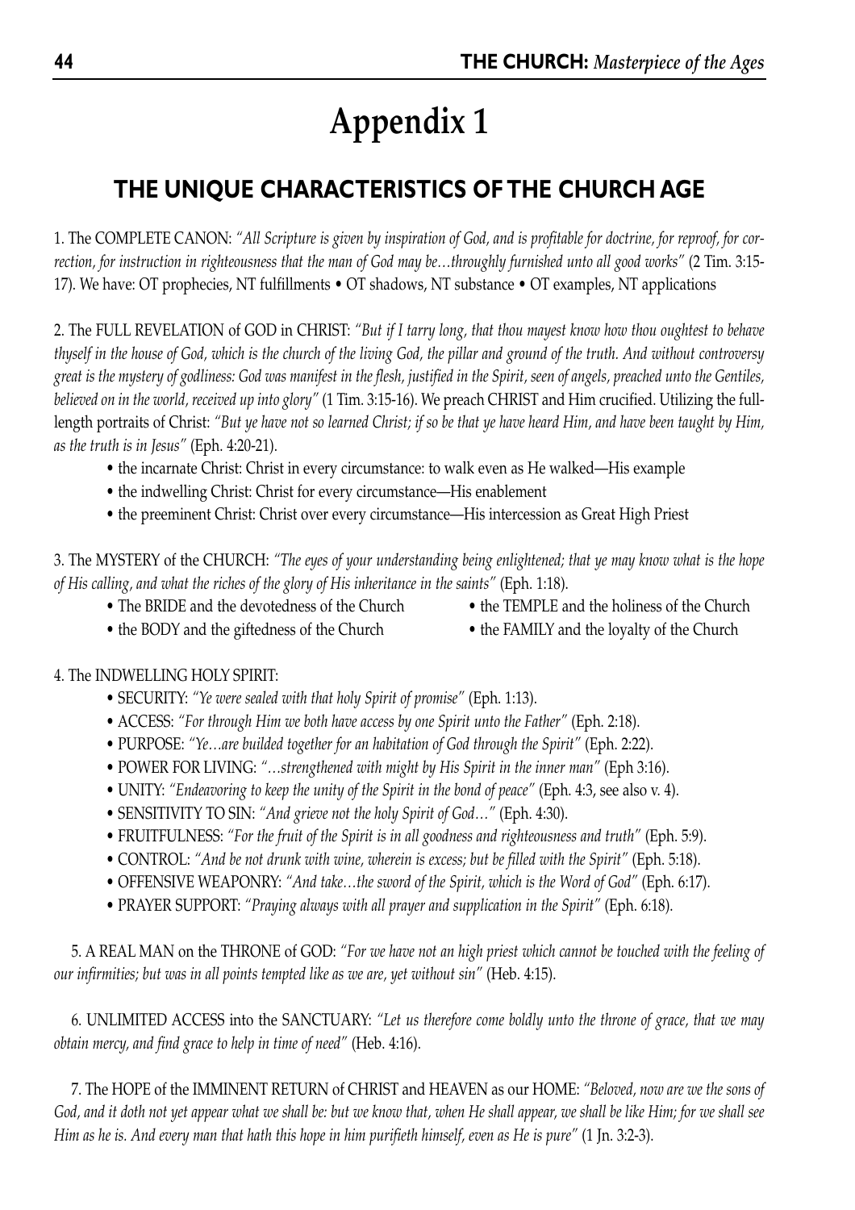# Appendix 1

## THE UNIQUE CHARACTERISTICS OF THE CHURCH AGE

1. The COMPLETE CANON: *"All Scripture is given by inspiration of God, and is profitable for doctrine, for reproof, for correction, for instruction in righteousness that the man of God may be…throughly furnished unto all good works"* (2 Tim. 3:15-17). We have: OT prophecies, NT fulfillments • OT shadows, NT substance • OT examples, NT applications

2. The FULL REVELATION of GOD in CHRIST: *"But if I tarry long, that thou mayest know how thou oughtest to behave thyself in the house of God, which is the church of the living God, the pillar and ground of the truth. And without controversy great is the mystery of godliness: God was manifest in the flesh, justified in the Spirit, seen of angels, preached unto the Gentiles, believed on in the world, received up into glory"* (1 Tim. 3:15-16). We preach CHRIST and Him crucified. Utilizing the full-length portraits of Christ: *"But ye have not so learned Christ; if so be that ye have heard Him, and have been taught by Him, as the truth is in Jesus"* (Eph. 4:20-21).

- the incarnate Christ: Christ in every circumstance: to walk even as He walked—His example
- the indwelling Christ: Christ for every circumstance—His enablement
- the preeminent Christ: Christ over every circumstance—His intercession as Great High Priest

3. The MYSTERY of the CHURCH: *"The eyes of your understanding being enlightened; that ye may know what is the hope of His calling, and what the riches of the glory of His inheritance in the saints"* (Eph. 1:18).

- The BRIDE and the devotedness of the Church
- the TEMPLE and the holiness of the Church
- the BODY and the giftedness of the Church
- the FAMILY and the loyalty of the Church

4. The INDWELLING HOLY SPIRIT:

- SECURITY: *"Ye were sealed with that holy Spirit of promise"* (Eph. 1:13).
- ACCESS: *"For through Him we both have access by one Spirit unto the Father"* (Eph. 2:18).
- PURPOSE: *"Ye…are builded together for an habitation of God through the Spirit"* (Eph. 2:22).
- POWER FOR LIVING: *"…strengthened with might by His Spirit in the inner man"* (Eph 3:16).
- UNITY: *"Endeavoring to keep the unity of the Spirit in the bond of peace"* (Eph. 4:3, see also v. 4).
- SENSITIVITY TO SIN: *"And grieve not the holy Spirit of God…"* (Eph. 4:30).
- FRUITFULNESS: *"For the fruit of the Spirit is in all goodness and righteousness and truth"* (Eph. 5:9).
- CONTROL: *"And be not drunk with wine, wherein is excess; but be filled with the Spirit"* (Eph. 5:18).
- OFFENSIVE WEAPONRY: *"And take…the sword of the Spirit, which is the Word of God"* (Eph. 6:17).
- PRAYER SUPPORT: *"Praying always with all prayer and supplication in the Spirit"* (Eph. 6:18).

5. A REAL MAN on the THRONE of GOD: *"For we have not an high priest which cannot be touched with the feeling of our infirmities; but was in all points tempted like as we are, yet without sin"* (Heb. 4:15).

6. UNLIMITED ACCESS into the SANCTUARY: *"Let us therefore come boldly unto the throne of grace, that we may obtain mercy, and find grace to help in time of need"* (Heb. 4:16).

7. The HOPE of the IMMINENT RETURN of CHRIST and HEAVEN as our HOME: *"Beloved, now are we the sons of God, and it doth not yet appear what we shall be: but we know that, when He shall appear, we shall be like Him; for we shall see Him as he is. And every man that hath this hope in him purifieth himself, even as He is pure"* (1 Jn. 3:2-3).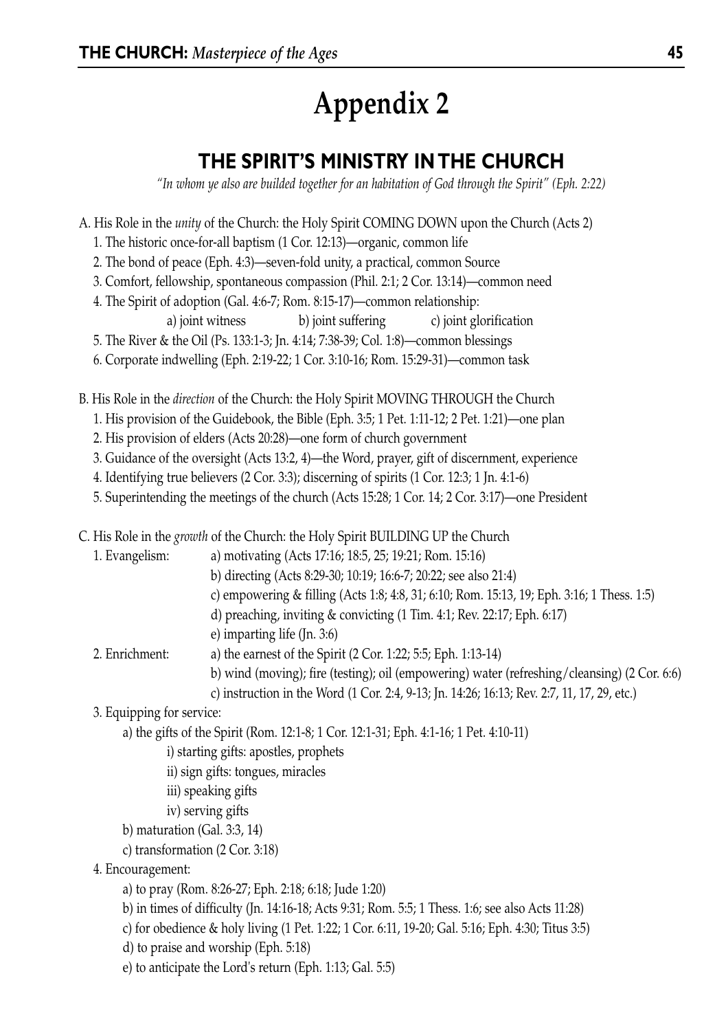# Appendix 2

## THE SPIRIT'S MINISTRY IN THE CHURCH

*"In whom ye also are builded together for an habitation of God through the Spirit" (Eph. 2:22)*

A. His Role in the *unity* of the Church: the Holy Spirit COMING DOWN upon the Church (Acts 2)

1. The historic once-for-all baptism (1 Cor. 12:13)—organic, common life
2. The bond of peace (Eph. 4:3)—seven-fold unity, a practical, common Source
3. Comfort, fellowship, spontaneous compassion (Phil. 2:1; 2 Cor. 13:14)—common need
4. The Spirit of adoption (Gal. 4:6-7; Rom. 8:15-17)—common relationship:
   a) joint witness  b) joint suffering  c) joint glorification
5. The River & the Oil (Ps. 133:1-3; Jn. 4:14; 7:38-39; Col. 1:8)—common blessings
6. Corporate indwelling (Eph. 2:19-22; 1 Cor. 3:10-16; Rom. 15:29-31)—common task

B. His Role in the *direction* of the Church: the Holy Spirit MOVING THROUGH the Church

1. His provision of the Guidebook, the Bible (Eph. 3:5; 1 Pet. 1:11-12; 2 Pet. 1:21)—one plan
2. His provision of elders (Acts 20:28)—one form of church government
3. Guidance of the oversight (Acts 13:2, 4)—the Word, prayer, gift of discernment, experience
4. Identifying true believers (2 Cor. 3:3); discerning of spirits (1 Cor. 12:3; 1 Jn. 4:1-6)
5. Superintending the meetings of the church (Acts 15:28; 1 Cor. 14; 2 Cor. 3:17)—one President

C. His Role in the *growth* of the Church: the Holy Spirit BUILDING UP the Church

1. Evangelism:
   a) motivating (Acts 17:16; 18:5, 25; 19:21; Rom. 15:16)
   b) directing (Acts 8:29-30; 10:19; 16:6-7; 20:22; see also 21:4)
   c) empowering & filling (Acts 1:8; 4:8, 31; 6:10; Rom. 15:13, 19; Eph. 3:16; 1 Thess. 1:5)
   d) preaching, inviting & convicting (1 Tim. 4:1; Rev. 22:17; Eph. 6:17)
   e) imparting life (Jn. 3:6)
2. Enrichment:
   a) the earnest of the Spirit (2 Cor. 1:22; 5:5; Eph. 1:13-14)
   b) wind (moving); fire (testing); oil (empowering) water (refreshing/cleansing) (2 Cor. 6:6)
   c) instruction in the Word (1 Cor. 2:4, 9-13; Jn. 14:26; 16:13; Rev. 2:7, 11, 17, 29, etc.)
3. Equipping for service:
   a) the gifts of the Spirit (Rom. 12:1-8; 1 Cor. 12:1-31; Eph. 4:1-16; 1 Pet. 4:10-11)
      i) starting gifts: apostles, prophets
      ii) sign gifts: tongues, miracles
      iii) speaking gifts
      iv) serving gifts
   b) maturation (Gal. 3:3, 14)
   c) transformation (2 Cor. 3:18)
4. Encouragement:
   a) to pray (Rom. 8:26-27; Eph. 2:18; 6:18; Jude 1:20)
   b) in times of difficulty (Jn. 14:16-18; Acts 9:31; Rom. 5:5; 1 Thess. 1:6; see also Acts 11:28)
   c) for obedience & holy living (1 Pet. 1:22; 1 Cor. 6:11, 19-20; Gal. 5:16; Eph. 4:30; Titus 3:5)
   d) to praise and worship (Eph. 5:18)
   e) to anticipate the Lord's return (Eph. 1:13; Gal. 5:5)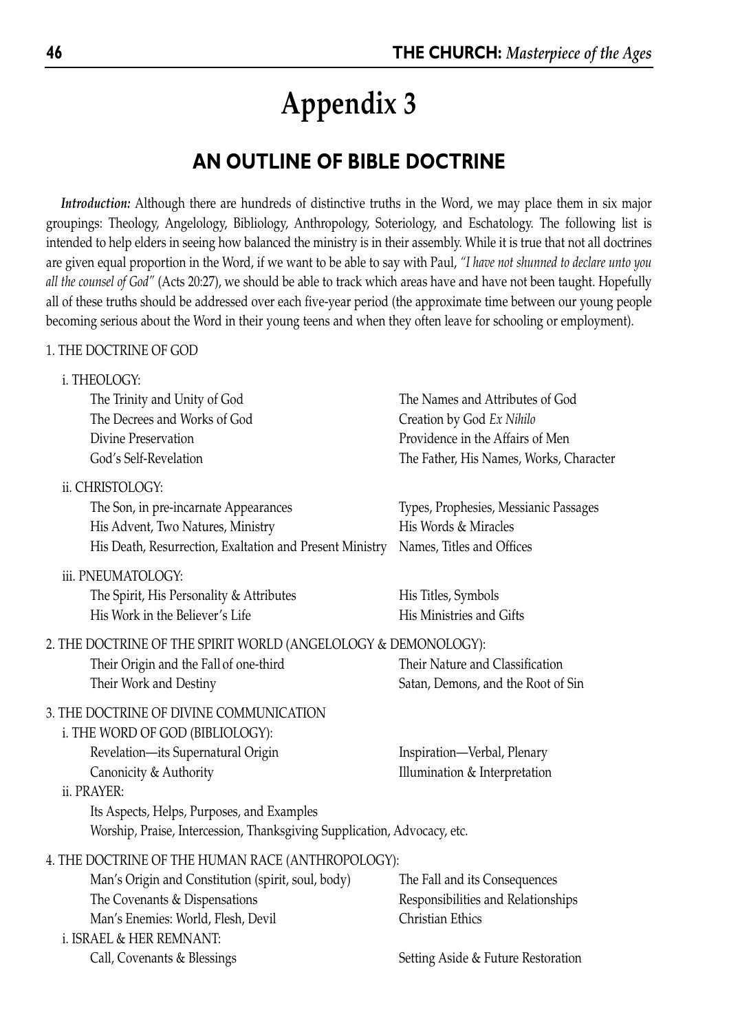# Appendix 3

## AN OUTLINE OF BIBLE DOCTRINE

***Introduction:*** Although there are hundreds of distinctive truths in the Word, we may place them in six major groupings: Theology, Angelology, Bibliology, Anthropology, Soteriology, and Eschatology. The following list is intended to help elders in seeing how balanced the ministry is in their assembly. While it is true that not all doctrines are given equal proportion in the Word, if we want to be able to say with Paul, *"I have not shunned to declare unto you all the counsel of God"* (Acts 20:27), we should be able to track which areas have and have not been taught. Hopefully all of these truths should be addressed over each five-year period (the approximate time between our young people becoming serious about the Word in their young teens and when they often leave for schooling or employment).

1. THE DOCTRINE OF GOD

   i. THEOLOGY:
   - The Trinity and Unity of God
   - The Names and Attributes of God
   - The Decrees and Works of God
   - Creation by God *Ex Nihilo*
   - Divine Preservation
   - Providence in the Affairs of Men
   - God's Self-Revelation
   - The Father, His Names, Works, Character

   ii. CHRISTOLOGY:
   - The Son, in pre-incarnate Appearances
   - Types, Prophesies, Messianic Passages
   - His Advent, Two Natures, Ministry
   - His Words & Miracles
   - His Death, Resurrection, Exaltation and Present Ministry
   - Names, Titles and Offices

   iii. PNEUMATOLOGY:
   - The Spirit, His Personality & Attributes
   - His Titles, Symbols
   - His Work in the Believer's Life
   - His Ministries and Gifts

2. THE DOCTRINE OF THE SPIRIT WORLD (ANGELOLOGY & DEMONOLOGY):
   - Their Origin and the Fall of one-third
   - Their Nature and Classification
   - Their Work and Destiny
   - Satan, Demons, and the Root of Sin

3. THE DOCTRINE OF DIVINE COMMUNICATION

   i. THE WORD OF GOD (BIBLIOLOGY):
   - Revelation—its Supernatural Origin
   - Inspiration—Verbal, Plenary
   - Canonicity & Authority
   - Illumination & Interpretation

   ii. PRAYER:
   - Its Aspects, Helps, Purposes, and Examples
   - Worship, Praise, Intercession, Thanksgiving Supplication, Advocacy, etc.

4. THE DOCTRINE OF THE HUMAN RACE (ANTHROPOLOGY):
   - Man's Origin and Constitution (spirit, soul, body)
   - The Fall and its Consequences
   - The Covenants & Dispensations
   - Responsibilities and Relationships
   - Man's Enemies: World, Flesh, Devil
   - Christian Ethics

   i. ISRAEL & HER REMNANT:
   - Call, Covenants & Blessings
   - Setting Aside & Future Restoration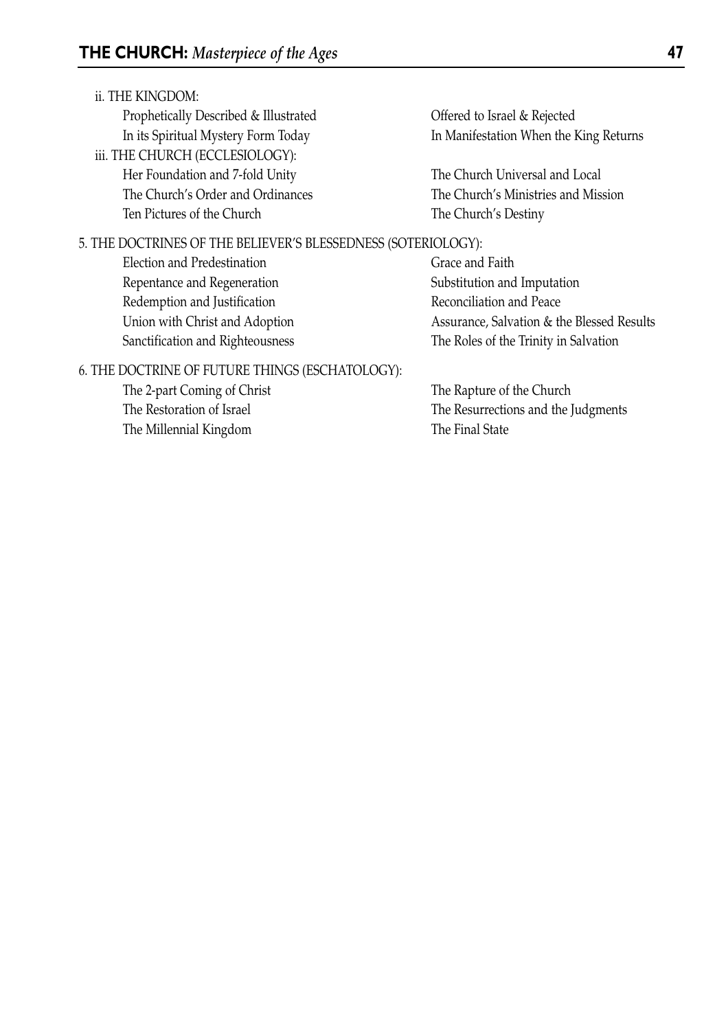ii. THE KINGDOM:

- Prophetically Described & Illustrated
- Offered to Israel & Rejected
- In its Spiritual Mystery Form Today
- In Manifestation When the King Returns

iii. THE CHURCH (ECCLESIOLOGY):

- Her Foundation and 7-fold Unity
- The Church Universal and Local
- The Church's Order and Ordinances
- The Church's Ministries and Mission
- Ten Pictures of the Church
- The Church's Destiny

5. THE DOCTRINES OF THE BELIEVER'S BLESSEDNESS (SOTERIOLOGY):

- Election and Predestination
- Grace and Faith
- Repentance and Regeneration
- Substitution and Imputation
- Redemption and Justification
- Reconciliation and Peace
- Union with Christ and Adoption
- Assurance, Salvation & the Blessed Results
- Sanctification and Righteousness
- The Roles of the Trinity in Salvation

6. THE DOCTRINE OF FUTURE THINGS (ESCHATOLOGY):

- The 2-part Coming of Christ
- The Rapture of the Church
- The Restoration of Israel
- The Resurrections and the Judgments
- The Millennial Kingdom
- The Final State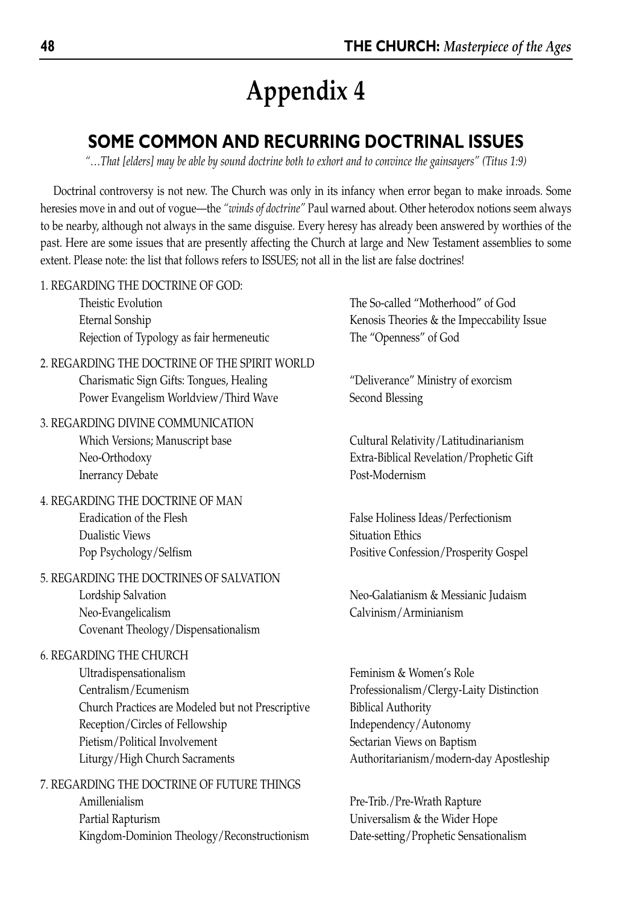# Appendix 4

## SOME COMMON AND RECURRING DOCTRINAL ISSUES

*"…That [elders] may be able by sound doctrine both to exhort and to convince the gainsayers" (Titus 1:9)*

Doctrinal controversy is not new. The Church was only in its infancy when error began to make inroads. Some heresies move in and out of vogue—the *"winds of doctrine"* Paul warned about. Other heterodox notions seem always to be nearby, although not always in the same disguise. Every heresy has already been answered by worthies of the past. Here are some issues that are presently affecting the Church at large and New Testament assemblies to some extent. Please note: the list that follows refers to ISSUES; not all in the list are false doctrines!

1. REGARDING THE DOCTRINE OF GOD:
   - Theistic Evolution
   - Eternal Sonship
   - Rejection of Typology as fair hermeneutic
   - The So-called "Motherhood" of God
   - Kenosis Theories & the Impeccability Issue
   - The "Openness" of God

2. REGARDING THE DOCTRINE OF THE SPIRIT WORLD
   - Charismatic Sign Gifts: Tongues, Healing
   - Power Evangelism Worldview/Third Wave
   - "Deliverance" Ministry of exorcism
   - Second Blessing

3. REGARDING DIVINE COMMUNICATION
   - Which Versions; Manuscript base
   - Neo-Orthodoxy
   - Inerrancy Debate
   - Cultural Relativity/Latitudinarianism
   - Extra-Biblical Revelation/Prophetic Gift
   - Post-Modernism

4. REGARDING THE DOCTRINE OF MAN
   - Eradication of the Flesh
   - Dualistic Views
   - Pop Psychology/Selfism
   - False Holiness Ideas/Perfectionism
   - Situation Ethics
   - Positive Confession/Prosperity Gospel

5. REGARDING THE DOCTRINES OF SALVATION
   - Lordship Salvation
   - Neo-Evangelicalism
   - Covenant Theology/Dispensationalism
   - Neo-Galatianism & Messianic Judaism
   - Calvinism/Arminianism

6. REGARDING THE CHURCH
   - Ultradispensationalism
   - Centralism/Ecumenism
   - Church Practices are Modeled but not Prescriptive
   - Reception/Circles of Fellowship
   - Pietism/Political Involvement
   - Liturgy/High Church Sacraments
   - Feminism & Women's Role
   - Professionalism/Clergy-Laity Distinction
   - Biblical Authority
   - Independency/Autonomy
   - Sectarian Views on Baptism
   - Authoritarianism/modern-day Apostleship

7. REGARDING THE DOCTRINE OF FUTURE THINGS
   - Amillenialism
   - Partial Rapturism
   - Kingdom-Dominion Theology/Reconstructionism
   - Pre-Trib./Pre-Wrath Rapture
   - Universalism & the Wider Hope
   - Date-setting/Prophetic Sensationalism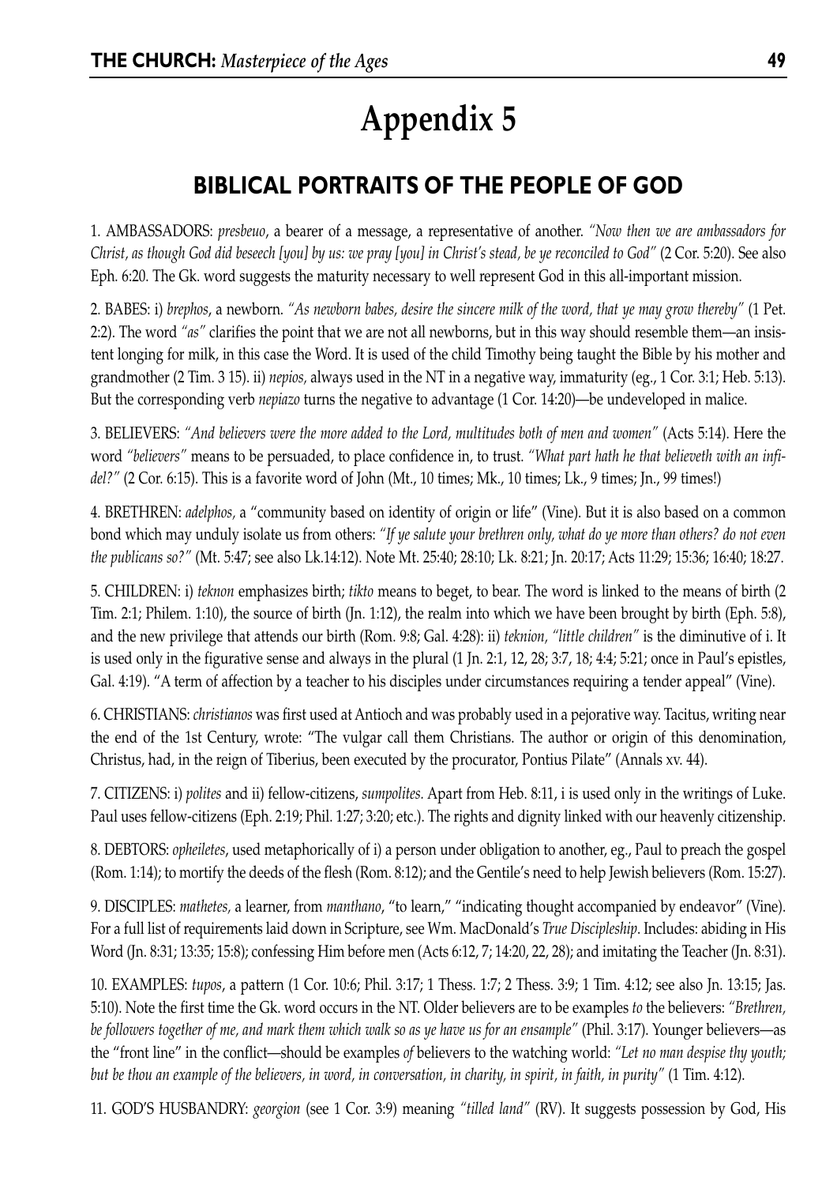# Appendix 5

## BIBLICAL PORTRAITS OF THE PEOPLE OF GOD

1. AMBASSADORS: *presbeuo*, a bearer of a message, a representative of another. *"Now then we are ambassadors for Christ, as though God did beseech [you] by us: we pray [you] in Christ's stead, be ye reconciled to God"* (2 Cor. 5:20). See also Eph. 6:20. The Gk. word suggests the maturity necessary to well represent God in this all-important mission.

2. BABES: i) *brephos*, a newborn. *"As newborn babes, desire the sincere milk of the word, that ye may grow thereby"* (1 Pet. 2:2). The word *"as"* clarifies the point that we are not all newborns, but in this way should resemble them—an insistent longing for milk, in this case the Word. It is used of the child Timothy being taught the Bible by his mother and grandmother (2 Tim. 3 15). ii) *nepios,* always used in the NT in a negative way, immaturity (eg., 1 Cor. 3:1; Heb. 5:13). But the corresponding verb *nepiazo* turns the negative to advantage (1 Cor. 14:20)—be undeveloped in malice.

3. BELIEVERS: *"And believers were the more added to the Lord, multitudes both of men and women"* (Acts 5:14). Here the word *"believers"* means to be persuaded, to place confidence in, to trust. *"What part hath he that believeth with an infidel?"* (2 Cor. 6:15). This is a favorite word of John (Mt., 10 times; Mk., 10 times; Lk., 9 times; Jn., 99 times!)

4. BRETHREN: *adelphos*, a "community based on identity of origin or life" (Vine). But it is also based on a common bond which may unduly isolate us from others: *"If ye salute your brethren only, what do ye more than others? do not even the publicans so?"* (Mt. 5:47; see also Lk.14:12). Note Mt. 25:40; 28:10; Lk. 8:21; Jn. 20:17; Acts 11:29; 15:36; 16:40; 18:27.

5. CHILDREN: i) *teknon* emphasizes birth; *tikto* means to beget, to bear. The word is linked to the means of birth (2 Tim. 2:1; Philem. 1:10), the source of birth (Jn. 1:12), the realm into which we have been brought by birth (Eph. 5:8), and the new privilege that attends our birth (Rom. 9:8; Gal. 4:28): ii) *teknion, "little children"* is the diminutive of i. It is used only in the figurative sense and always in the plural (1 Jn. 2:1, 12, 28; 3:7, 18; 4:4; 5:21; once in Paul's epistles, Gal. 4:19). "A term of affection by a teacher to his disciples under circumstances requiring a tender appeal" (Vine).

6. CHRISTIANS: *christianos* was first used at Antioch and was probably used in a pejorative way. Tacitus, writing near the end of the 1st Century, wrote: "The vulgar call them Christians. The author or origin of this denomination, Christus, had, in the reign of Tiberius, been executed by the procurator, Pontius Pilate" (Annals xv. 44).

7. CITIZENS: i) *polites* and ii) fellow-citizens, *sumpolites.* Apart from Heb. 8:11, i is used only in the writings of Luke. Paul uses fellow-citizens (Eph. 2:19; Phil. 1:27; 3:20; etc.). The rights and dignity linked with our heavenly citizenship.

8. DEBTORS: *opheiletes*, used metaphorically of i) a person under obligation to another, eg., Paul to preach the gospel (Rom. 1:14); to mortify the deeds of the flesh (Rom. 8:12); and the Gentile's need to help Jewish believers (Rom. 15:27).

9. DISCIPLES: *mathetes,* a learner, from *manthano*, "to learn," "indicating thought accompanied by endeavor" (Vine). For a full list of requirements laid down in Scripture, see Wm. MacDonald's *True Discipleship*. Includes: abiding in His Word (Jn. 8:31; 13:35; 15:8); confessing Him before men (Acts 6:12, 7; 14:20, 22, 28); and imitating the Teacher (Jn. 8:31).

10. EXAMPLES: *tupos*, a pattern (1 Cor. 10:6; Phil. 3:17; 1 Thess. 1:7; 2 Thess. 3:9; 1 Tim. 4:12; see also Jn. 13:15; Jas. 5:10). Note the first time the Gk. word occurs in the NT. Older believers are to be examples *to* the believers: *"Brethren, be followers together of me, and mark them which walk so as ye have us for an ensample"* (Phil. 3:17). Younger believers—as the "front line" in the conflict—should be examples *of* believers to the watching world: *"Let no man despise thy youth; but be thou an example of the believers, in word, in conversation, in charity, in spirit, in faith, in purity"* (1 Tim. 4:12).

11. GOD'S HUSBANDRY: *georgion* (see 1 Cor. 3:9) meaning *"tilled land"* (RV). It suggests possession by God, His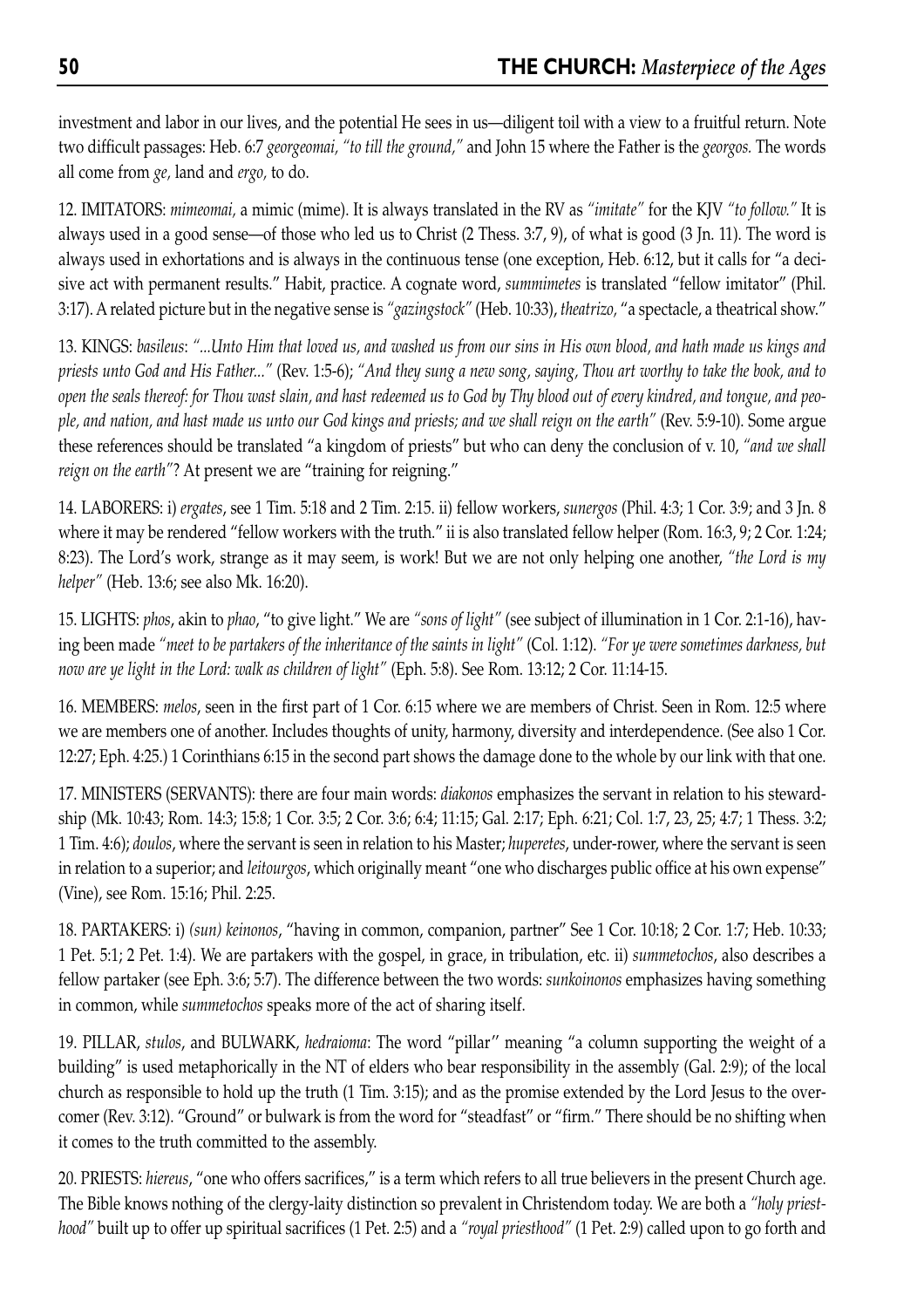investment and labor in our lives, and the potential He sees in us—diligent toil with a view to a fruitful return. Note two difficult passages: Heb. 6:7 *georgeomai, "to till the ground,"* and John 15 where the Father is the *georgos.* The words all come from *ge,* land and *ergo,* to do.

12. IMITATORS: *mimeomai,* a mimic (mime). It is always translated in the RV as *"imitate"* for the KJV *"to follow."* It is always used in a good sense—of those who led us to Christ (2 Thess. 3:7, 9), of what is good (3 Jn. 11). The word is always used in exhortations and is always in the continuous tense (one exception, Heb. 6:12, but it calls for "a decisive act with permanent results." Habit, practice. A cognate word, *summimetes* is translated "fellow imitator" (Phil. 3:17). A related picture but in the negative sense is *"gazingstock"* (Heb. 10:33), *theatrizo,* "a spectacle, a theatrical show."

13. KINGS: *basileus*: *"...Unto Him that loved us, and washed us from our sins in His own blood, and hath made us kings and priests unto God and His Father..."* (Rev. 1:5-6); *"And they sung a new song, saying, Thou art worthy to take the book, and to open the seals thereof: for Thou wast slain, and hast redeemed us to God by Thy blood out of every kindred, and tongue, and people, and nation, and hast made us unto our God kings and priests; and we shall reign on the earth"* (Rev. 5:9-10). Some argue these references should be translated "a kingdom of priests" but who can deny the conclusion of v. 10, *"and we shall reign on the earth"*? At present we are "training for reigning."

14. LABORERS: i) *ergates*, see 1 Tim. 5:18 and 2 Tim. 2:15. ii) fellow workers, *sunergos* (Phil. 4:3; 1 Cor. 3:9; and 3 Jn. 8 where it may be rendered "fellow workers with the truth." ii is also translated fellow helper (Rom. 16:3, 9; 2 Cor. 1:24; 8:23). The Lord's work, strange as it may seem, is work! But we are not only helping one another, *"the Lord is my helper"* (Heb. 13:6; see also Mk. 16:20).

15. LIGHTS: *phos*, akin to *phao*, "to give light." We are *"sons of light"* (see subject of illumination in 1 Cor. 2:1-16), having been made *"meet to be partakers of the inheritance of the saints in light"* (Col. 1:12). *"For ye were sometimes darkness, but now are ye light in the Lord: walk as children of light"* (Eph. 5:8). See Rom. 13:12; 2 Cor. 11:14-15.

16. MEMBERS: *melos*, seen in the first part of 1 Cor. 6:15 where we are members of Christ. Seen in Rom. 12:5 where we are members one of another. Includes thoughts of unity, harmony, diversity and interdependence. (See also 1 Cor. 12:27; Eph. 4:25.) 1 Corinthians 6:15 in the second part shows the damage done to the whole by our link with that one.

17. MINISTERS (SERVANTS): there are four main words: *diakonos* emphasizes the servant in relation to his stewardship (Mk. 10:43; Rom. 14:3; 15:8; 1 Cor. 3:5; 2 Cor. 3:6; 6:4; 11:15; Gal. 2:17; Eph. 6:21; Col. 1:7, 23, 25; 4:7; 1 Thess. 3:2; 1 Tim. 4:6); *doulos*, where the servant is seen in relation to his Master; *huperetes*, under-rower, where the servant is seen in relation to a superior; and *leitourgos*, which originally meant "one who discharges public office at his own expense" (Vine), see Rom. 15:16; Phil. 2:25.

18. PARTAKERS: i) *(sun) keinonos*, "having in common, companion, partner" See 1 Cor. 10:18; 2 Cor. 1:7; Heb. 10:33; 1 Pet. 5:1; 2 Pet. 1:4). We are partakers with the gospel, in grace, in tribulation, etc. ii) *summetochos*, also describes a fellow partaker (see Eph. 3:6; 5:7). The difference between the two words: *sunkoinonos* emphasizes having something in common, while *summetochos* speaks more of the act of sharing itself.

19. PILLAR, *stulos*, and BULWARK, *hedraioma*: The word "pillar" meaning "a column supporting the weight of a building" is used metaphorically in the NT of elders who bear responsibility in the assembly (Gal. 2:9); of the local church as responsible to hold up the truth (1 Tim. 3:15); and as the promise extended by the Lord Jesus to the overcomer (Rev. 3:12). "Ground" or bulwark is from the word for "steadfast" or "firm." There should be no shifting when it comes to the truth committed to the assembly.

20. PRIESTS: *hiereus*, "one who offers sacrifices," is a term which refers to all true believers in the present Church age. The Bible knows nothing of the clergy-laity distinction so prevalent in Christendom today. We are both a *"holy priesthood"* built up to offer up spiritual sacrifices (1 Pet. 2:5) and a *"royal priesthood"* (1 Pet. 2:9) called upon to go forth and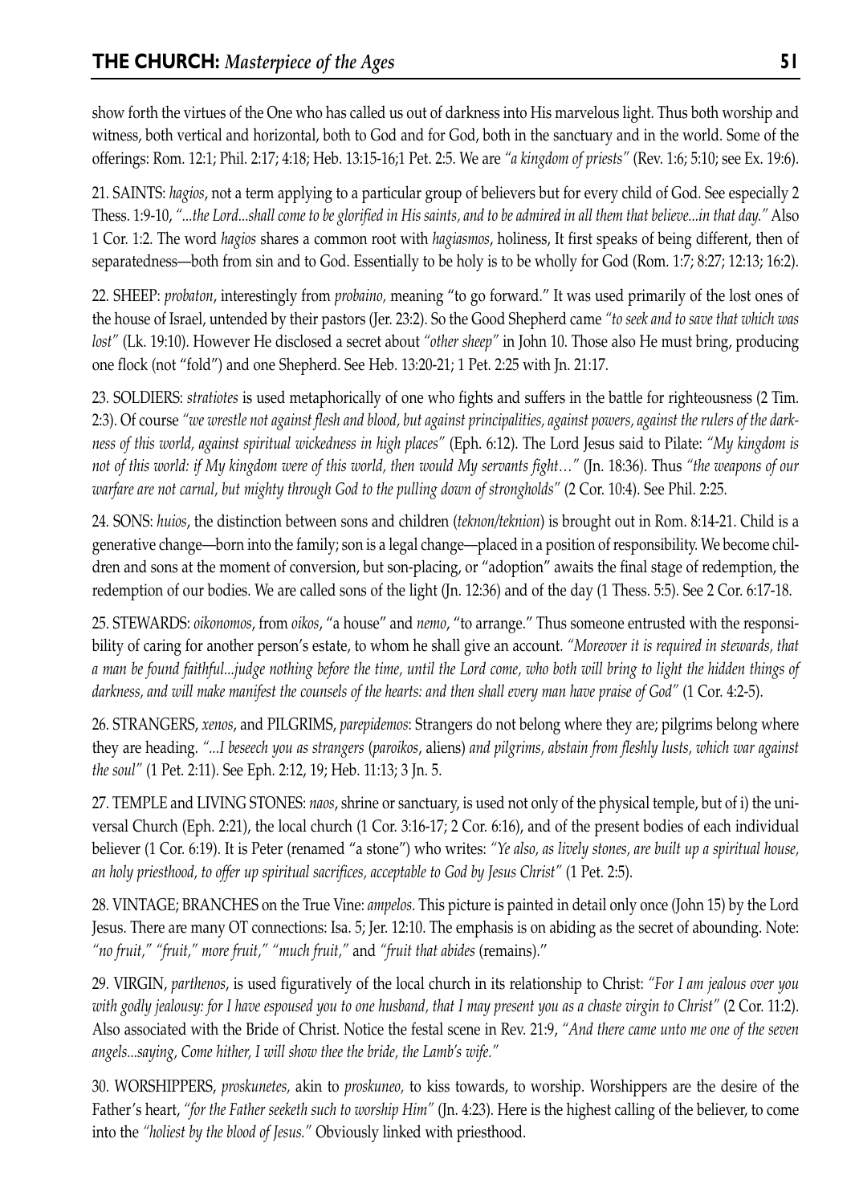show forth the virtues of the One who has called us out of darkness into His marvelous light. Thus both worship and witness, both vertical and horizontal, both to God and for God, both in the sanctuary and in the world. Some of the offerings: Rom. 12:1; Phil. 2:17; 4:18; Heb. 13:15-16;1 Pet. 2:5. We are *"a kingdom of priests"* (Rev. 1:6; 5:10; see Ex. 19:6).

21. SAINTS: *hagios*, not a term applying to a particular group of believers but for every child of God. See especially 2 Thess. 1:9-10, *"...the Lord...shall come to be glorified in His saints, and to be admired in all them that believe...in that day."* Also 1 Cor. 1:2. The word *hagios* shares a common root with *hagiasmos*, holiness, It first speaks of being different, then of separatedness—both from sin and to God. Essentially to be holy is to be wholly for God (Rom. 1:7; 8:27; 12:13; 16:2).

22. SHEEP: *probaton*, interestingly from *probaino,* meaning "to go forward." It was used primarily of the lost ones of the house of Israel, untended by their pastors (Jer. 23:2). So the Good Shepherd came *"to seek and to save that which was lost"* (Lk. 19:10). However He disclosed a secret about *"other sheep"* in John 10. Those also He must bring, producing one flock (not "fold") and one Shepherd. See Heb. 13:20-21; 1 Pet. 2:25 with Jn. 21:17.

23. SOLDIERS: *stratiotes* is used metaphorically of one who fights and suffers in the battle for righteousness (2 Tim. 2:3). Of course *"we wrestle not against flesh and blood, but against principalities, against powers, against the rulers of the darkness of this world, against spiritual wickedness in high places"* (Eph. 6:12). The Lord Jesus said to Pilate: *"My kingdom is not of this world: if My kingdom were of this world, then would My servants fight…"* (Jn. 18:36). Thus *"the weapons of our warfare are not carnal, but mighty through God to the pulling down of strongholds"* (2 Cor. 10:4). See Phil. 2:25.

24. SONS: *huios*, the distinction between sons and children (*teknon/teknion*) is brought out in Rom. 8:14-21. Child is a generative change—born into the family; son is a legal change—placed in a position of responsibility. We become children and sons at the moment of conversion, but son-placing, or "adoption" awaits the final stage of redemption, the redemption of our bodies. We are called sons of the light (Jn. 12:36) and of the day (1 Thess. 5:5). See 2 Cor. 6:17-18.

25. STEWARDS: *oikonomos*, from *oikos*, "a house" and *nemo*, "to arrange." Thus someone entrusted with the responsibility of caring for another person's estate, to whom he shall give an account. *"Moreover it is required in stewards, that a man be found faithful...judge nothing before the time, until the Lord come, who both will bring to light the hidden things of darkness, and will make manifest the counsels of the hearts: and then shall every man have praise of God"* (1 Cor. 4:2-5).

26. STRANGERS, *xenos*, and PILGRIMS, *parepidemos*: Strangers do not belong where they are; pilgrims belong where they are heading. *"...I beseech you as strangers* (*paroikos*, aliens) *and pilgrims, abstain from fleshly lusts, which war against the soul"* (1 Pet. 2:11). See Eph. 2:12, 19; Heb. 11:13; 3 Jn. 5.

27. TEMPLE and LIVING STONES: *naos*, shrine or sanctuary, is used not only of the physical temple, but of i) the universal Church (Eph. 2:21), the local church (1 Cor. 3:16-17; 2 Cor. 6:16), and of the present bodies of each individual believer (1 Cor. 6:19). It is Peter (renamed "a stone") who writes: *"Ye also, as lively stones, are built up a spiritual house, an holy priesthood, to offer up spiritual sacrifices, acceptable to God by Jesus Christ"* (1 Pet. 2:5).

28. VINTAGE; BRANCHES on the True Vine: *ampelos*. This picture is painted in detail only once (John 15) by the Lord Jesus. There are many OT connections: Isa. 5; Jer. 12:10. The emphasis is on abiding as the secret of abounding. Note: *"no fruit," "fruit," more fruit," "much fruit,"* and *"fruit that abides* (remains)."

29. VIRGIN, *parthenos*, is used figuratively of the local church in its relationship to Christ: *"For I am jealous over you with godly jealousy: for I have espoused you to one husband, that I may present you as a chaste virgin to Christ"* (2 Cor. 11:2). Also associated with the Bride of Christ. Notice the festal scene in Rev. 21:9, *"And there came unto me one of the seven angels...saying, Come hither, I will show thee the bride, the Lamb's wife."*

30. WORSHIPPERS, *proskunetes,* akin to *proskuneo,* to kiss towards, to worship. Worshippers are the desire of the Father's heart, *"for the Father seeketh such to worship Him"* (Jn. 4:23). Here is the highest calling of the believer, to come into the *"holiest by the blood of Jesus."* Obviously linked with priesthood.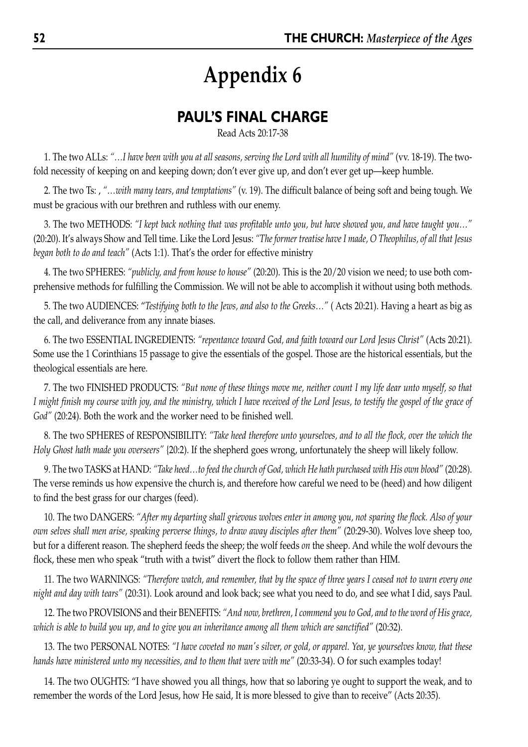# Appendix 6

## PAUL'S FINAL CHARGE

Read Acts 20:17-38

1. The two ALLs: *"…I have been with you at all seasons, serving the Lord with all humility of mind"* (vv. 18-19). The two-fold necessity of keeping on and keeping down; don't ever give up, and don't ever get up—keep humble.

2. The two Ts: , *"…with many tears, and temptations"* (v. 19). The difficult balance of being soft and being tough. We must be gracious with our brethren and ruthless with our enemy.

3. The two METHODS: *"I kept back nothing that was profitable unto you, but have showed you, and have taught you…"* (20:20). It's always Show and Tell time. Like the Lord Jesus: *"The former treatise have I made, O Theophilus, of all that Jesus began both to do and teach"* (Acts 1:1). That's the order for effective ministry

4. The two SPHERES: *"publicly, and from house to house"* (20:20). This is the 20/20 vision we need; to use both comprehensive methods for fulfilling the Commission. We will not be able to accomplish it without using both methods.

5. The two AUDIENCES: "*Testifying both to the Jews, and also to the Greeks…"* ( Acts 20:21). Having a heart as big as the call, and deliverance from any innate biases.

6. The two ESSENTIAL INGREDIENTS: *"repentance toward God, and faith toward our Lord Jesus Christ"* (Acts 20:21). Some use the 1 Corinthians 15 passage to give the essentials of the gospel. Those are the historical essentials, but the theological essentials are here.

7. The two FINISHED PRODUCTS: *"But none of these things move me, neither count I my life dear unto myself, so that I might finish my course with joy, and the ministry, which I have received of the Lord Jesus, to testify the gospel of the grace of God"* (20:24). Both the work and the worker need to be finished well.

8. The two SPHERES of RESPONSIBILITY: *"Take heed therefore unto yourselves, and to all the flock, over the which the Holy Ghost hath made you overseers"* {20:2). If the shepherd goes wrong, unfortunately the sheep will likely follow.

9. The two TASKS at HAND: *"Take heed…to feed the church of God, which He hath purchased with His own blood"* (20:28). The verse reminds us how expensive the church is, and therefore how careful we need to be (heed) and how diligent to find the best grass for our charges (feed).

10. The two DANGERS: *"After my departing shall grievous wolves enter in among you, not sparing the flock. Also of your own selves shall men arise, speaking perverse things, to draw away disciples after them"* (20:29-30). Wolves love sheep too, but for a different reason. The shepherd feeds the sheep; the wolf feeds *on* the sheep. And while the wolf devours the flock, these men who speak "truth with a twist" divert the flock to follow them rather than HIM.

11. The two WARNINGS: *"Therefore watch, and remember, that by the space of three years I ceased not to warn every one night and day with tears"* (20:31). Look around and look back; see what you need to do, and see what I did, says Paul.

12. The two PROVISIONS and their BENEFITS: *"And now, brethren, I commend you to God, and to the word of His grace, which is able to build you up, and to give you an inheritance among all them which are sanctified"* (20:32).

13. The two PERSONAL NOTES: *"I have coveted no man's silver, or gold, or apparel. Yea, ye yourselves know, that these hands have ministered unto my necessities, and to them that were with me"* (20:33-34). O for such examples today!

14. The two OUGHTS: "I have showed you all things, how that so laboring ye ought to support the weak, and to remember the words of the Lord Jesus, how He said, It is more blessed to give than to receive" (Acts 20:35).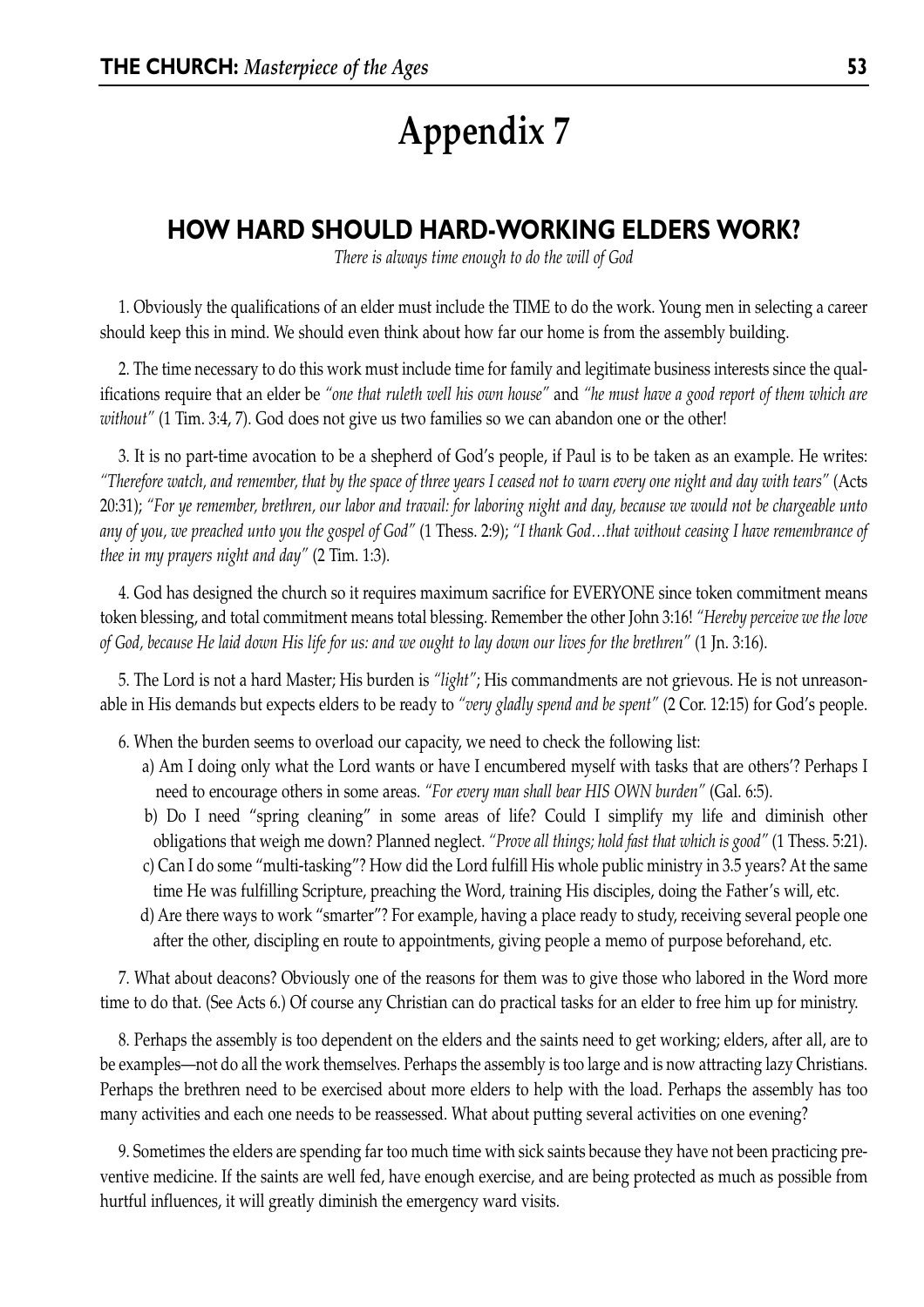# Appendix 7

## HOW HARD SHOULD HARD-WORKING ELDERS WORK?

*There is always time enough to do the will of God*

1. Obviously the qualifications of an elder must include the TIME to do the work. Young men in selecting a career should keep this in mind. We should even think about how far our home is from the assembly building.

2. The time necessary to do this work must include time for family and legitimate business interests since the qualifications require that an elder be *"one that ruleth well his own house"* and *"he must have a good report of them which are without"* (1 Tim. 3:4, 7). God does not give us two families so we can abandon one or the other!

3. It is no part-time avocation to be a shepherd of God's people, if Paul is to be taken as an example. He writes: *"Therefore watch, and remember, that by the space of three years I ceased not to warn every one night and day with tears"* (Acts 20:31); *"For ye remember, brethren, our labor and travail: for laboring night and day, because we would not be chargeable unto any of you, we preached unto you the gospel of God"* (1 Thess. 2:9); *"I thank God…that without ceasing I have remembrance of thee in my prayers night and day"* (2 Tim. 1:3).

4. God has designed the church so it requires maximum sacrifice for EVERYONE since token commitment means token blessing, and total commitment means total blessing. Remember the other John 3:16! *"Hereby perceive we the love of God, because He laid down His life for us: and we ought to lay down our lives for the brethren"* (1 Jn. 3:16).

5. The Lord is not a hard Master; His burden is *"light"*; His commandments are not grievous. He is not unreasonable in His demands but expects elders to be ready to *"very gladly spend and be spent"* (2 Cor. 12:15) for God's people.

6. When the burden seems to overload our capacity, we need to check the following list:

   a) Am I doing only what the Lord wants or have I encumbered myself with tasks that are others'? Perhaps I need to encourage others in some areas. *"For every man shall bear HIS OWN burden"* (Gal. 6:5).

   b) Do I need "spring cleaning" in some areas of life? Could I simplify my life and diminish other obligations that weigh me down? Planned neglect. *"Prove all things; hold fast that which is good"* (1 Thess. 5:21).

   c) Can I do some "multi-tasking"? How did the Lord fulfill His whole public ministry in 3.5 years? At the same time He was fulfilling Scripture, preaching the Word, training His disciples, doing the Father's will, etc.

   d) Are there ways to work "smarter"? For example, having a place ready to study, receiving several people one after the other, discipling en route to appointments, giving people a memo of purpose beforehand, etc.

7. What about deacons? Obviously one of the reasons for them was to give those who labored in the Word more time to do that. (See Acts 6.) Of course any Christian can do practical tasks for an elder to free him up for ministry.

8. Perhaps the assembly is too dependent on the elders and the saints need to get working; elders, after all, are to be examples—not do all the work themselves. Perhaps the assembly is too large and is now attracting lazy Christians. Perhaps the brethren need to be exercised about more elders to help with the load. Perhaps the assembly has too many activities and each one needs to be reassessed. What about putting several activities on one evening?

9. Sometimes the elders are spending far too much time with sick saints because they have not been practicing preventive medicine. If the saints are well fed, have enough exercise, and are being protected as much as possible from hurtful influences, it will greatly diminish the emergency ward visits.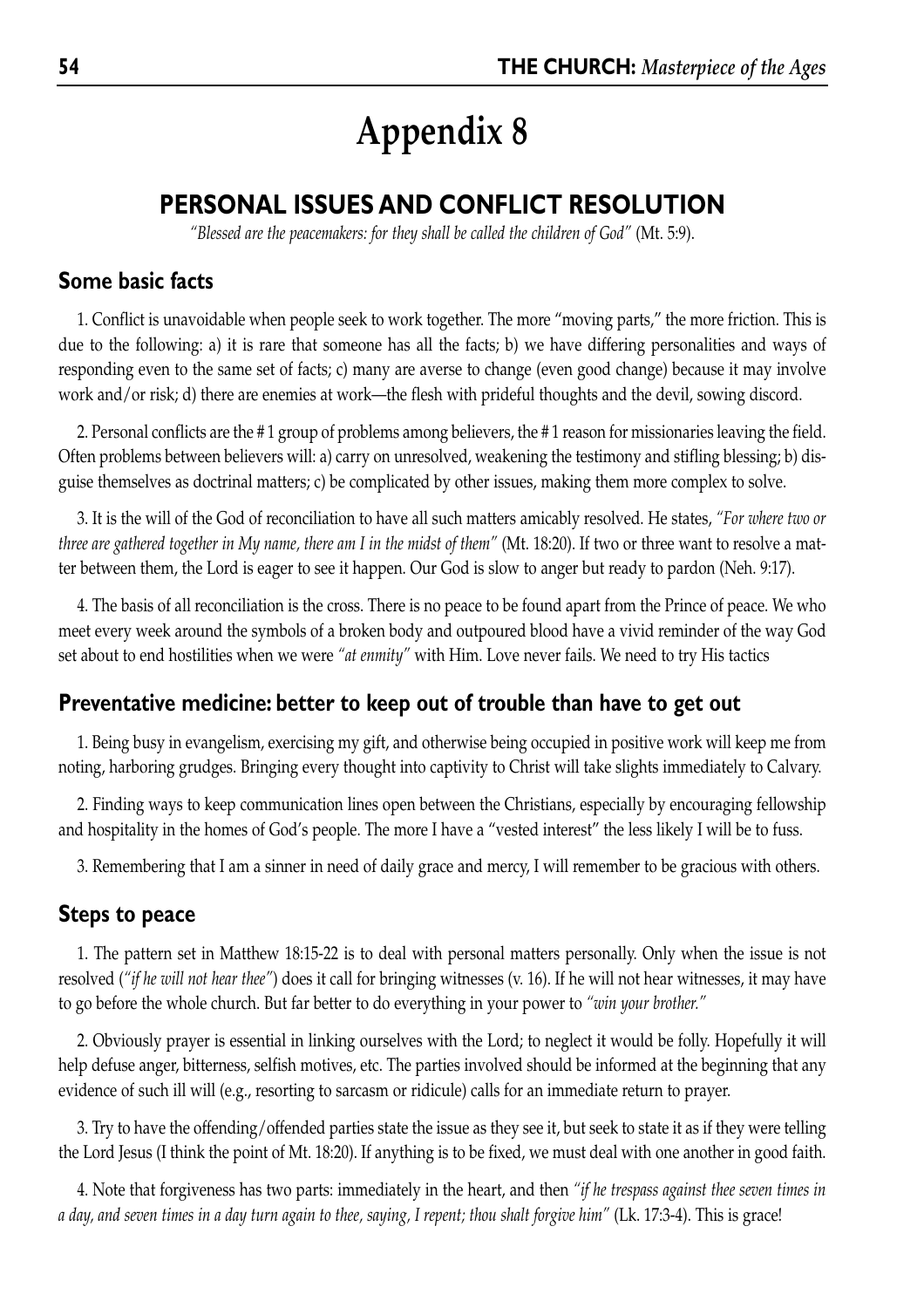# Appendix 8

## PERSONAL ISSUES AND CONFLICT RESOLUTION

*"Blessed are the peacemakers: for they shall be called the children of God"* (Mt. 5:9).

### Some basic facts

1. Conflict is unavoidable when people seek to work together. The more "moving parts," the more friction. This is due to the following: a) it is rare that someone has all the facts; b) we have differing personalities and ways of responding even to the same set of facts; c) many are averse to change (even good change) because it may involve work and/or risk; d) there are enemies at work—the flesh with prideful thoughts and the devil, sowing discord.

2. Personal conflicts are the # 1 group of problems among believers, the # 1 reason for missionaries leaving the field. Often problems between believers will: a) carry on unresolved, weakening the testimony and stifling blessing; b) disguise themselves as doctrinal matters; c) be complicated by other issues, making them more complex to solve.

3. It is the will of the God of reconciliation to have all such matters amicably resolved. He states, *"For where two or three are gathered together in My name, there am I in the midst of them"* (Mt. 18:20). If two or three want to resolve a matter between them, the Lord is eager to see it happen. Our God is slow to anger but ready to pardon (Neh. 9:17).

4. The basis of all reconciliation is the cross. There is no peace to be found apart from the Prince of peace. We who meet every week around the symbols of a broken body and outpoured blood have a vivid reminder of the way God set about to end hostilities when we were *"at enmity"* with Him. Love never fails. We need to try His tactics

### Preventative medicine: better to keep out of trouble than have to get out

1. Being busy in evangelism, exercising my gift, and otherwise being occupied in positive work will keep me from noting, harboring grudges. Bringing every thought into captivity to Christ will take slights immediately to Calvary.

2. Finding ways to keep communication lines open between the Christians, especially by encouraging fellowship and hospitality in the homes of God's people. The more I have a "vested interest" the less likely I will be to fuss.

3. Remembering that I am a sinner in need of daily grace and mercy, I will remember to be gracious with others.

### Steps to peace

1. The pattern set in Matthew 18:15-22 is to deal with personal matters personally. Only when the issue is not resolved (*"if he will not hear thee"*) does it call for bringing witnesses (v. 16). If he will not hear witnesses, it may have to go before the whole church. But far better to do everything in your power to *"win your brother."*

2. Obviously prayer is essential in linking ourselves with the Lord; to neglect it would be folly. Hopefully it will help defuse anger, bitterness, selfish motives, etc. The parties involved should be informed at the beginning that any evidence of such ill will (e.g., resorting to sarcasm or ridicule) calls for an immediate return to prayer.

3. Try to have the offending/offended parties state the issue as they see it, but seek to state it as if they were telling the Lord Jesus (I think the point of Mt. 18:20). If anything is to be fixed, we must deal with one another in good faith.

4. Note that forgiveness has two parts: immediately in the heart, and then *"if he trespass against thee seven times in a day, and seven times in a day turn again to thee, saying, I repent; thou shalt forgive him"* (Lk. 17:3-4). This is grace!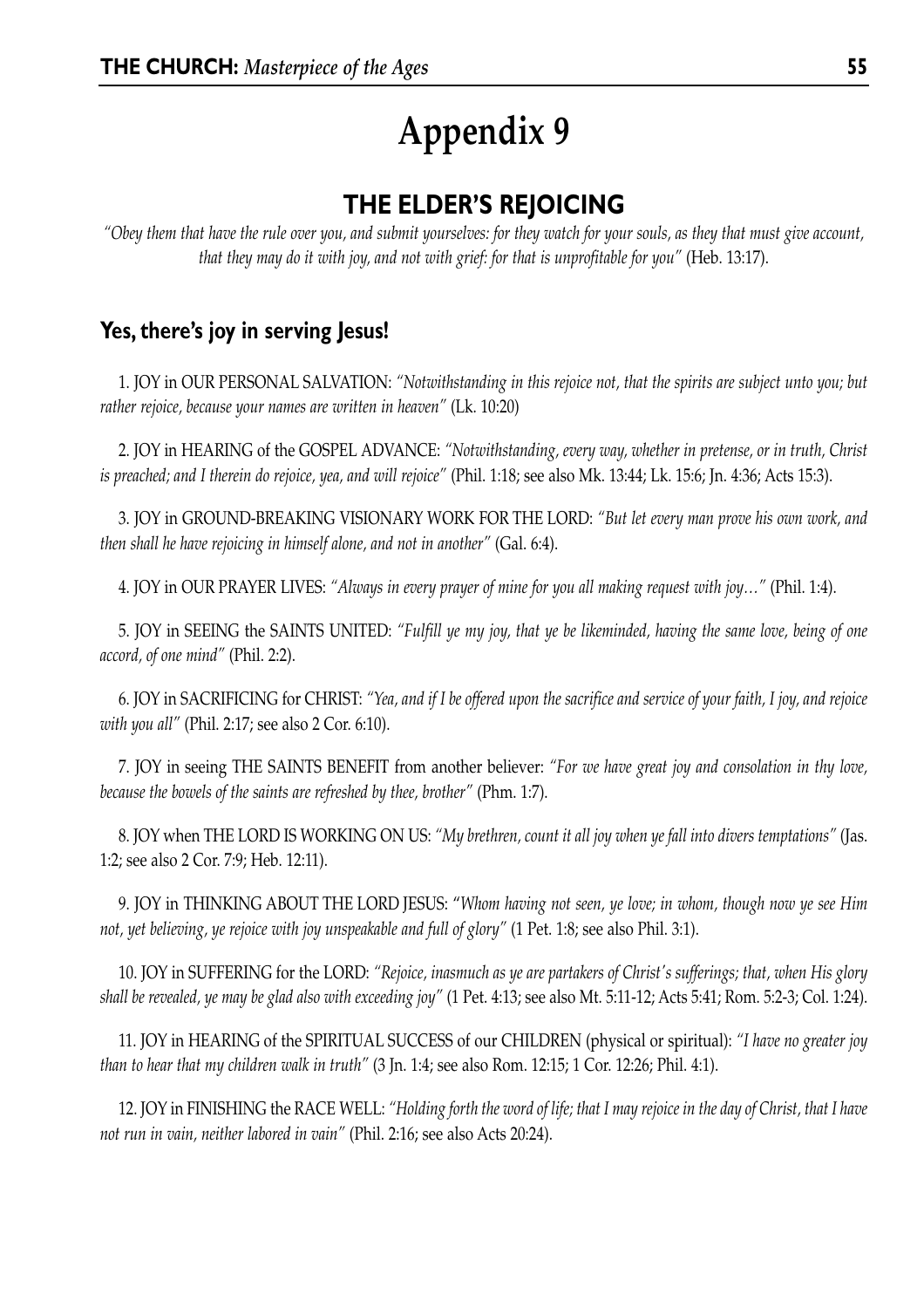# Appendix 9

## THE ELDER'S REJOICING

*"Obey them that have the rule over you, and submit yourselves: for they watch for your souls, as they that must give account, that they may do it with joy, and not with grief: for that is unprofitable for you"* (Heb. 13:17).

### Yes, there's joy in serving Jesus!

1. JOY in OUR PERSONAL SALVATION: *"Notwithstanding in this rejoice not, that the spirits are subject unto you; but rather rejoice, because your names are written in heaven"* (Lk. 10:20)

2. JOY in HEARING of the GOSPEL ADVANCE: *"Notwithstanding, every way, whether in pretense, or in truth, Christ is preached; and I therein do rejoice, yea, and will rejoice"* (Phil. 1:18; see also Mk. 13:44; Lk. 15:6; Jn. 4:36; Acts 15:3).

3. JOY in GROUND-BREAKING VISIONARY WORK FOR THE LORD: *"But let every man prove his own work, and then shall he have rejoicing in himself alone, and not in another"* (Gal. 6:4).

4. JOY in OUR PRAYER LIVES: *"Always in every prayer of mine for you all making request with joy…"* (Phil. 1:4).

5. JOY in SEEING the SAINTS UNITED: *"Fulfill ye my joy, that ye be likeminded, having the same love, being of one accord, of one mind"* (Phil. 2:2).

6. JOY in SACRIFICING for CHRIST: *"Yea, and if I be offered upon the sacrifice and service of your faith, I joy, and rejoice with you all"* (Phil. 2:17; see also 2 Cor. 6:10).

7. JOY in seeing THE SAINTS BENEFIT from another believer: *"For we have great joy and consolation in thy love, because the bowels of the saints are refreshed by thee, brother"* (Phm. 1:7).

8. JOY when THE LORD IS WORKING ON US: *"My brethren, count it all joy when ye fall into divers temptations"* (Jas. 1:2; see also 2 Cor. 7:9; Heb. 12:11).

9. JOY in THINKING ABOUT THE LORD JESUS: *"Whom having not seen, ye love; in whom, though now ye see Him not, yet believing, ye rejoice with joy unspeakable and full of glory"* (1 Pet. 1:8; see also Phil. 3:1).

10. JOY in SUFFERING for the LORD: *"Rejoice, inasmuch as ye are partakers of Christ's sufferings; that, when His glory shall be revealed, ye may be glad also with exceeding joy"* (1 Pet. 4:13; see also Mt. 5:11-12; Acts 5:41; Rom. 5:2-3; Col. 1:24).

11. JOY in HEARING of the SPIRITUAL SUCCESS of our CHILDREN (physical or spiritual): *"I have no greater joy than to hear that my children walk in truth"* (3 Jn. 1:4; see also Rom. 12:15; 1 Cor. 12:26; Phil. 4:1).

12. JOY in FINISHING the RACE WELL: *"Holding forth the word of life; that I may rejoice in the day of Christ, that I have not run in vain, neither labored in vain"* (Phil. 2:16; see also Acts 20:24).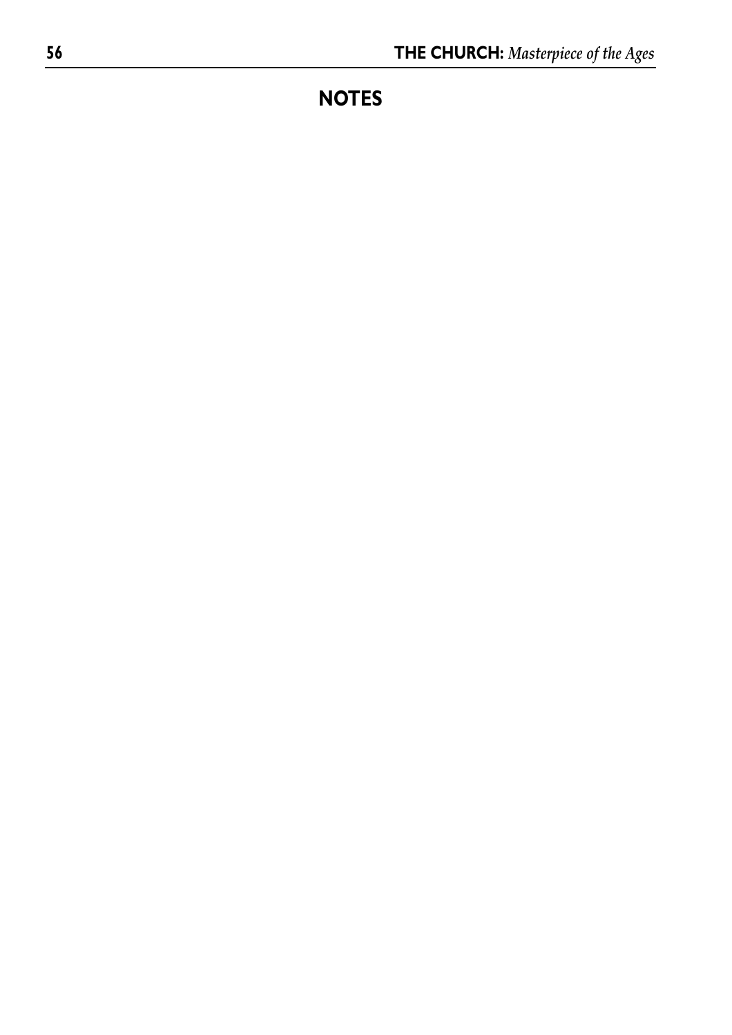## NOTES